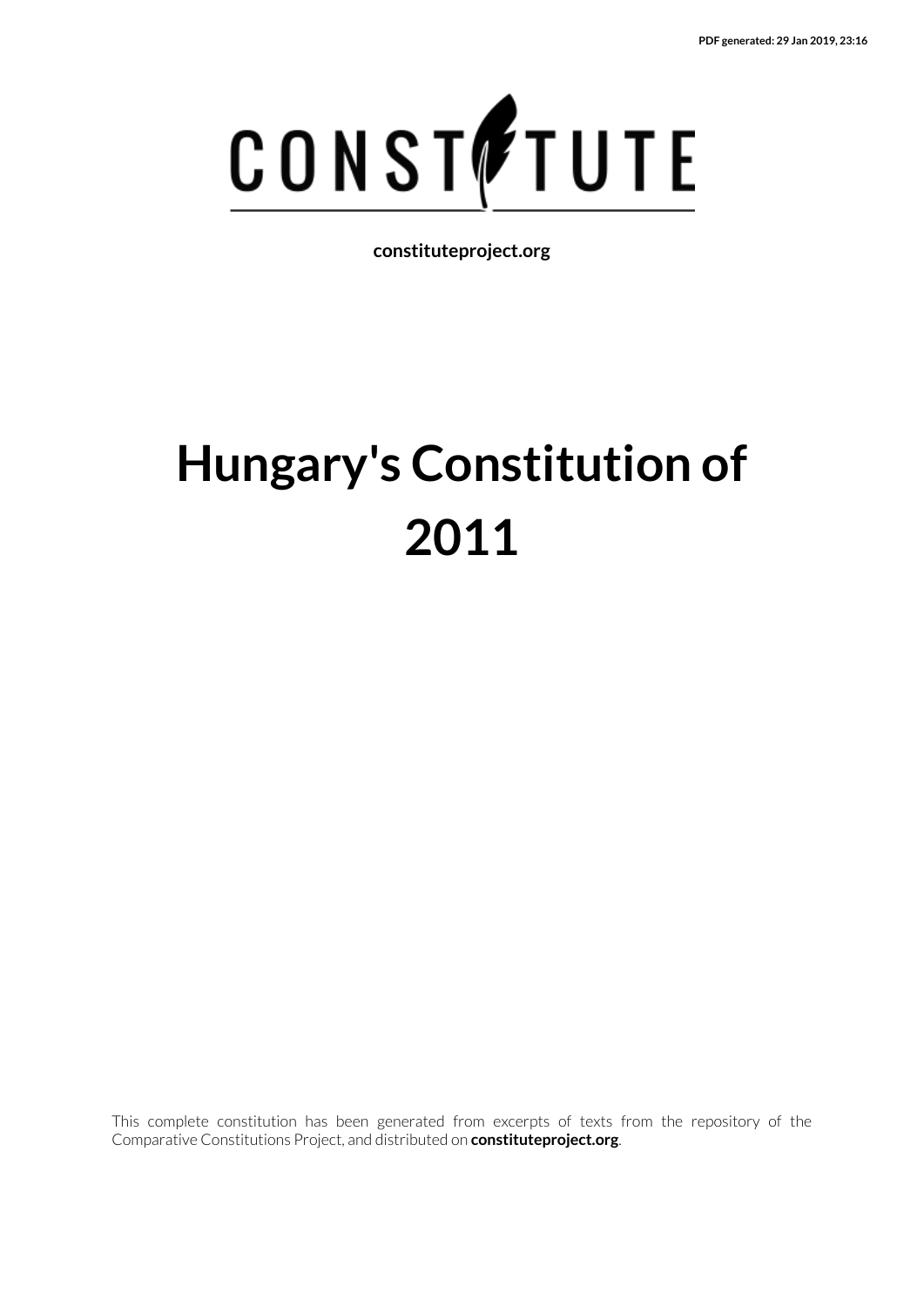PDF generated: 29 Jan 2019, 23:16

CONSTITUTE

**constituteproject.org**

# Hungary's Constitution of 2011

This complete constitution has been generated from excerpts of texts from the repository of the Comparative Constitutions Project, and distributed on **constituteproject.org**.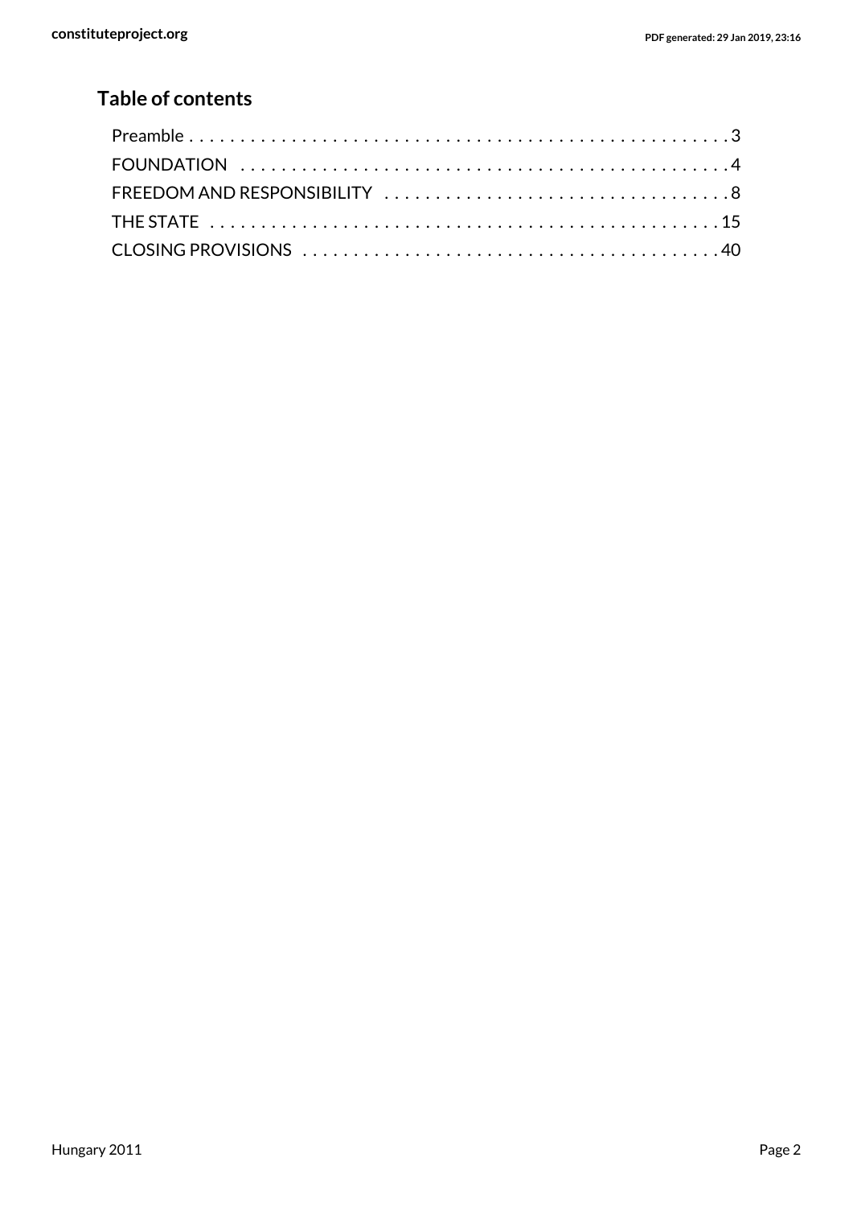## Table of contents

- Preamble . . . . . . . . . . . . . . . . . . . . . . . . . . . . . . . . . . . . . . . . . . . . . . . . . . . . . . 3
- FOUNDATION . . . . . . . . . . . . . . . . . . . . . . . . . . . . . . . . . . . . . . . . . . . . . . . . . . 4
- FREEDOM AND RESPONSIBILITY . . . . . . . . . . . . . . . . . . . . . . . . . . . . . . . . . . 8
- THE STATE . . . . . . . . . . . . . . . . . . . . . . . . . . . . . . . . . . . . . . . . . . . . . . . . . . . 15
- CLOSING PROVISIONS . . . . . . . . . . . . . . . . . . . . . . . . . . . . . . . . . . . . . . . . . 40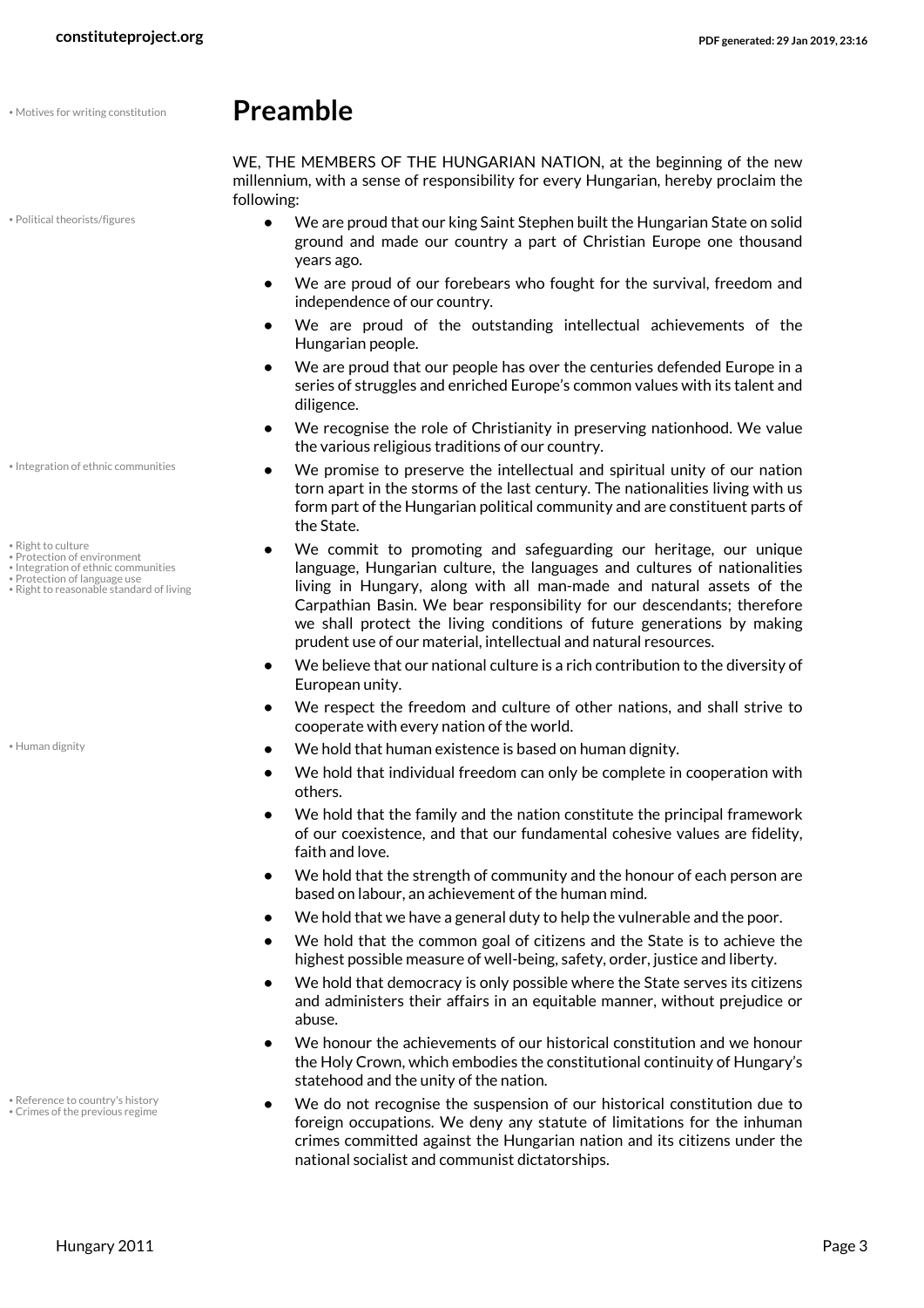# Preamble

WE, THE MEMBERS OF THE HUNGARIAN NATION, at the beginning of the new millennium, with a sense of responsibility for every Hungarian, hereby proclaim the following:

- We are proud that our king Saint Stephen built the Hungarian State on solid ground and made our country a part of Christian Europe one thousand years ago.
- We are proud of our forebears who fought for the survival, freedom and independence of our country.
- We are proud of the outstanding intellectual achievements of the Hungarian people.
- We are proud that our people has over the centuries defended Europe in a series of struggles and enriched Europe's common values with its talent and diligence.
- We recognise the role of Christianity in preserving nationhood. We value the various religious traditions of our country.
- We promise to preserve the intellectual and spiritual unity of our nation torn apart in the storms of the last century. The nationalities living with us form part of the Hungarian political community and are constituent parts of the State.
- We commit to promoting and safeguarding our heritage, our unique language, Hungarian culture, the languages and cultures of nationalities living in Hungary, along with all man-made and natural assets of the Carpathian Basin. We bear responsibility for our descendants; therefore we shall protect the living conditions of future generations by making prudent use of our material, intellectual and natural resources.
- We believe that our national culture is a rich contribution to the diversity of European unity.
- We respect the freedom and culture of other nations, and shall strive to cooperate with every nation of the world.
- We hold that human existence is based on human dignity.
- We hold that individual freedom can only be complete in cooperation with others.
- We hold that the family and the nation constitute the principal framework of our coexistence, and that our fundamental cohesive values are fidelity, faith and love.
- We hold that the strength of community and the honour of each person are based on labour, an achievement of the human mind.
- We hold that we have a general duty to help the vulnerable and the poor.
- We hold that the common goal of citizens and the State is to achieve the highest possible measure of well-being, safety, order, justice and liberty.
- We hold that democracy is only possible where the State serves its citizens and administers their affairs in an equitable manner, without prejudice or abuse.
- We honour the achievements of our historical constitution and we honour the Holy Crown, which embodies the constitutional continuity of Hungary's statehood and the unity of the nation.
- We do not recognise the suspension of our historical constitution due to foreign occupations. We deny any statute of limitations for the inhuman crimes committed against the Hungarian nation and its citizens under the national socialist and communist dictatorships.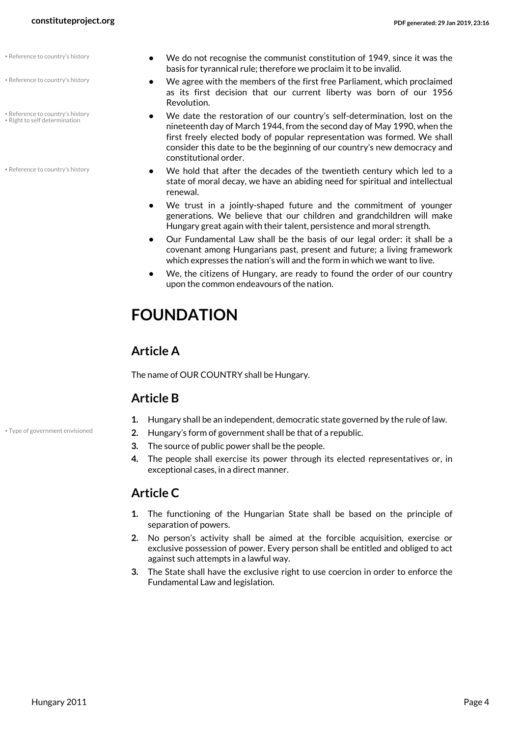- We do not recognise the communist constitution of 1949, since it was the basis for tyrannical rule; therefore we proclaim it to be invalid.
- We agree with the members of the first free Parliament, which proclaimed as its first decision that our current liberty was born of our 1956 Revolution.
- We date the restoration of our country's self-determination, lost on the nineteenth day of March 1944, from the second day of May 1990, when the first freely elected body of popular representation was formed. We shall consider this date to be the beginning of our country's new democracy and constitutional order.
- We hold that after the decades of the twentieth century which led to a state of moral decay, we have an abiding need for spiritual and intellectual renewal.
- We trust in a jointly-shaped future and the commitment of younger generations. We believe that our children and grandchildren will make Hungary great again with their talent, persistence and moral strength.
- Our Fundamental Law shall be the basis of our legal order: it shall be a covenant among Hungarians past, present and future; a living framework which expresses the nation's will and the form in which we want to live.
- We, the citizens of Hungary, are ready to found the order of our country upon the common endeavours of the nation.

# FOUNDATION

## Article A

The name of OUR COUNTRY shall be Hungary.

## Article B

1. Hungary shall be an independent, democratic state governed by the rule of law.
2. Hungary's form of government shall be that of a republic.
3. The source of public power shall be the people.
4. The people shall exercise its power through its elected representatives or, in exceptional cases, in a direct manner.

## Article C

1. The functioning of the Hungarian State shall be based on the principle of separation of powers.
2. No person's activity shall be aimed at the forcible acquisition, exercise or exclusive possession of power. Every person shall be entitled and obliged to act against such attempts in a lawful way.
3. The State shall have the exclusive right to use coercion in order to enforce the Fundamental Law and legislation.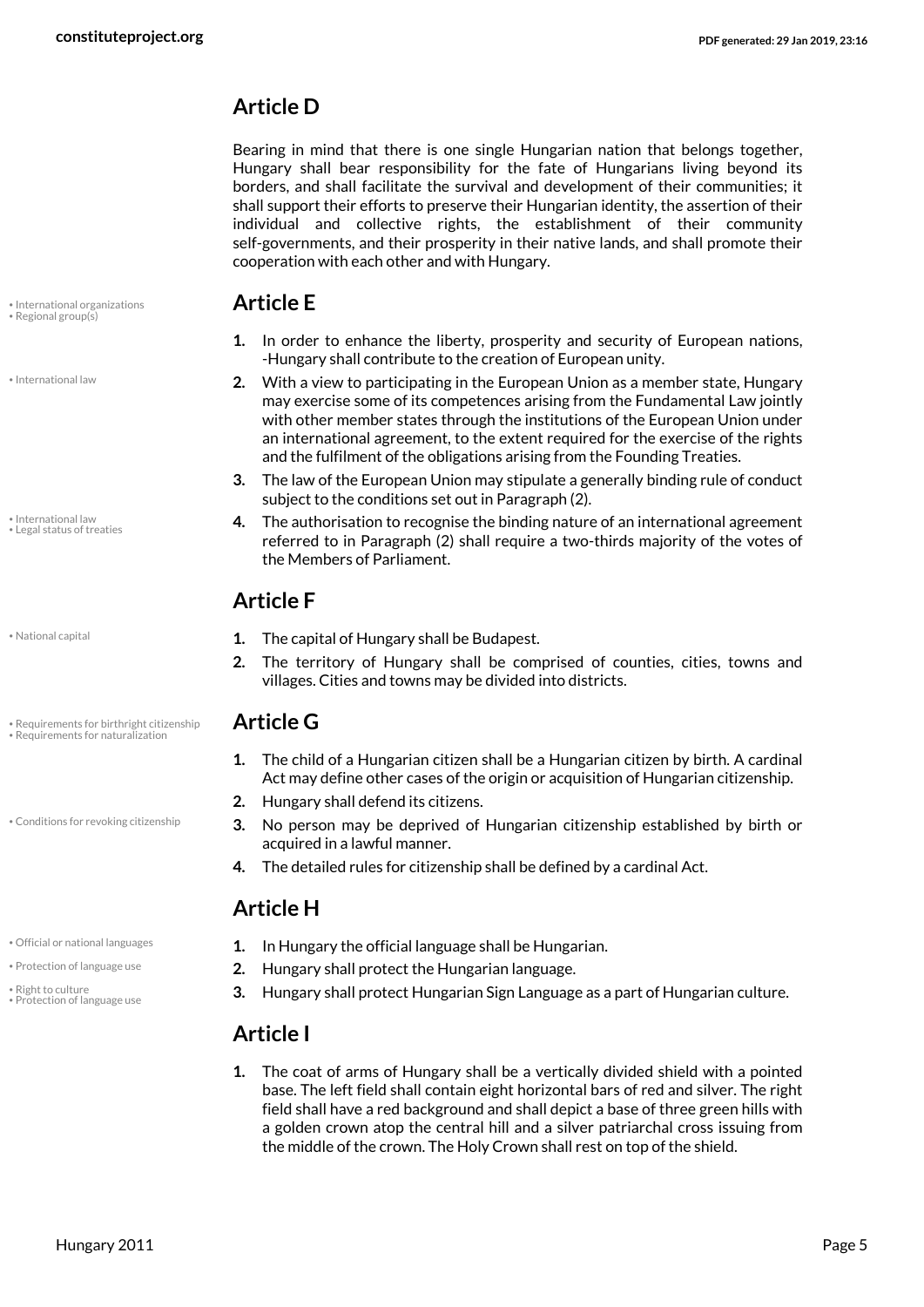## Article D

Bearing in mind that there is one single Hungarian nation that belongs together, Hungary shall bear responsibility for the fate of Hungarians living beyond its borders, and shall facilitate the survival and development of their communities; it shall support their efforts to preserve their Hungarian identity, the assertion of their individual and collective rights, the establishment of their community self-governments, and their prosperity in their native lands, and shall promote their cooperation with each other and with Hungary.

## Article E

- International organizations
- Regional group(s)

1. In order to enhance the liberty, prosperity and security of European nations, -Hungary shall contribute to the creation of European unity.

- International law

2. With a view to participating in the European Union as a member state, Hungary may exercise some of its competences arising from the Fundamental Law jointly with other member states through the institutions of the European Union under an international agreement, to the extent required for the exercise of the rights and the fulfilment of the obligations arising from the Founding Treaties.
3. The law of the European Union may stipulate a generally binding rule of conduct subject to the conditions set out in Paragraph (2).

- International law
- Legal status of treaties

4. The authorisation to recognise the binding nature of an international agreement referred to in Paragraph (2) shall require a two-thirds majority of the votes of the Members of Parliament.

## Article F

- National capital

1. The capital of Hungary shall be Budapest.
2. The territory of Hungary shall be comprised of counties, cities, towns and villages. Cities and towns may be divided into districts.

## Article G

- Requirements for birthright citizenship
- Requirements for naturalization

1. The child of a Hungarian citizen shall be a Hungarian citizen by birth. A cardinal Act may define other cases of the origin or acquisition of Hungarian citizenship.
2. Hungary shall defend its citizens.

- Conditions for revoking citizenship

3. No person may be deprived of Hungarian citizenship established by birth or acquired in a lawful manner.
4. The detailed rules for citizenship shall be defined by a cardinal Act.

## Article H

- Official or national languages

1. In Hungary the official language shall be Hungarian.

- Protection of language use

2. Hungary shall protect the Hungarian language.

- Right to culture
- Protection of language use

3. Hungary shall protect Hungarian Sign Language as a part of Hungarian culture.

## Article I

1. The coat of arms of Hungary shall be a vertically divided shield with a pointed base. The left field shall contain eight horizontal bars of red and silver. The right field shall have a red background and shall depict a base of three green hills with a golden crown atop the central hill and a silver patriarchal cross issuing from the middle of the crown. The Holy Crown shall rest on top of the shield.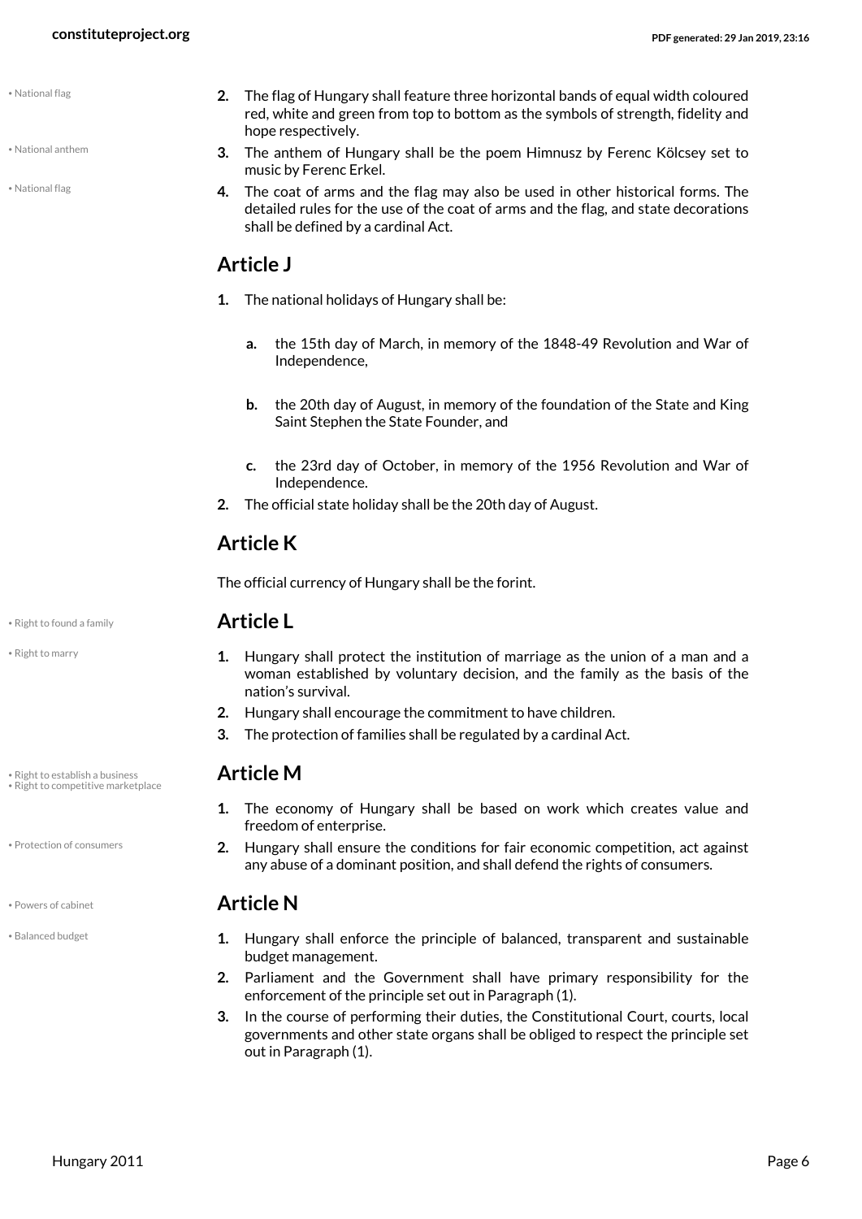2. The flag of Hungary shall feature three horizontal bands of equal width coloured red, white and green from top to bottom as the symbols of strength, fidelity and hope respectively.
3. The anthem of Hungary shall be the poem Himnusz by Ferenc Kölcsey set to music by Ferenc Erkel.
4. The coat of arms and the flag may also be used in other historical forms. The detailed rules for the use of the coat of arms and the flag, and state decorations shall be defined by a cardinal Act.

## Article J

1. The national holidays of Hungary shall be:
   a. the 15th day of March, in memory of the 1848-49 Revolution and War of Independence,
   b. the 20th day of August, in memory of the foundation of the State and King Saint Stephen the State Founder, and
   c. the 23rd day of October, in memory of the 1956 Revolution and War of Independence.
2. The official state holiday shall be the 20th day of August.

## Article K

The official currency of Hungary shall be the forint.

## Article L

1. Hungary shall protect the institution of marriage as the union of a man and a woman established by voluntary decision, and the family as the basis of the nation's survival.
2. Hungary shall encourage the commitment to have children.
3. The protection of families shall be regulated by a cardinal Act.

## Article M

1. The economy of Hungary shall be based on work which creates value and freedom of enterprise.
2. Hungary shall ensure the conditions for fair economic competition, act against any abuse of a dominant position, and shall defend the rights of consumers.

## Article N

1. Hungary shall enforce the principle of balanced, transparent and sustainable budget management.
2. Parliament and the Government shall have primary responsibility for the enforcement of the principle set out in Paragraph (1).
3. In the course of performing their duties, the Constitutional Court, courts, local governments and other state organs shall be obliged to respect the principle set out in Paragraph (1).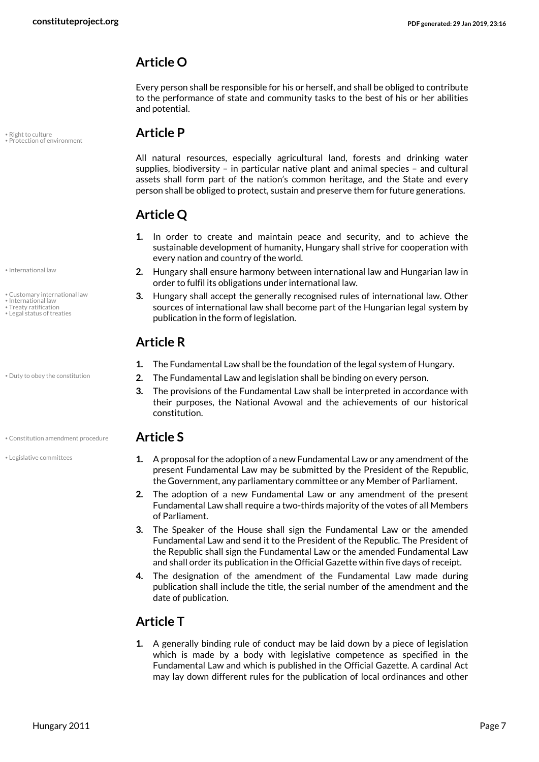## Article O

Every person shall be responsible for his or herself, and shall be obliged to contribute to the performance of state and community tasks to the best of his or her abilities and potential.

## Article P

• Right to culture
• Protection of environment

All natural resources, especially agricultural land, forests and drinking water supplies, biodiversity – in particular native plant and animal species – and cultural assets shall form part of the nation's common heritage, and the State and every person shall be obliged to protect, sustain and preserve them for future generations.

## Article Q

1. In order to create and maintain peace and security, and to achieve the sustainable development of humanity, Hungary shall strive for cooperation with every nation and country of the world.

• International law

2. Hungary shall ensure harmony between international law and Hungarian law in order to fulfil its obligations under international law.

• Customary international law
• International law
• Treaty ratification
• Legal status of treaties

3. Hungary shall accept the generally recognised rules of international law. Other sources of international law shall become part of the Hungarian legal system by publication in the form of legislation.

## Article R

1. The Fundamental Law shall be the foundation of the legal system of Hungary.

• Duty to obey the constitution

2. The Fundamental Law and legislation shall be binding on every person.
3. The provisions of the Fundamental Law shall be interpreted in accordance with their purposes, the National Avowal and the achievements of our historical constitution.

• Constitution amendment procedure

## Article S

• Legislative committees

1. A proposal for the adoption of a new Fundamental Law or any amendment of the present Fundamental Law may be submitted by the President of the Republic, the Government, any parliamentary committee or any Member of Parliament.
2. The adoption of a new Fundamental Law or any amendment of the present Fundamental Law shall require a two-thirds majority of the votes of all Members of Parliament.
3. The Speaker of the House shall sign the Fundamental Law or the amended Fundamental Law and send it to the President of the Republic. The President of the Republic shall sign the Fundamental Law or the amended Fundamental Law and shall order its publication in the Official Gazette within five days of receipt.
4. The designation of the amendment of the Fundamental Law made during publication shall include the title, the serial number of the amendment and the date of publication.

## Article T

1. A generally binding rule of conduct may be laid down by a piece of legislation which is made by a body with legislative competence as specified in the Fundamental Law and which is published in the Official Gazette. A cardinal Act may lay down different rules for the publication of local ordinances and other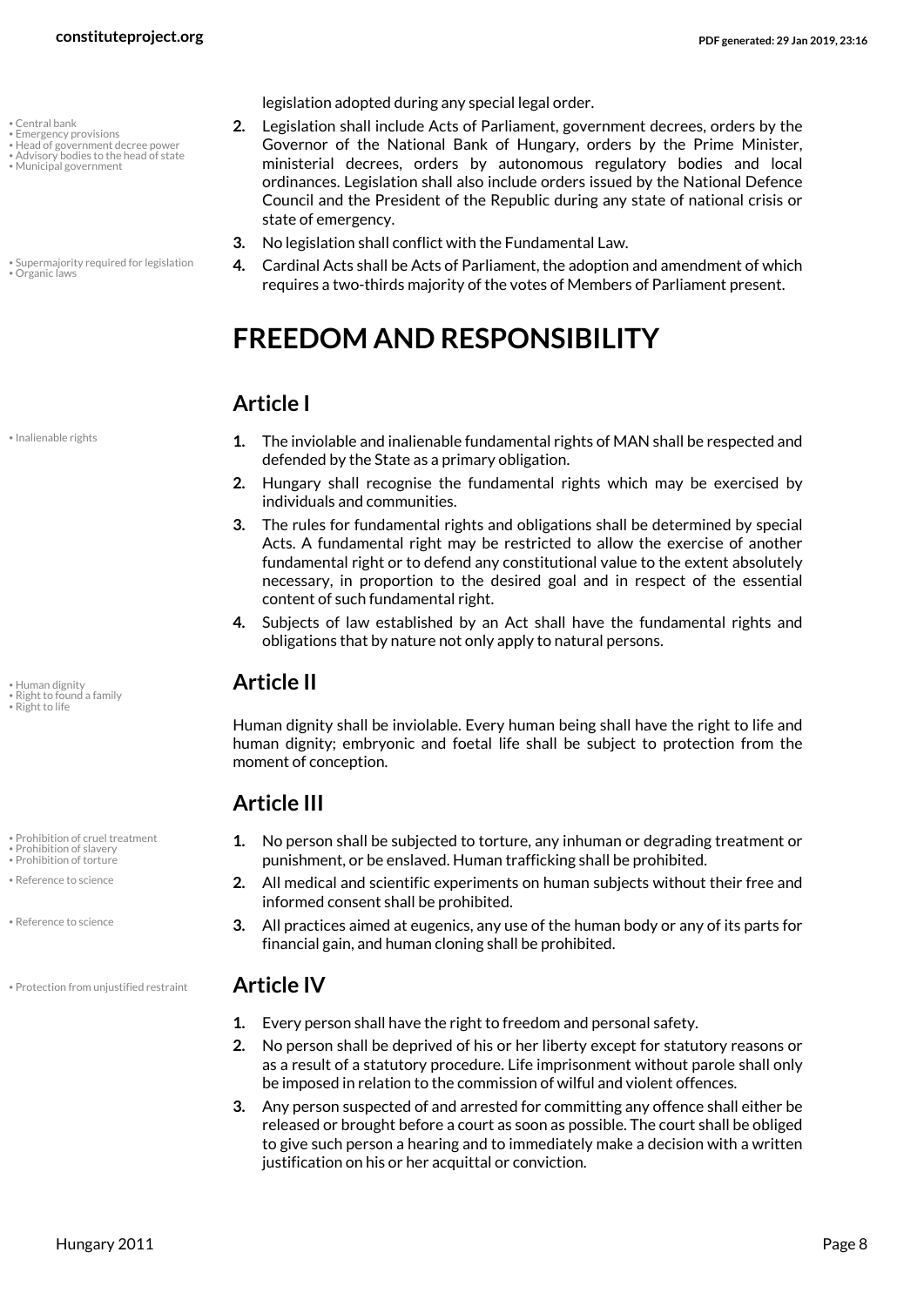legislation adopted during any special legal order.

2. Legislation shall include Acts of Parliament, government decrees, orders by the Governor of the National Bank of Hungary, orders by the Prime Minister, ministerial decrees, orders by autonomous regulatory bodies and local ordinances. Legislation shall also include orders issued by the National Defence Council and the President of the Republic during any state of national crisis or state of emergency.
3. No legislation shall conflict with the Fundamental Law.
4. Cardinal Acts shall be Acts of Parliament, the adoption and amendment of which requires a two-thirds majority of the votes of Members of Parliament present.

# FREEDOM AND RESPONSIBILITY

## Article I

1. The inviolable and inalienable fundamental rights of MAN shall be respected and defended by the State as a primary obligation.
2. Hungary shall recognise the fundamental rights which may be exercised by individuals and communities.
3. The rules for fundamental rights and obligations shall be determined by special Acts. A fundamental right may be restricted to allow the exercise of another fundamental right or to defend any constitutional value to the extent absolutely necessary, in proportion to the desired goal and in respect of the essential content of such fundamental right.
4. Subjects of law established by an Act shall have the fundamental rights and obligations that by nature not only apply to natural persons.

## Article II

Human dignity shall be inviolable. Every human being shall have the right to life and human dignity; embryonic and foetal life shall be subject to protection from the moment of conception.

## Article III

1. No person shall be subjected to torture, any inhuman or degrading treatment or punishment, or be enslaved. Human trafficking shall be prohibited.
2. All medical and scientific experiments on human subjects without their free and informed consent shall be prohibited.
3. All practices aimed at eugenics, any use of the human body or any of its parts for financial gain, and human cloning shall be prohibited.

## Article IV

1. Every person shall have the right to freedom and personal safety.
2. No person shall be deprived of his or her liberty except for statutory reasons or as a result of a statutory procedure. Life imprisonment without parole shall only be imposed in relation to the commission of wilful and violent offences.
3. Any person suspected of and arrested for committing any offence shall either be released or brought before a court as soon as possible. The court shall be obliged to give such person a hearing and to immediately make a decision with a written justification on his or her acquittal or conviction.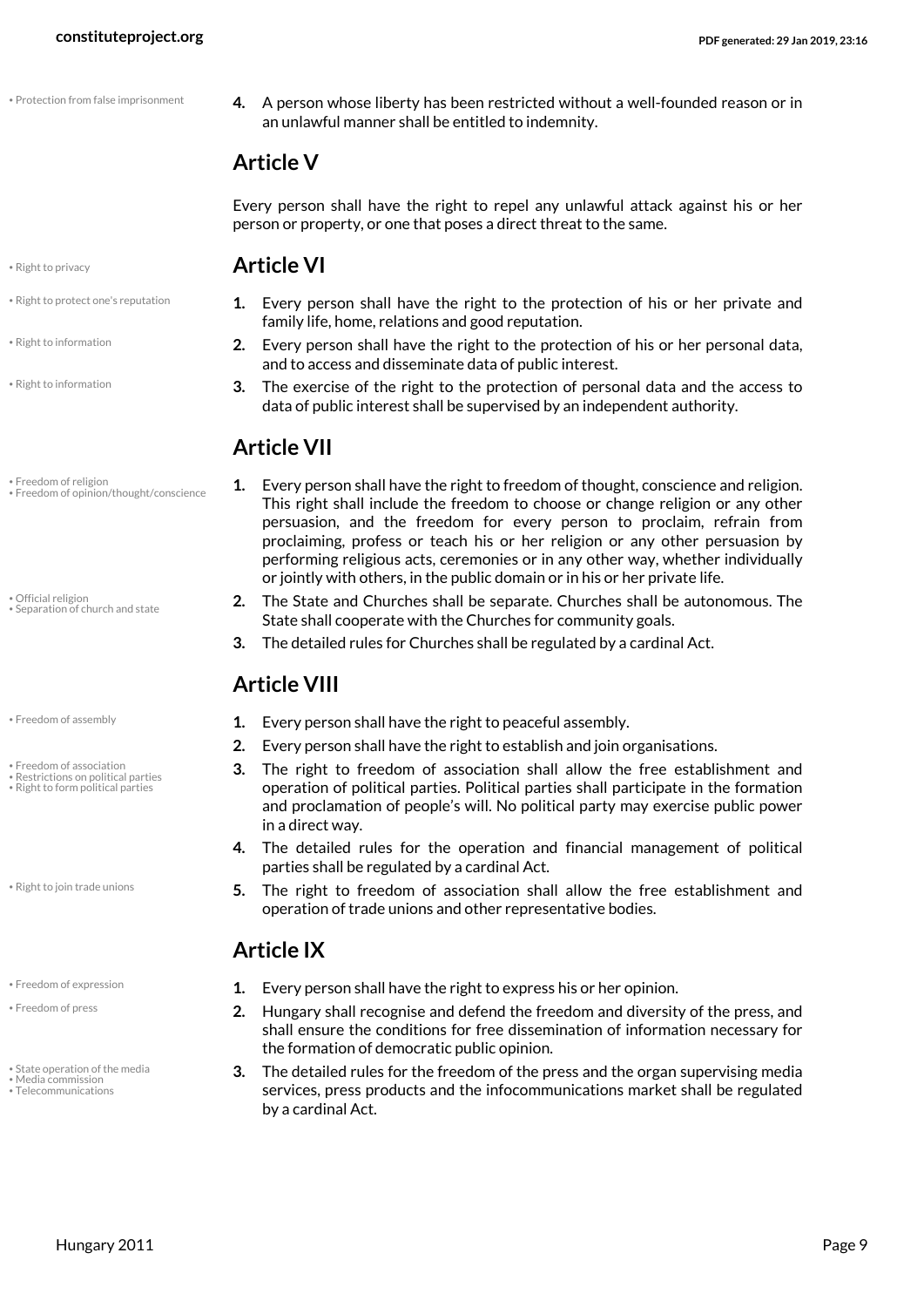4. A person whose liberty has been restricted without a well-founded reason or in an unlawful manner shall be entitled to indemnity.

## Article V

Every person shall have the right to repel any unlawful attack against his or her person or property, or one that poses a direct threat to the same.

## Article VI

1. Every person shall have the right to the protection of his or her private and family life, home, relations and good reputation.
2. Every person shall have the right to the protection of his or her personal data, and to access and disseminate data of public interest.
3. The exercise of the right to the protection of personal data and the access to data of public interest shall be supervised by an independent authority.

## Article VII

1. Every person shall have the right to freedom of thought, conscience and religion. This right shall include the freedom to choose or change religion or any other persuasion, and the freedom for every person to proclaim, refrain from proclaiming, profess or teach his or her religion or any other persuasion by performing religious acts, ceremonies or in any other way, whether individually or jointly with others, in the public domain or in his or her private life.
2. The State and Churches shall be separate. Churches shall be autonomous. The State shall cooperate with the Churches for community goals.
3. The detailed rules for Churches shall be regulated by a cardinal Act.

## Article VIII

1. Every person shall have the right to peaceful assembly.
2. Every person shall have the right to establish and join organisations.
3. The right to freedom of association shall allow the free establishment and operation of political parties. Political parties shall participate in the formation and proclamation of people's will. No political party may exercise public power in a direct way.
4. The detailed rules for the operation and financial management of political parties shall be regulated by a cardinal Act.
5. The right to freedom of association shall allow the free establishment and operation of trade unions and other representative bodies.

## Article IX

1. Every person shall have the right to express his or her opinion.
2. Hungary shall recognise and defend the freedom and diversity of the press, and shall ensure the conditions for free dissemination of information necessary for the formation of democratic public opinion.
3. The detailed rules for the freedom of the press and the organ supervising media services, press products and the infocommunications market shall be regulated by a cardinal Act.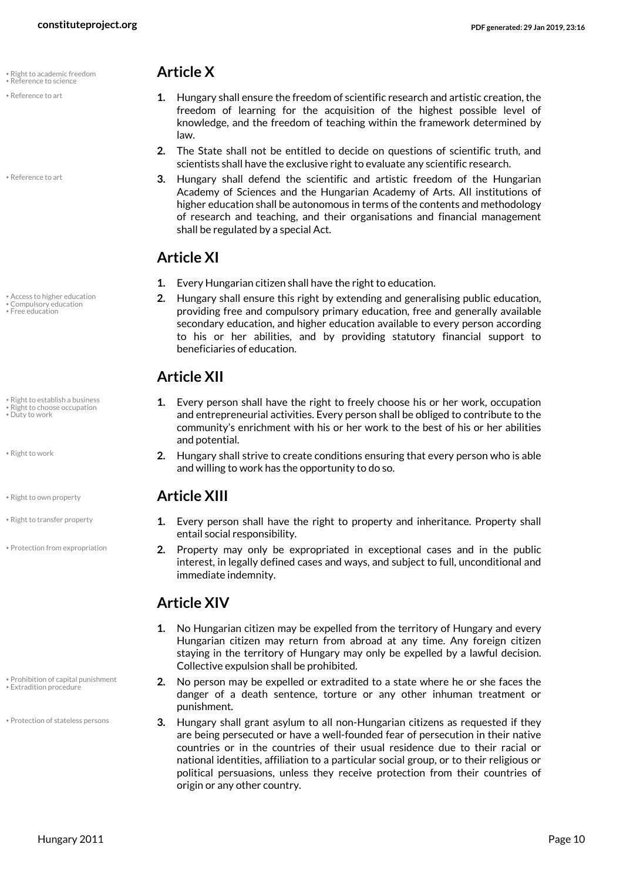## Article X

1. Hungary shall ensure the freedom of scientific research and artistic creation, the freedom of learning for the acquisition of the highest possible level of knowledge, and the freedom of teaching within the framework determined by law.
2. The State shall not be entitled to decide on questions of scientific truth, and scientists shall have the exclusive right to evaluate any scientific research.
3. Hungary shall defend the scientific and artistic freedom of the Hungarian Academy of Sciences and the Hungarian Academy of Arts. All institutions of higher education shall be autonomous in terms of the contents and methodology of research and teaching, and their organisations and financial management shall be regulated by a special Act.

## Article XI

1. Every Hungarian citizen shall have the right to education.
2. Hungary shall ensure this right by extending and generalising public education, providing free and compulsory primary education, free and generally available secondary education, and higher education available to every person according to his or her abilities, and by providing statutory financial support to beneficiaries of education.

## Article XII

1. Every person shall have the right to freely choose his or her work, occupation and entrepreneurial activities. Every person shall be obliged to contribute to the community's enrichment with his or her work to the best of his or her abilities and potential.
2. Hungary shall strive to create conditions ensuring that every person who is able and willing to work has the opportunity to do so.

## Article XIII

1. Every person shall have the right to property and inheritance. Property shall entail social responsibility.
2. Property may only be expropriated in exceptional cases and in the public interest, in legally defined cases and ways, and subject to full, unconditional and immediate indemnity.

## Article XIV

1. No Hungarian citizen may be expelled from the territory of Hungary and every Hungarian citizen may return from abroad at any time. Any foreign citizen staying in the territory of Hungary may only be expelled by a lawful decision. Collective expulsion shall be prohibited.
2. No person may be expelled or extradited to a state where he or she faces the danger of a death sentence, torture or any other inhuman treatment or punishment.
3. Hungary shall grant asylum to all non-Hungarian citizens as requested if they are being persecuted or have a well-founded fear of persecution in their native countries or in the countries of their usual residence due to their racial or national identities, affiliation to a particular social group, or to their religious or political persuasions, unless they receive protection from their countries of origin or any other country.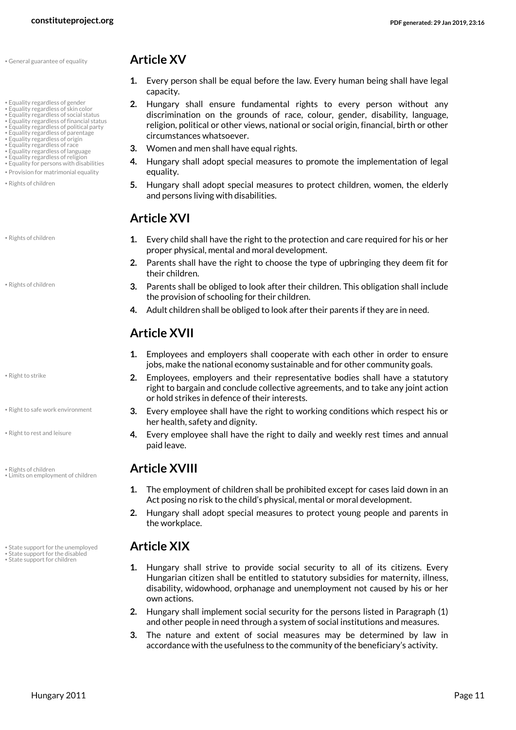## Article XV

1. Every person shall be equal before the law. Every human being shall have legal capacity.
2. Hungary shall ensure fundamental rights to every person without any discrimination on the grounds of race, colour, gender, disability, language, religion, political or other views, national or social origin, financial, birth or other circumstances whatsoever.
3. Women and men shall have equal rights.
4. Hungary shall adopt special measures to promote the implementation of legal equality.
5. Hungary shall adopt special measures to protect children, women, the elderly and persons living with disabilities.

## Article XVI

1. Every child shall have the right to the protection and care required for his or her proper physical, mental and moral development.
2. Parents shall have the right to choose the type of upbringing they deem fit for their children.
3. Parents shall be obliged to look after their children. This obligation shall include the provision of schooling for their children.
4. Adult children shall be obliged to look after their parents if they are in need.

## Article XVII

1. Employees and employers shall cooperate with each other in order to ensure jobs, make the national economy sustainable and for other community goals.
2. Employees, employers and their representative bodies shall have a statutory right to bargain and conclude collective agreements, and to take any joint action or hold strikes in defence of their interests.
3. Every employee shall have the right to working conditions which respect his or her health, safety and dignity.
4. Every employee shall have the right to daily and weekly rest times and annual paid leave.

## Article XVIII

1. The employment of children shall be prohibited except for cases laid down in an Act posing no risk to the child's physical, mental or moral development.
2. Hungary shall adopt special measures to protect young people and parents in the workplace.

## Article XIX

1. Hungary shall strive to provide social security to all of its citizens. Every Hungarian citizen shall be entitled to statutory subsidies for maternity, illness, disability, widowhood, orphanage and unemployment not caused by his or her own actions.
2. Hungary shall implement social security for the persons listed in Paragraph (1) and other people in need through a system of social institutions and measures.
3. The nature and extent of social measures may be determined by law in accordance with the usefulness to the community of the beneficiary's activity.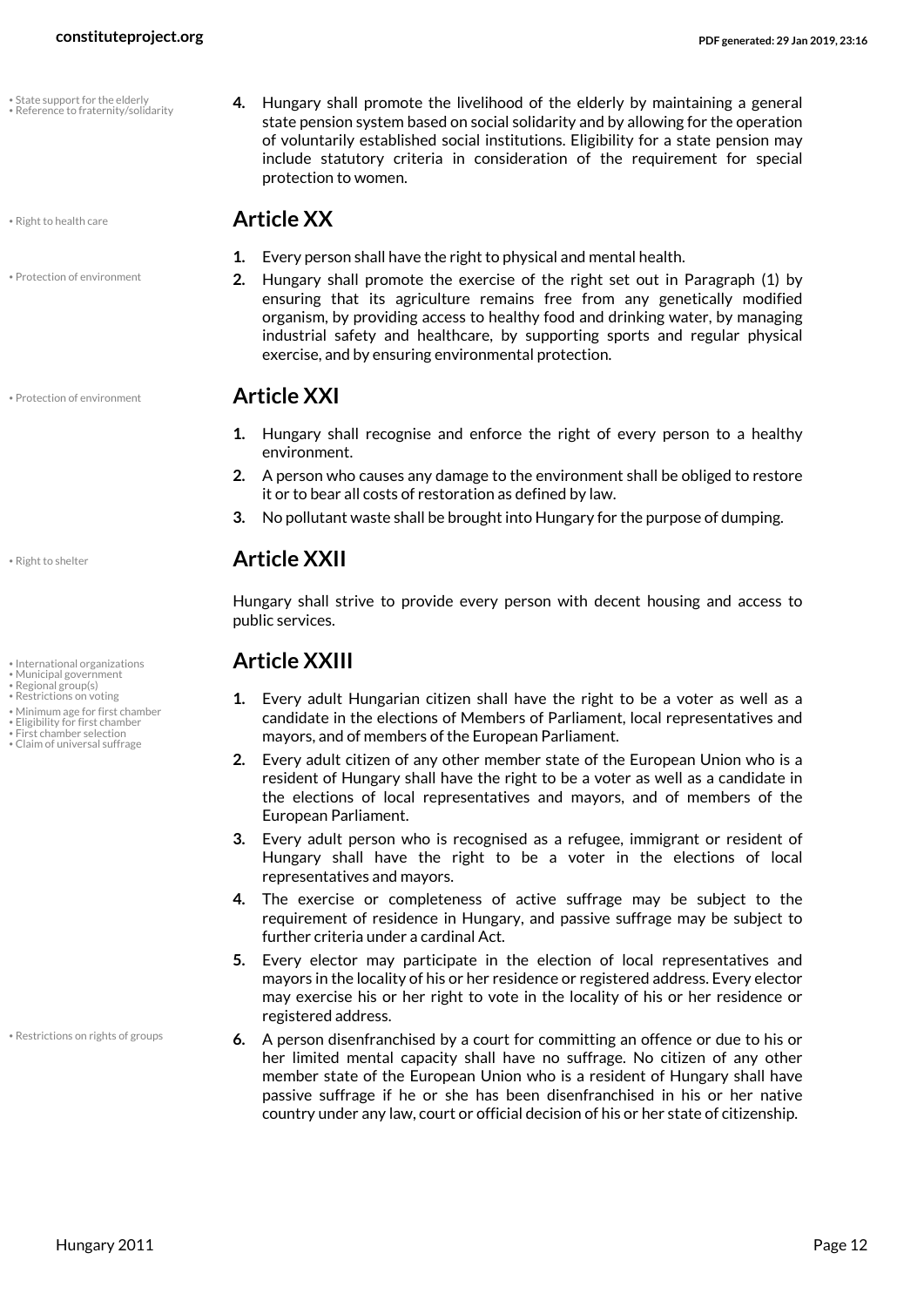4. Hungary shall promote the livelihood of the elderly by maintaining a general state pension system based on social solidarity and by allowing for the operation of voluntarily established social institutions. Eligibility for a state pension may include statutory criteria in consideration of the requirement for special protection to women.

## Article XX

1. Every person shall have the right to physical and mental health.
2. Hungary shall promote the exercise of the right set out in Paragraph (1) by ensuring that its agriculture remains free from any genetically modified organism, by providing access to healthy food and drinking water, by managing industrial safety and healthcare, by supporting sports and regular physical exercise, and by ensuring environmental protection.

## Article XXI

1. Hungary shall recognise and enforce the right of every person to a healthy environment.
2. A person who causes any damage to the environment shall be obliged to restore it or to bear all costs of restoration as defined by law.
3. No pollutant waste shall be brought into Hungary for the purpose of dumping.

## Article XXII

Hungary shall strive to provide every person with decent housing and access to public services.

## Article XXIII

1. Every adult Hungarian citizen shall have the right to be a voter as well as a candidate in the elections of Members of Parliament, local representatives and mayors, and of members of the European Parliament.
2. Every adult citizen of any other member state of the European Union who is a resident of Hungary shall have the right to be a voter as well as a candidate in the elections of local representatives and mayors, and of members of the European Parliament.
3. Every adult person who is recognised as a refugee, immigrant or resident of Hungary shall have the right to be a voter in the elections of local representatives and mayors.
4. The exercise or completeness of active suffrage may be subject to the requirement of residence in Hungary, and passive suffrage may be subject to further criteria under a cardinal Act.
5. Every elector may participate in the election of local representatives and mayors in the locality of his or her residence or registered address. Every elector may exercise his or her right to vote in the locality of his or her residence or registered address.
6. A person disenfranchised by a court for committing an offence or due to his or her limited mental capacity shall have no suffrage. No citizen of any other member state of the European Union who is a resident of Hungary shall have passive suffrage if he or she has been disenfranchised in his or her native country under any law, court or official decision of his or her state of citizenship.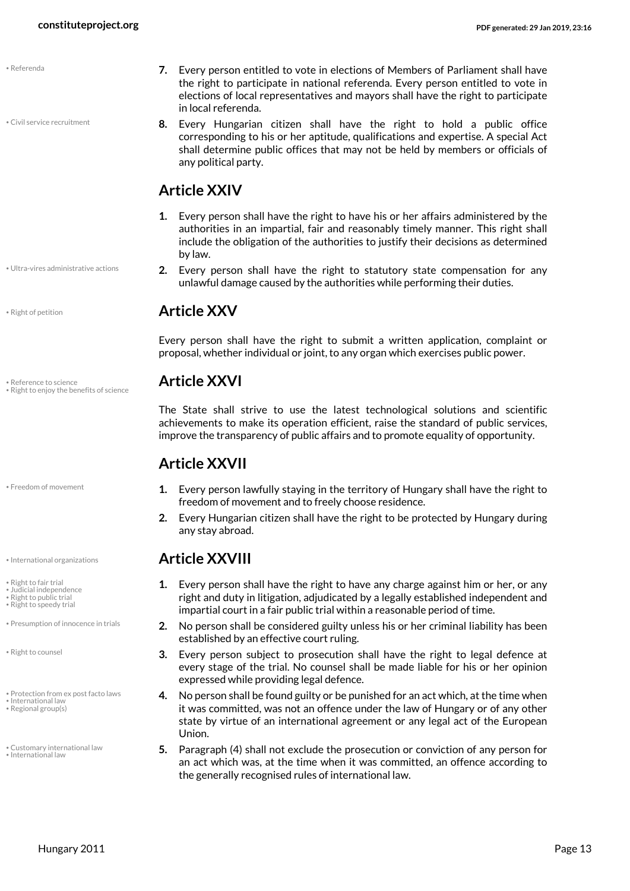7. Every person entitled to vote in elections of Members of Parliament shall have the right to participate in national referenda. Every person entitled to vote in elections of local representatives and mayors shall have the right to participate in local referenda.
8. Every Hungarian citizen shall have the right to hold a public office corresponding to his or her aptitude, qualifications and expertise. A special Act shall determine public offices that may not be held by members or officials of any political party.

## Article XXIV

1. Every person shall have the right to have his or her affairs administered by the authorities in an impartial, fair and reasonably timely manner. This right shall include the obligation of the authorities to justify their decisions as determined by law.
2. Every person shall have the right to statutory state compensation for any unlawful damage caused by the authorities while performing their duties.

## Article XXV

Every person shall have the right to submit a written application, complaint or proposal, whether individual or joint, to any organ which exercises public power.

## Article XXVI

The State shall strive to use the latest technological solutions and scientific achievements to make its operation efficient, raise the standard of public services, improve the transparency of public affairs and to promote equality of opportunity.

## Article XXVII

1. Every person lawfully staying in the territory of Hungary shall have the right to freedom of movement and to freely choose residence.
2. Every Hungarian citizen shall have the right to be protected by Hungary during any stay abroad.

## Article XXVIII

1. Every person shall have the right to have any charge against him or her, or any right and duty in litigation, adjudicated by a legally established independent and impartial court in a fair public trial within a reasonable period of time.
2. No person shall be considered guilty unless his or her criminal liability has been established by an effective court ruling.
3. Every person subject to prosecution shall have the right to legal defence at every stage of the trial. No counsel shall be made liable for his or her opinion expressed while providing legal defence.
4. No person shall be found guilty or be punished for an act which, at the time when it was committed, was not an offence under the law of Hungary or of any other state by virtue of an international agreement or any legal act of the European Union.
5. Paragraph (4) shall not exclude the prosecution or conviction of any person for an act which was, at the time when it was committed, an offence according to the generally recognised rules of international law.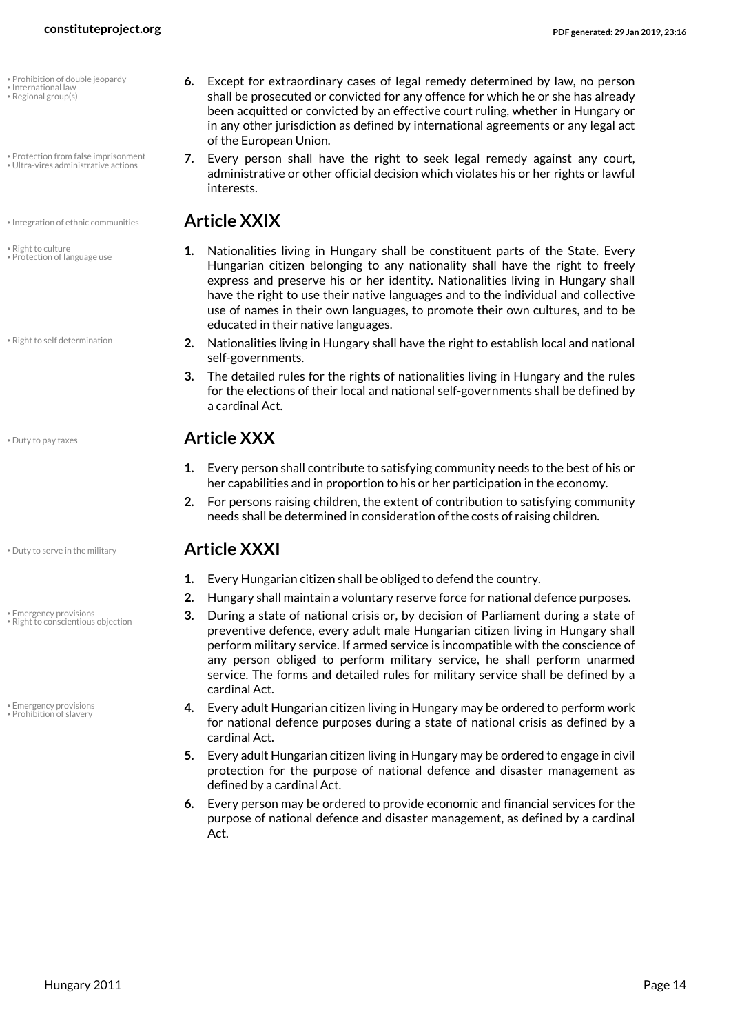- Prohibition of double jeopardy
- International law
- Regional group(s)

6. Except for extraordinary cases of legal remedy determined by law, no person shall be prosecuted or convicted for any offence for which he or she has already been acquitted or convicted by an effective court ruling, whether in Hungary or in any other jurisdiction as defined by international agreements or any legal act of the European Union.

- Protection from false imprisonment
- Ultra-vires administrative actions

7. Every person shall have the right to seek legal remedy against any court, administrative or other official decision which violates his or her rights or lawful interests.

- Integration of ethnic communities

## Article XXIX

- Right to culture
- Protection of language use

1. Nationalities living in Hungary shall be constituent parts of the State. Every Hungarian citizen belonging to any nationality shall have the right to freely express and preserve his or her identity. Nationalities living in Hungary shall have the right to use their native languages and to the individual and collective use of names in their own languages, to promote their own cultures, and to be educated in their native languages.

- Right to self determination

2. Nationalities living in Hungary shall have the right to establish local and national self-governments.
3. The detailed rules for the rights of nationalities living in Hungary and the rules for the elections of their local and national self-governments shall be defined by a cardinal Act.

- Duty to pay taxes

## Article XXX

1. Every person shall contribute to satisfying community needs to the best of his or her capabilities and in proportion to his or her participation in the economy.
2. For persons raising children, the extent of contribution to satisfying community needs shall be determined in consideration of the costs of raising children.

- Duty to serve in the military

## Article XXXI

1. Every Hungarian citizen shall be obliged to defend the country.
2. Hungary shall maintain a voluntary reserve force for national defence purposes.

- Emergency provisions
- Right to conscientious objection

3. During a state of national crisis or, by decision of Parliament during a state of preventive defence, every adult male Hungarian citizen living in Hungary shall perform military service. If armed service is incompatible with the conscience of any person obliged to perform military service, he shall perform unarmed service. The forms and detailed rules for military service shall be defined by a cardinal Act.

- Emergency provisions
- Prohibition of slavery

4. Every adult Hungarian citizen living in Hungary may be ordered to perform work for national defence purposes during a state of national crisis as defined by a cardinal Act.
5. Every adult Hungarian citizen living in Hungary may be ordered to engage in civil protection for the purpose of national defence and disaster management as defined by a cardinal Act.
6. Every person may be ordered to provide economic and financial services for the purpose of national defence and disaster management, as defined by a cardinal Act.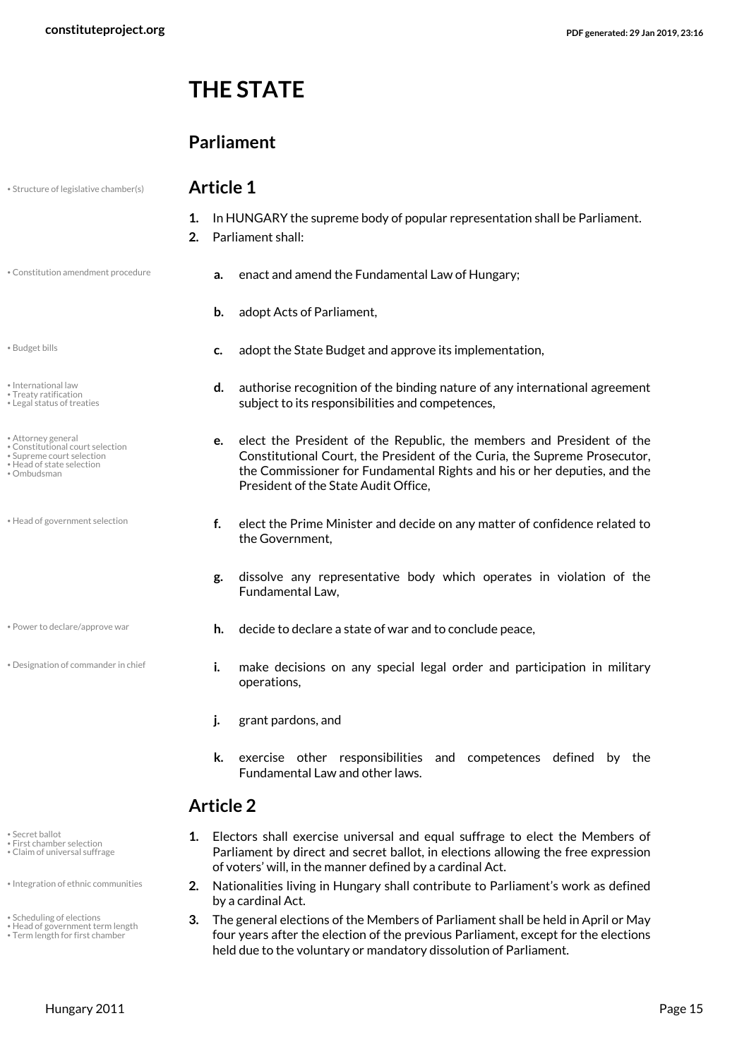# THE STATE

## Parliament

### Article 1

1. In HUNGARY the supreme body of popular representation shall be Parliament.
2. Parliament shall:

   a. enact and amend the Fundamental Law of Hungary;

   b. adopt Acts of Parliament,

   c. adopt the State Budget and approve its implementation,

   d. authorise recognition of the binding nature of any international agreement subject to its responsibilities and competences,

   e. elect the President of the Republic, the members and President of the Constitutional Court, the President of the Curia, the Supreme Prosecutor, the Commissioner for Fundamental Rights and his or her deputies, and the President of the State Audit Office,

   f. elect the Prime Minister and decide on any matter of confidence related to the Government,

   g. dissolve any representative body which operates in violation of the Fundamental Law,

   h. decide to declare a state of war and to conclude peace,

   i. make decisions on any special legal order and participation in military operations,

   j. grant pardons, and

   k. exercise other responsibilities and competences defined by the Fundamental Law and other laws.

### Article 2

1. Electors shall exercise universal and equal suffrage to elect the Members of Parliament by direct and secret ballot, in elections allowing the free expression of voters' will, in the manner defined by a cardinal Act.
2. Nationalities living in Hungary shall contribute to Parliament's work as defined by a cardinal Act.
3. The general elections of the Members of Parliament shall be held in April or May four years after the election of the previous Parliament, except for the elections held due to the voluntary or mandatory dissolution of Parliament.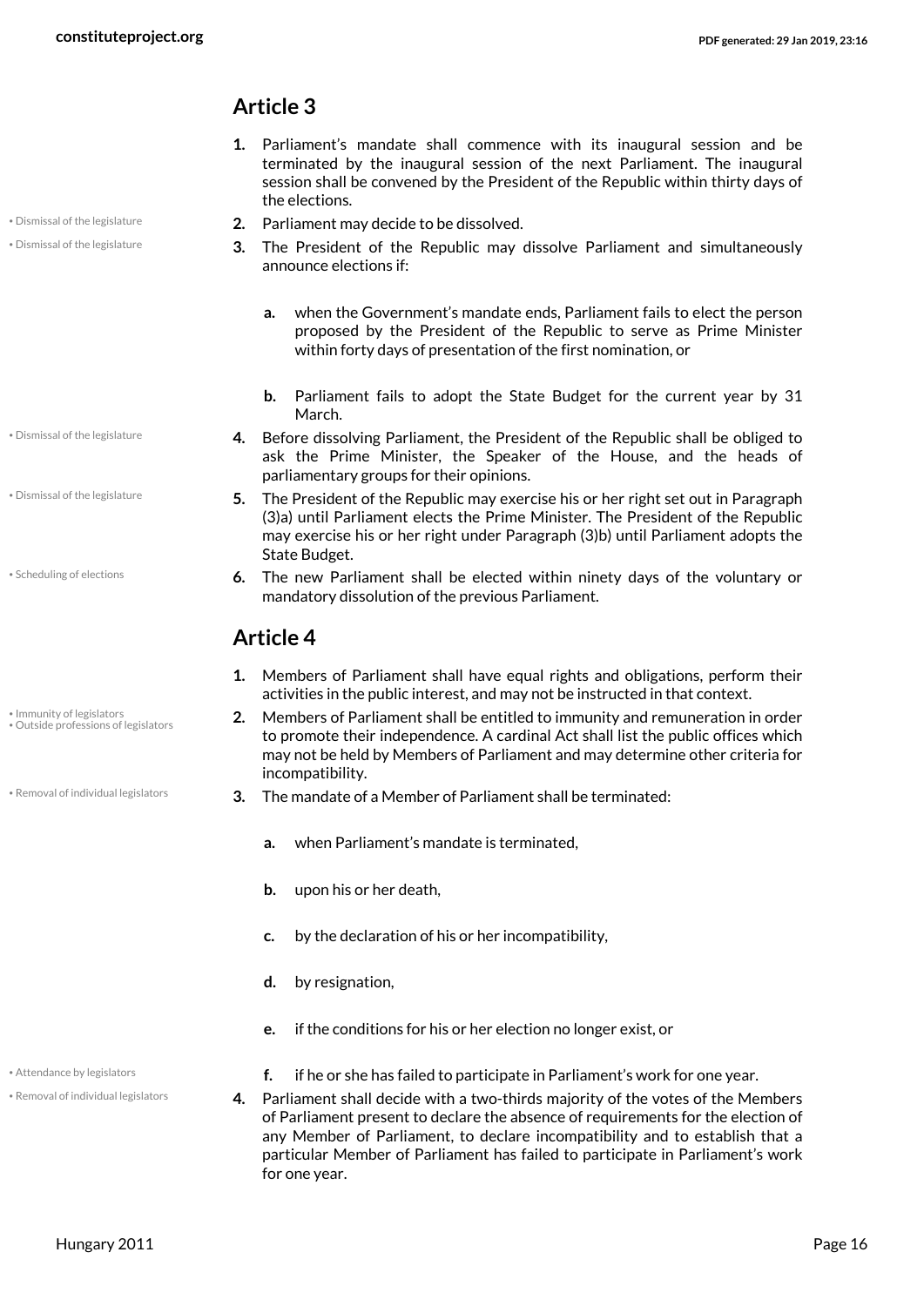## Article 3

1. Parliament's mandate shall commence with its inaugural session and be terminated by the inaugural session of the next Parliament. The inaugural session shall be convened by the President of the Republic within thirty days of the elections.
2. Parliament may decide to be dissolved.
3. The President of the Republic may dissolve Parliament and simultaneously announce elections if:
   a. when the Government's mandate ends, Parliament fails to elect the person proposed by the President of the Republic to serve as Prime Minister within forty days of presentation of the first nomination, or
   b. Parliament fails to adopt the State Budget for the current year by 31 March.
4. Before dissolving Parliament, the President of the Republic shall be obliged to ask the Prime Minister, the Speaker of the House, and the heads of parliamentary groups for their opinions.
5. The President of the Republic may exercise his or her right set out in Paragraph (3)a) until Parliament elects the Prime Minister. The President of the Republic may exercise his or her right under Paragraph (3)b) until Parliament adopts the State Budget.
6. The new Parliament shall be elected within ninety days of the voluntary or mandatory dissolution of the previous Parliament.

## Article 4

1. Members of Parliament shall have equal rights and obligations, perform their activities in the public interest, and may not be instructed in that context.
2. Members of Parliament shall be entitled to immunity and remuneration in order to promote their independence. A cardinal Act shall list the public offices which may not be held by Members of Parliament and may determine other criteria for incompatibility.
3. The mandate of a Member of Parliament shall be terminated:
   a. when Parliament's mandate is terminated,
   b. upon his or her death,
   c. by the declaration of his or her incompatibility,
   d. by resignation,
   e. if the conditions for his or her election no longer exist, or
   f. if he or she has failed to participate in Parliament's work for one year.
4. Parliament shall decide with a two-thirds majority of the votes of the Members of Parliament present to declare the absence of requirements for the election of any Member of Parliament, to declare incompatibility and to establish that a particular Member of Parliament has failed to participate in Parliament's work for one year.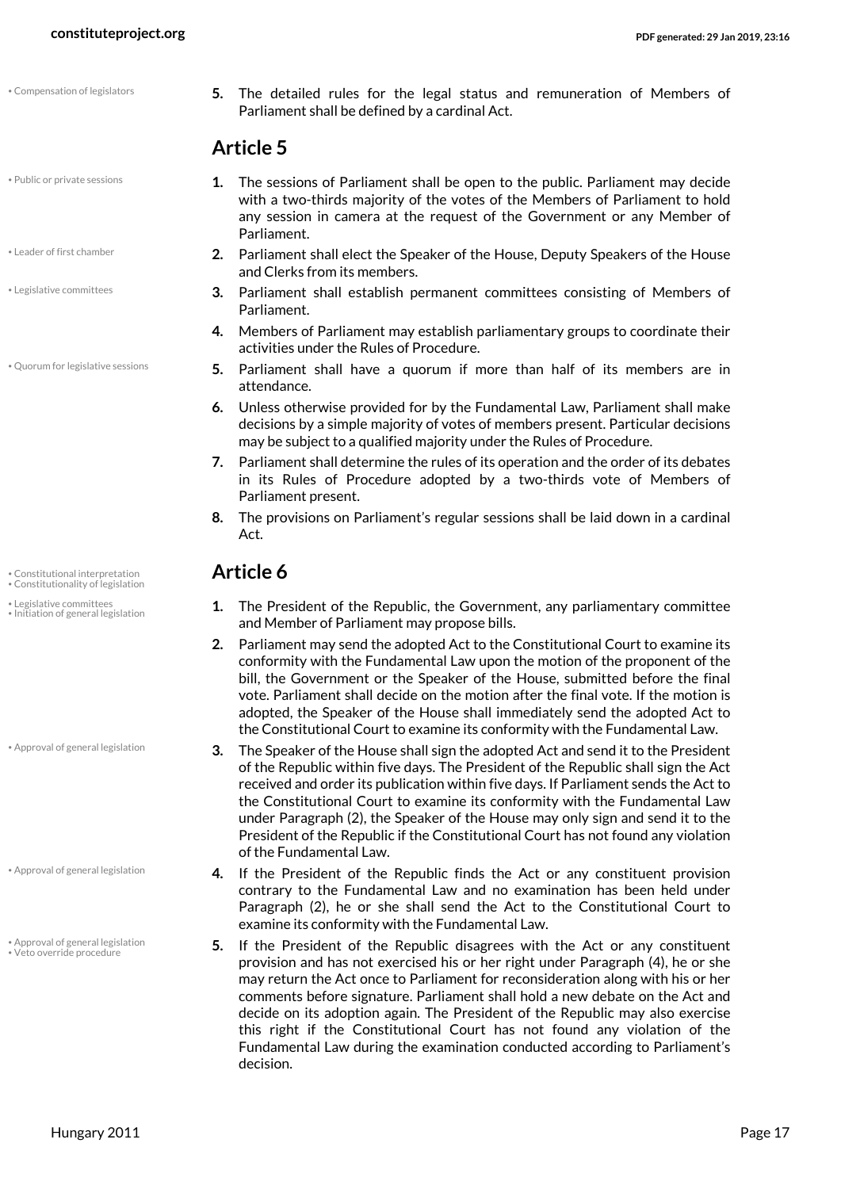• Compensation of legislators

5. The detailed rules for the legal status and remuneration of Members of Parliament shall be defined by a cardinal Act.

## Article 5

• Public or private sessions

1. The sessions of Parliament shall be open to the public. Parliament may decide with a two-thirds majority of the votes of the Members of Parliament to hold any session in camera at the request of the Government or any Member of Parliament.

• Leader of first chamber

2. Parliament shall elect the Speaker of the House, Deputy Speakers of the House and Clerks from its members.

• Legislative committees

3. Parliament shall establish permanent committees consisting of Members of Parliament.
4. Members of Parliament may establish parliamentary groups to coordinate their activities under the Rules of Procedure.

• Quorum for legislative sessions

5. Parliament shall have a quorum if more than half of its members are in attendance.
6. Unless otherwise provided for by the Fundamental Law, Parliament shall make decisions by a simple majority of votes of members present. Particular decisions may be subject to a qualified majority under the Rules of Procedure.
7. Parliament shall determine the rules of its operation and the order of its debates in its Rules of Procedure adopted by a two-thirds vote of Members of Parliament present.
8. The provisions on Parliament's regular sessions shall be laid down in a cardinal Act.

• Constitutional interpretation
• Constitutionality of legislation

## Article 6

• Legislative committees
• Initiation of general legislation

1. The President of the Republic, the Government, any parliamentary committee and Member of Parliament may propose bills.
2. Parliament may send the adopted Act to the Constitutional Court to examine its conformity with the Fundamental Law upon the motion of the proponent of the bill, the Government or the Speaker of the House, submitted before the final vote. Parliament shall decide on the motion after the final vote. If the motion is adopted, the Speaker of the House shall immediately send the adopted Act to the Constitutional Court to examine its conformity with the Fundamental Law.

• Approval of general legislation

3. The Speaker of the House shall sign the adopted Act and send it to the President of the Republic within five days. The President of the Republic shall sign the Act received and order its publication within five days. If Parliament sends the Act to the Constitutional Court to examine its conformity with the Fundamental Law under Paragraph (2), the Speaker of the House may only sign and send it to the President of the Republic if the Constitutional Court has not found any violation of the Fundamental Law.

• Approval of general legislation

4. If the President of the Republic finds the Act or any constituent provision contrary to the Fundamental Law and no examination has been held under Paragraph (2), he or she shall send the Act to the Constitutional Court to examine its conformity with the Fundamental Law.

• Approval of general legislation
• Veto override procedure

5. If the President of the Republic disagrees with the Act or any constituent provision and has not exercised his or her right under Paragraph (4), he or she may return the Act once to Parliament for reconsideration along with his or her comments before signature. Parliament shall hold a new debate on the Act and decide on its adoption again. The President of the Republic may also exercise this right if the Constitutional Court has not found any violation of the Fundamental Law during the examination conducted according to Parliament's decision.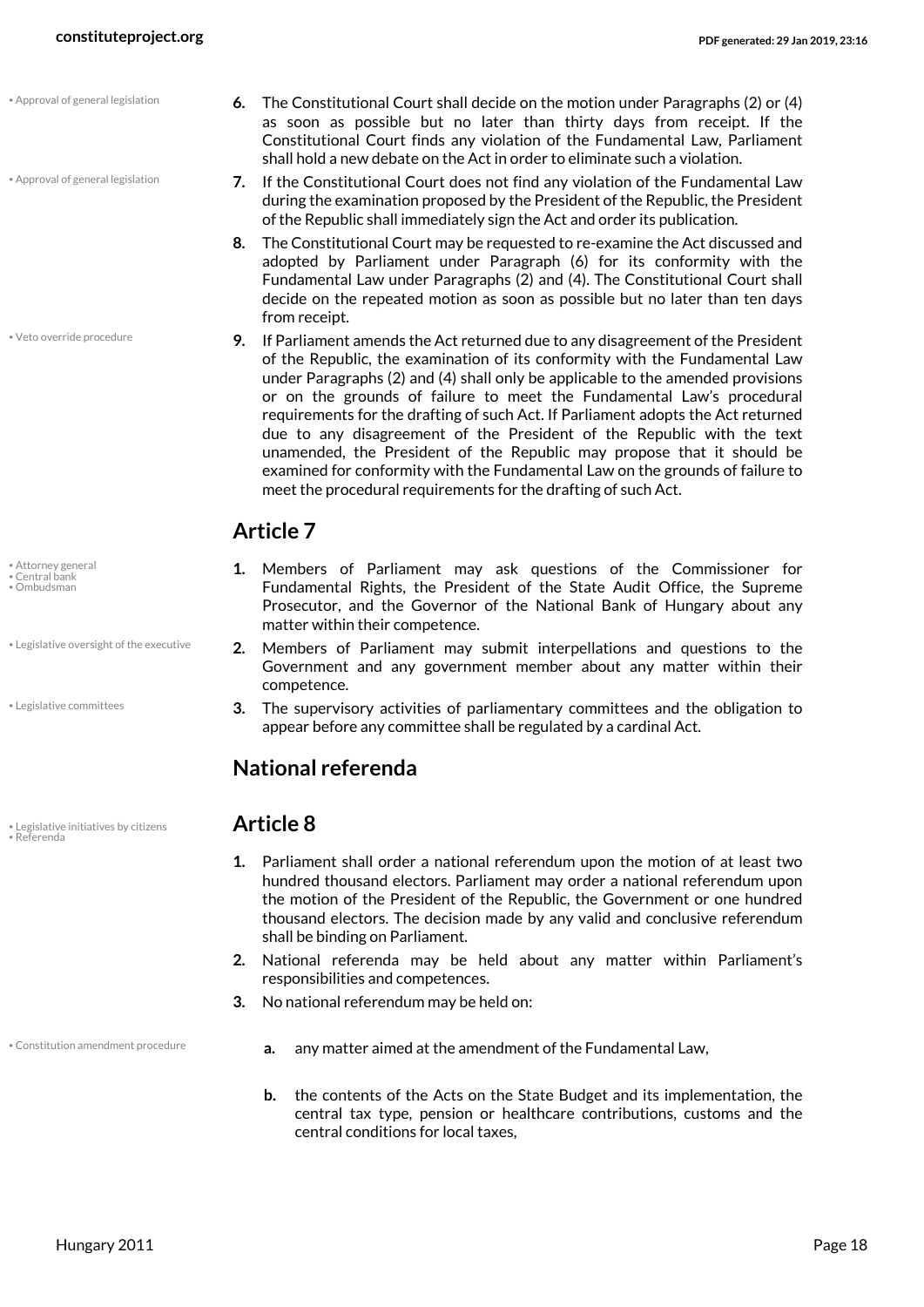6. The Constitutional Court shall decide on the motion under Paragraphs (2) or (4) as soon as possible but no later than thirty days from receipt. If the Constitutional Court finds any violation of the Fundamental Law, Parliament shall hold a new debate on the Act in order to eliminate such a violation.
7. If the Constitutional Court does not find any violation of the Fundamental Law during the examination proposed by the President of the Republic, the President of the Republic shall immediately sign the Act and order its publication.
8. The Constitutional Court may be requested to re-examine the Act discussed and adopted by Parliament under Paragraph (6) for its conformity with the Fundamental Law under Paragraphs (2) and (4). The Constitutional Court shall decide on the repeated motion as soon as possible but no later than ten days from receipt.
9. If Parliament amends the Act returned due to any disagreement of the President of the Republic, the examination of its conformity with the Fundamental Law under Paragraphs (2) and (4) shall only be applicable to the amended provisions or on the grounds of failure to meet the Fundamental Law's procedural requirements for the drafting of such Act. If Parliament adopts the Act returned due to any disagreement of the President of the Republic with the text unamended, the President of the Republic may propose that it should be examined for conformity with the Fundamental Law on the grounds of failure to meet the procedural requirements for the drafting of such Act.

## Article 7

1. Members of Parliament may ask questions of the Commissioner for Fundamental Rights, the President of the State Audit Office, the Supreme Prosecutor, and the Governor of the National Bank of Hungary about any matter within their competence.
2. Members of Parliament may submit interpellations and questions to the Government and any government member about any matter within their competence.
3. The supervisory activities of parliamentary committees and the obligation to appear before any committee shall be regulated by a cardinal Act.

## National referenda

## Article 8

1. Parliament shall order a national referendum upon the motion of at least two hundred thousand electors. Parliament may order a national referendum upon the motion of the President of the Republic, the Government or one hundred thousand electors. The decision made by any valid and conclusive referendum shall be binding on Parliament.
2. National referenda may be held about any matter within Parliament's responsibilities and competences.
3. No national referendum may be held on:
    a. any matter aimed at the amendment of the Fundamental Law,
    b. the contents of the Acts on the State Budget and its implementation, the central tax type, pension or healthcare contributions, customs and the central conditions for local taxes,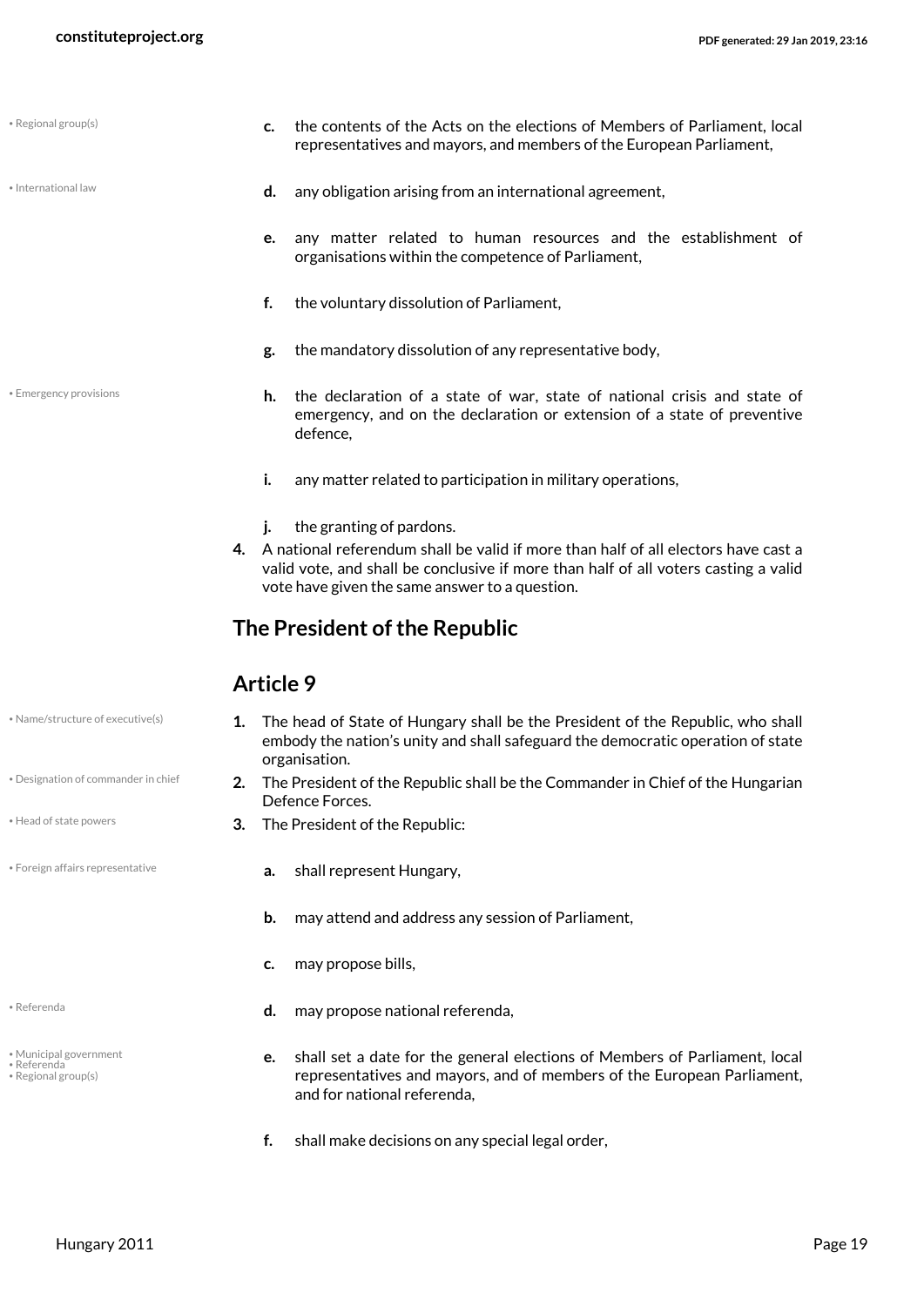c. the contents of the Acts on the elections of Members of Parliament, local representatives and mayors, and members of the European Parliament,

d. any obligation arising from an international agreement,

e. any matter related to human resources and the establishment of organisations within the competence of Parliament,

f. the voluntary dissolution of Parliament,

g. the mandatory dissolution of any representative body,

h. the declaration of a state of war, state of national crisis and state of emergency, and on the declaration or extension of a state of preventive defence,

i. any matter related to participation in military operations,

j. the granting of pardons.

4. A national referendum shall be valid if more than half of all electors have cast a valid vote, and shall be conclusive if more than half of all voters casting a valid vote have given the same answer to a question.

## The President of the Republic

## Article 9

1. The head of State of Hungary shall be the President of the Republic, who shall embody the nation's unity and shall safeguard the democratic operation of state organisation.
2. The President of the Republic shall be the Commander in Chief of the Hungarian Defence Forces.
3. The President of the Republic:

a. shall represent Hungary,

b. may attend and address any session of Parliament,

c. may propose bills,

d. may propose national referenda,

e. shall set a date for the general elections of Members of Parliament, local representatives and mayors, and of members of the European Parliament, and for national referenda,

f. shall make decisions on any special legal order,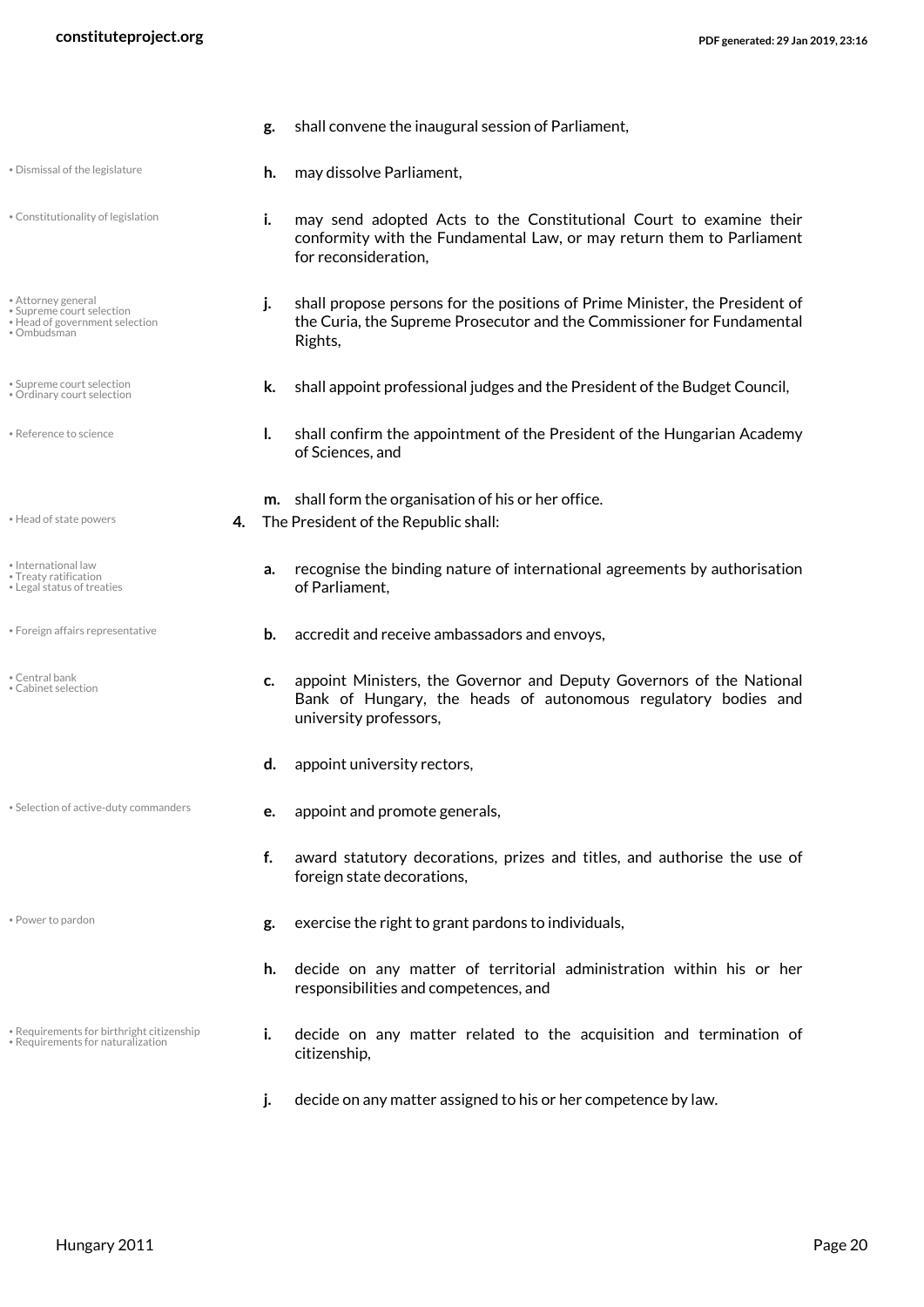g. shall convene the inaugural session of Parliament,

h. may dissolve Parliament,

i. may send adopted Acts to the Constitutional Court to examine their conformity with the Fundamental Law, or may return them to Parliament for reconsideration,

j. shall propose persons for the positions of Prime Minister, the President of the Curia, the Supreme Prosecutor and the Commissioner for Fundamental Rights,

k. shall appoint professional judges and the President of the Budget Council,

l. shall confirm the appointment of the President of the Hungarian Academy of Sciences, and

m. shall form the organisation of his or her office.

4. The President of the Republic shall:

a. recognise the binding nature of international agreements by authorisation of Parliament,

b. accredit and receive ambassadors and envoys,

c. appoint Ministers, the Governor and Deputy Governors of the National Bank of Hungary, the heads of autonomous regulatory bodies and university professors,

d. appoint university rectors,

e. appoint and promote generals,

f. award statutory decorations, prizes and titles, and authorise the use of foreign state decorations,

g. exercise the right to grant pardons to individuals,

h. decide on any matter of territorial administration within his or her responsibilities and competences, and

i. decide on any matter related to the acquisition and termination of citizenship,

j. decide on any matter assigned to his or her competence by law.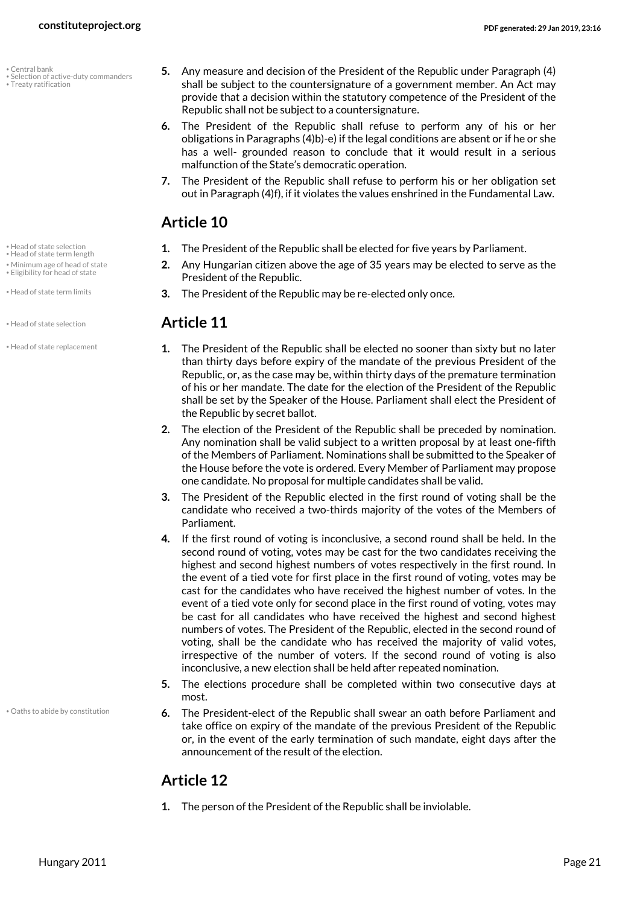5. Any measure and decision of the President of the Republic under Paragraph (4) shall be subject to the countersignature of a government member. An Act may provide that a decision within the statutory competence of the President of the Republic shall not be subject to a countersignature.
6. The President of the Republic shall refuse to perform any of his or her obligations in Paragraphs (4)b)-e) if the legal conditions are absent or if he or she has a well- grounded reason to conclude that it would result in a serious malfunction of the State's democratic operation.
7. The President of the Republic shall refuse to perform his or her obligation set out in Paragraph (4)f), if it violates the values enshrined in the Fundamental Law.

## Article 10

1. The President of the Republic shall be elected for five years by Parliament.
2. Any Hungarian citizen above the age of 35 years may be elected to serve as the President of the Republic.
3. The President of the Republic may be re-elected only once.

## Article 11

1. The President of the Republic shall be elected no sooner than sixty but no later than thirty days before expiry of the mandate of the previous President of the Republic, or, as the case may be, within thirty days of the premature termination of his or her mandate. The date for the election of the President of the Republic shall be set by the Speaker of the House. Parliament shall elect the President of the Republic by secret ballot.
2. The election of the President of the Republic shall be preceded by nomination. Any nomination shall be valid subject to a written proposal by at least one-fifth of the Members of Parliament. Nominations shall be submitted to the Speaker of the House before the vote is ordered. Every Member of Parliament may propose one candidate. No proposal for multiple candidates shall be valid.
3. The President of the Republic elected in the first round of voting shall be the candidate who received a two-thirds majority of the votes of the Members of Parliament.
4. If the first round of voting is inconclusive, a second round shall be held. In the second round of voting, votes may be cast for the two candidates receiving the highest and second highest numbers of votes respectively in the first round. In the event of a tied vote for first place in the first round of voting, votes may be cast for the candidates who have received the highest number of votes. In the event of a tied vote only for second place in the first round of voting, votes may be cast for all candidates who have received the highest and second highest numbers of votes. The President of the Republic, elected in the second round of voting, shall be the candidate who has received the majority of valid votes, irrespective of the number of voters. If the second round of voting is also inconclusive, a new election shall be held after repeated nomination.
5. The elections procedure shall be completed within two consecutive days at most.
6. The President-elect of the Republic shall swear an oath before Parliament and take office on expiry of the mandate of the previous President of the Republic or, in the event of the early termination of such mandate, eight days after the announcement of the result of the election.

## Article 12

1. The person of the President of the Republic shall be inviolable.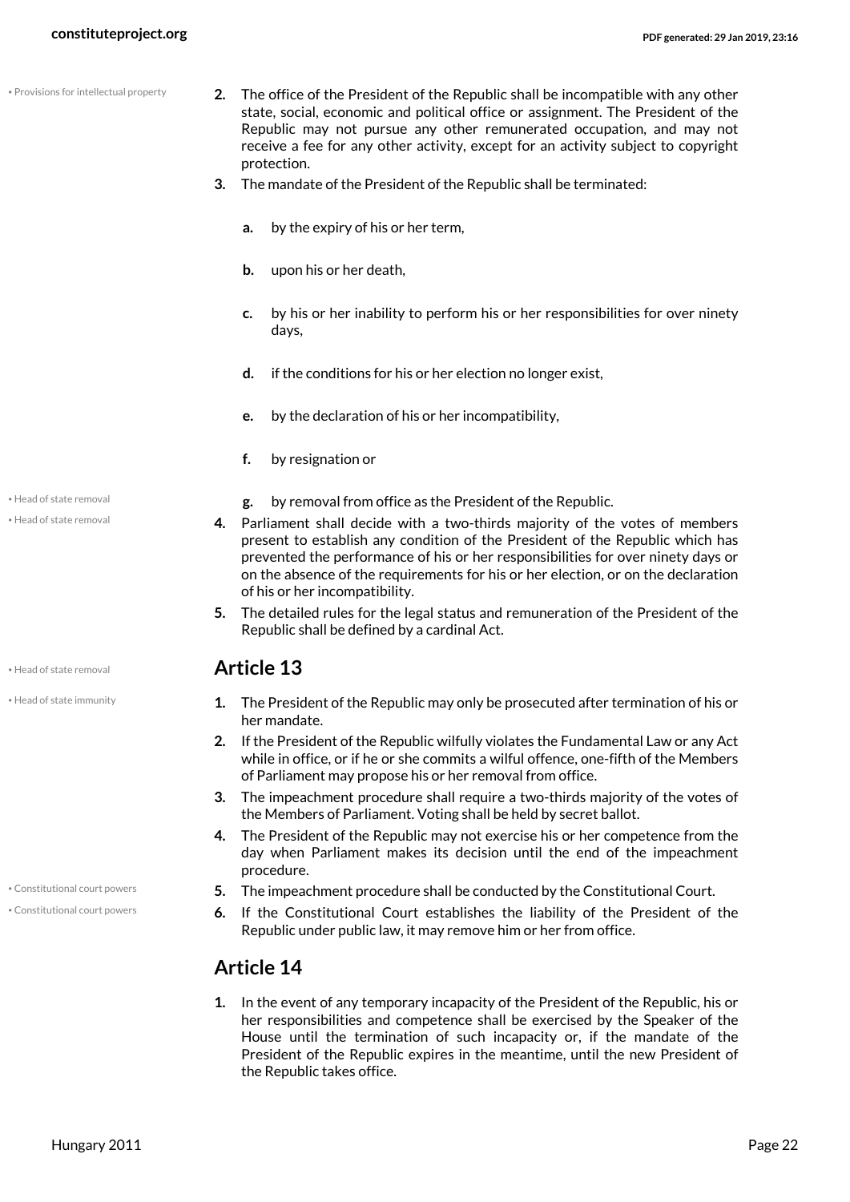2. The office of the President of the Republic shall be incompatible with any other state, social, economic and political office or assignment. The President of the Republic may not pursue any other remunerated occupation, and may not receive a fee for any other activity, except for an activity subject to copyright protection.
3. The mandate of the President of the Republic shall be terminated:
   a. by the expiry of his or her term,
   b. upon his or her death,
   c. by his or her inability to perform his or her responsibilities for over ninety days,
   d. if the conditions for his or her election no longer exist,
   e. by the declaration of his or her incompatibility,
   f. by resignation or
   g. by removal from office as the President of the Republic.
4. Parliament shall decide with a two-thirds majority of the votes of members present to establish any condition of the President of the Republic which has prevented the performance of his or her responsibilities for over ninety days or on the absence of the requirements for his or her election, or on the declaration of his or her incompatibility.
5. The detailed rules for the legal status and remuneration of the President of the Republic shall be defined by a cardinal Act.

## Article 13

1. The President of the Republic may only be prosecuted after termination of his or her mandate.
2. If the President of the Republic wilfully violates the Fundamental Law or any Act while in office, or if he or she commits a wilful offence, one-fifth of the Members of Parliament may propose his or her removal from office.
3. The impeachment procedure shall require a two-thirds majority of the votes of the Members of Parliament. Voting shall be held by secret ballot.
4. The President of the Republic may not exercise his or her competence from the day when Parliament makes its decision until the end of the impeachment procedure.
5. The impeachment procedure shall be conducted by the Constitutional Court.
6. If the Constitutional Court establishes the liability of the President of the Republic under public law, it may remove him or her from office.

## Article 14

1. In the event of any temporary incapacity of the President of the Republic, his or her responsibilities and competence shall be exercised by the Speaker of the House until the termination of such incapacity or, if the mandate of the President of the Republic expires in the meantime, until the new President of the Republic takes office.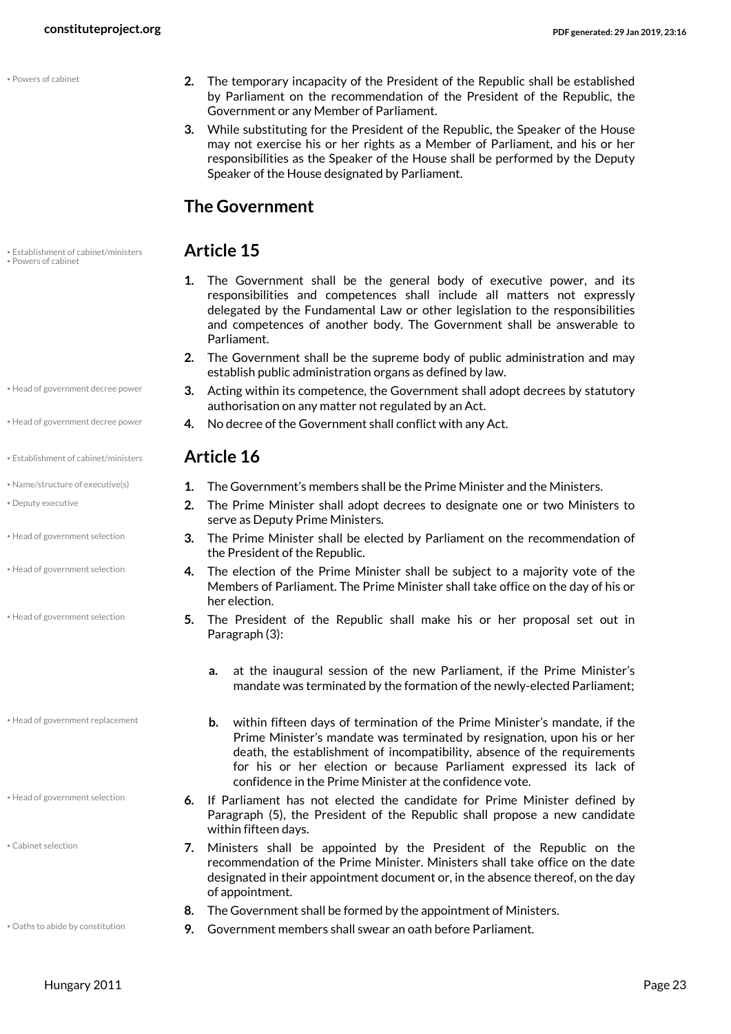2. The temporary incapacity of the President of the Republic shall be established by Parliament on the recommendation of the President of the Republic, the Government or any Member of Parliament.
3. While substituting for the President of the Republic, the Speaker of the House may not exercise his or her rights as a Member of Parliament, and his or her responsibilities as the Speaker of the House shall be performed by the Deputy Speaker of the House designated by Parliament.

## The Government

## Article 15

1. The Government shall be the general body of executive power, and its responsibilities and competences shall include all matters not expressly delegated by the Fundamental Law or other legislation to the responsibilities and competences of another body. The Government shall be answerable to Parliament.
2. The Government shall be the supreme body of public administration and may establish public administration organs as defined by law.
3. Acting within its competence, the Government shall adopt decrees by statutory authorisation on any matter not regulated by an Act.
4. No decree of the Government shall conflict with any Act.

## Article 16

1. The Government's members shall be the Prime Minister and the Ministers.
2. The Prime Minister shall adopt decrees to designate one or two Ministers to serve as Deputy Prime Ministers.
3. The Prime Minister shall be elected by Parliament on the recommendation of the President of the Republic.
4. The election of the Prime Minister shall be subject to a majority vote of the Members of Parliament. The Prime Minister shall take office on the day of his or her election.
5. The President of the Republic shall make his or her proposal set out in Paragraph (3):
   a. at the inaugural session of the new Parliament, if the Prime Minister's mandate was terminated by the formation of the newly-elected Parliament;
   b. within fifteen days of termination of the Prime Minister's mandate, if the Prime Minister's mandate was terminated by resignation, upon his or her death, the establishment of incompatibility, absence of the requirements for his or her election or because Parliament expressed its lack of confidence in the Prime Minister at the confidence vote.
6. If Parliament has not elected the candidate for Prime Minister defined by Paragraph (5), the President of the Republic shall propose a new candidate within fifteen days.
7. Ministers shall be appointed by the President of the Republic on the recommendation of the Prime Minister. Ministers shall take office on the date designated in their appointment document or, in the absence thereof, on the day of appointment.
8. The Government shall be formed by the appointment of Ministers.
9. Government members shall swear an oath before Parliament.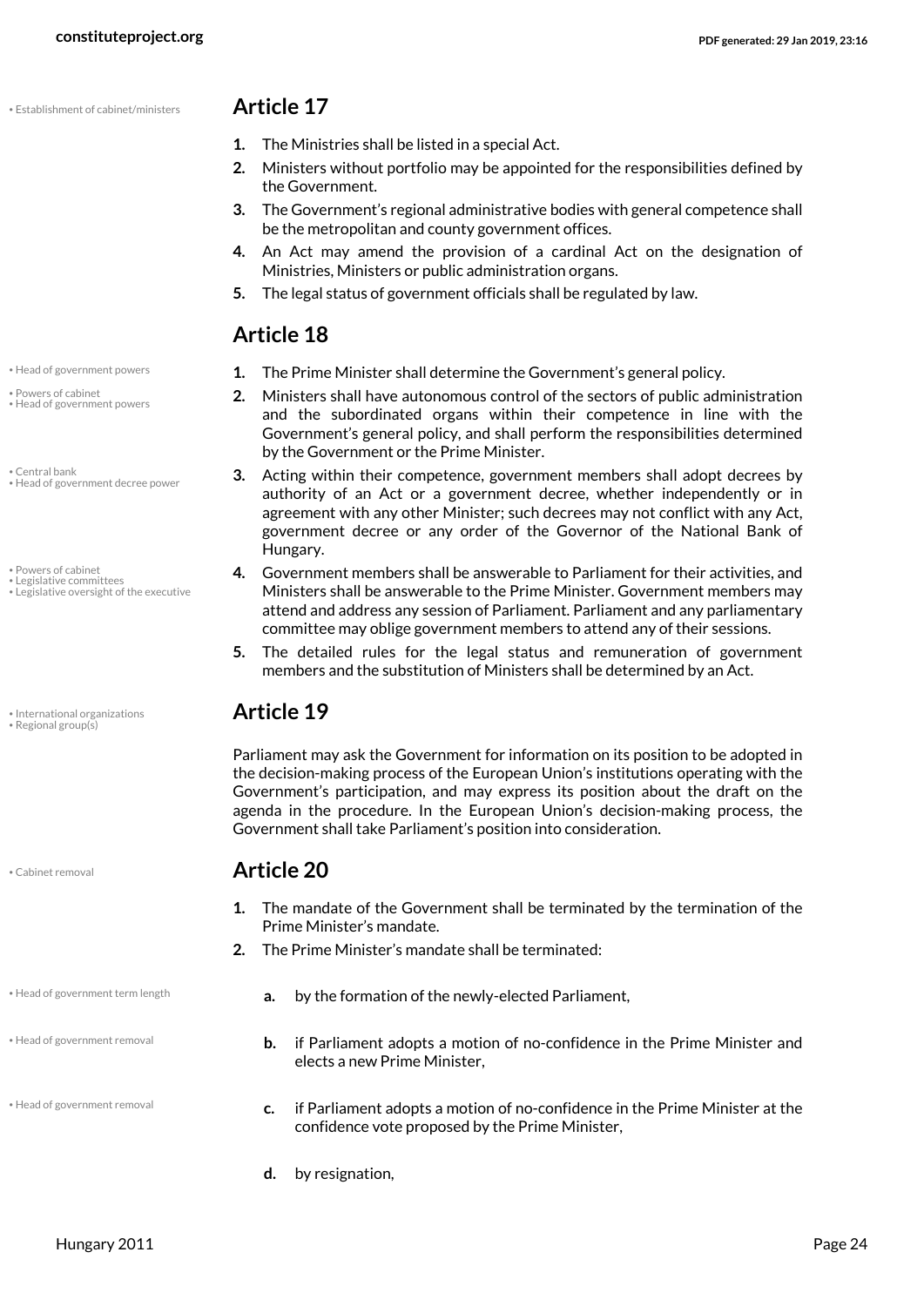## Article 17

1. The Ministries shall be listed in a special Act.
2. Ministers without portfolio may be appointed for the responsibilities defined by the Government.
3. The Government's regional administrative bodies with general competence shall be the metropolitan and county government offices.
4. An Act may amend the provision of a cardinal Act on the designation of Ministries, Ministers or public administration organs.
5. The legal status of government officials shall be regulated by law.

## Article 18

1. The Prime Minister shall determine the Government's general policy.
2. Ministers shall have autonomous control of the sectors of public administration and the subordinated organs within their competence in line with the Government's general policy, and shall perform the responsibilities determined by the Government or the Prime Minister.
3. Acting within their competence, government members shall adopt decrees by authority of an Act or a government decree, whether independently or in agreement with any other Minister; such decrees may not conflict with any Act, government decree or any order of the Governor of the National Bank of Hungary.
4. Government members shall be answerable to Parliament for their activities, and Ministers shall be answerable to the Prime Minister. Government members may attend and address any session of Parliament. Parliament and any parliamentary committee may oblige government members to attend any of their sessions.
5. The detailed rules for the legal status and remuneration of government members and the substitution of Ministers shall be determined by an Act.

## Article 19

Parliament may ask the Government for information on its position to be adopted in the decision-making process of the European Union's institutions operating with the Government's participation, and may express its position about the draft on the agenda in the procedure. In the European Union's decision-making process, the Government shall take Parliament's position into consideration.

## Article 20

1. The mandate of the Government shall be terminated by the termination of the Prime Minister's mandate.
2. The Prime Minister's mandate shall be terminated:
   - a. by the formation of the newly-elected Parliament,
   - b. if Parliament adopts a motion of no-confidence in the Prime Minister and elects a new Prime Minister,
   - c. if Parliament adopts a motion of no-confidence in the Prime Minister at the confidence vote proposed by the Prime Minister,
   - d. by resignation,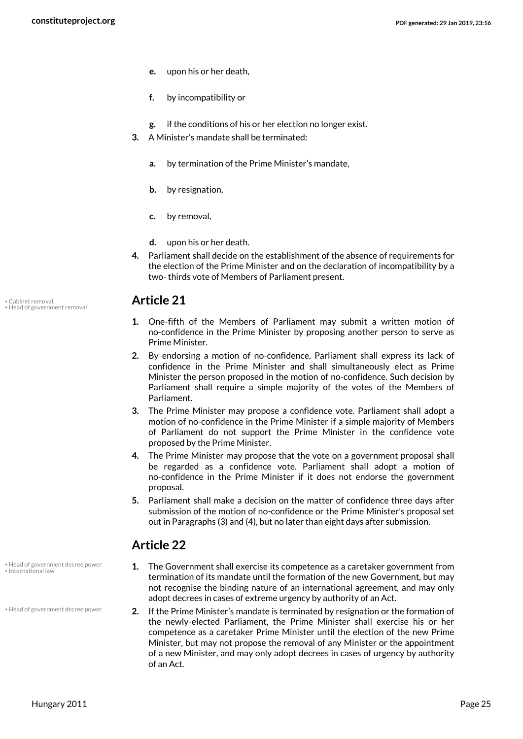e. upon his or her death,

f. by incompatibility or

g. if the conditions of his or her election no longer exist.

3. A Minister's mandate shall be terminated:

   a. by termination of the Prime Minister's mandate,

   b. by resignation,

   c. by removal,

   d. upon his or her death.

4. Parliament shall decide on the establishment of the absence of requirements for the election of the Prime Minister and on the declaration of incompatibility by a two- thirds vote of Members of Parliament present.

## Article 21

1. One-fifth of the Members of Parliament may submit a written motion of no-confidence in the Prime Minister by proposing another person to serve as Prime Minister.
2. By endorsing a motion of no-confidence, Parliament shall express its lack of confidence in the Prime Minister and shall simultaneously elect as Prime Minister the person proposed in the motion of no-confidence. Such decision by Parliament shall require a simple majority of the votes of the Members of Parliament.
3. The Prime Minister may propose a confidence vote. Parliament shall adopt a motion of no-confidence in the Prime Minister if a simple majority of Members of Parliament do not support the Prime Minister in the confidence vote proposed by the Prime Minister.
4. The Prime Minister may propose that the vote on a government proposal shall be regarded as a confidence vote. Parliament shall adopt a motion of no-confidence in the Prime Minister if it does not endorse the government proposal.
5. Parliament shall make a decision on the matter of confidence three days after submission of the motion of no-confidence or the Prime Minister's proposal set out in Paragraphs (3) and (4), but no later than eight days after submission.

## Article 22

1. The Government shall exercise its competence as a caretaker government from termination of its mandate until the formation of the new Government, but may not recognise the binding nature of an international agreement, and may only adopt decrees in cases of extreme urgency by authority of an Act.
2. If the Prime Minister's mandate is terminated by resignation or the formation of the newly-elected Parliament, the Prime Minister shall exercise his or her competence as a caretaker Prime Minister until the election of the new Prime Minister, but may not propose the removal of any Minister or the appointment of a new Minister, and may only adopt decrees in cases of urgency by authority of an Act.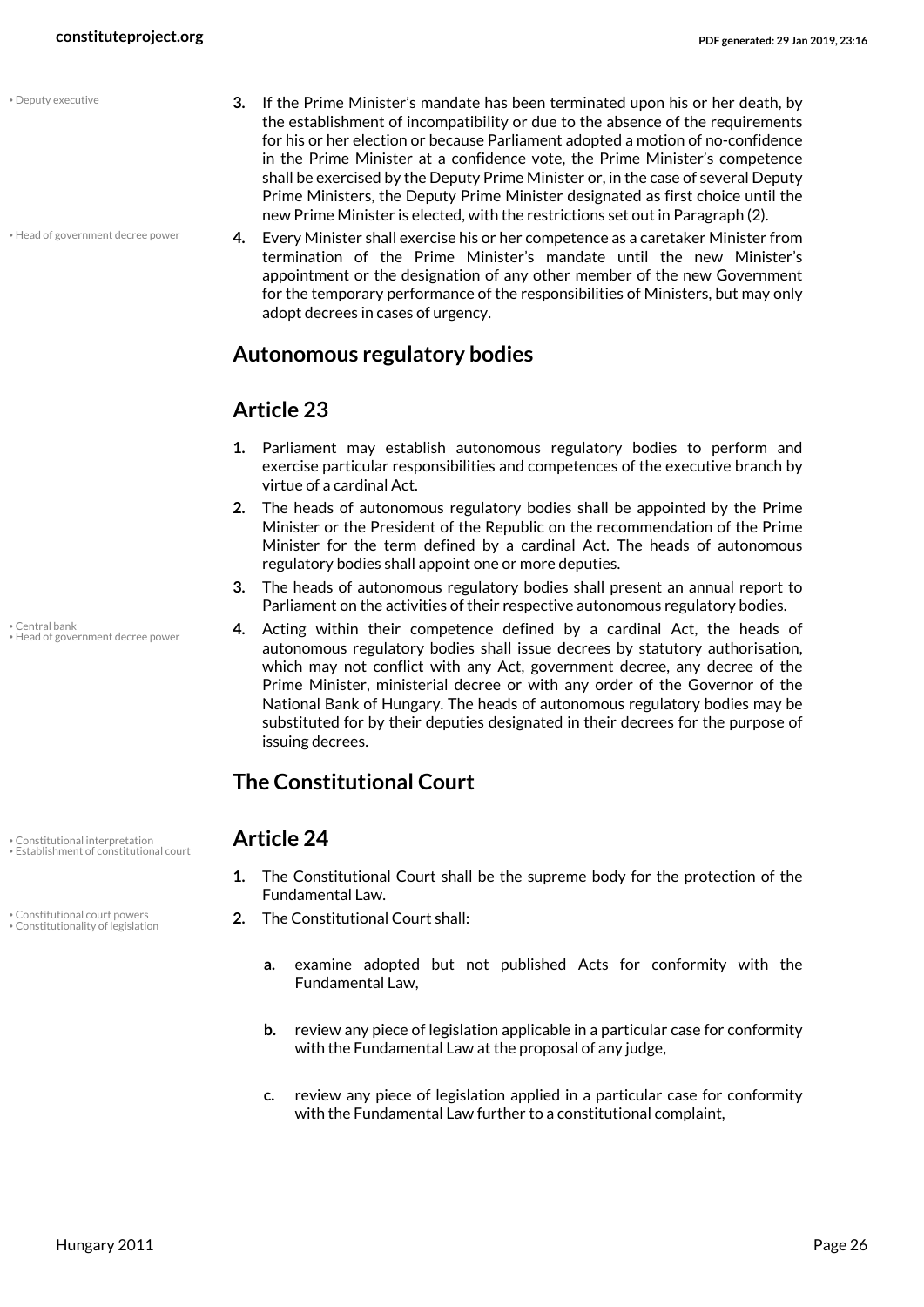3. If the Prime Minister's mandate has been terminated upon his or her death, by the establishment of incompatibility or due to the absence of the requirements for his or her election or because Parliament adopted a motion of no-confidence in the Prime Minister at a confidence vote, the Prime Minister's competence shall be exercised by the Deputy Prime Minister or, in the case of several Deputy Prime Ministers, the Deputy Prime Minister designated as first choice until the new Prime Minister is elected, with the restrictions set out in Paragraph (2).

4. Every Minister shall exercise his or her competence as a caretaker Minister from termination of the Prime Minister's mandate until the new Minister's appointment or the designation of any other member of the new Government for the temporary performance of the responsibilities of Ministers, but may only adopt decrees in cases of urgency.

## Autonomous regulatory bodies

## Article 23

1. Parliament may establish autonomous regulatory bodies to perform and exercise particular responsibilities and competences of the executive branch by virtue of a cardinal Act.

2. The heads of autonomous regulatory bodies shall be appointed by the Prime Minister or the President of the Republic on the recommendation of the Prime Minister for the term defined by a cardinal Act. The heads of autonomous regulatory bodies shall appoint one or more deputies.

3. The heads of autonomous regulatory bodies shall present an annual report to Parliament on the activities of their respective autonomous regulatory bodies.

4. Acting within their competence defined by a cardinal Act, the heads of autonomous regulatory bodies shall issue decrees by statutory authorisation, which may not conflict with any Act, government decree, any decree of the Prime Minister, ministerial decree or with any order of the Governor of the National Bank of Hungary. The heads of autonomous regulatory bodies may be substituted for by their deputies designated in their decrees for the purpose of issuing decrees.

## The Constitutional Court

## Article 24

1. The Constitutional Court shall be the supreme body for the protection of the Fundamental Law.

2. The Constitutional Court shall:

   a. examine adopted but not published Acts for conformity with the Fundamental Law,

   b. review any piece of legislation applicable in a particular case for conformity with the Fundamental Law at the proposal of any judge,

   c. review any piece of legislation applied in a particular case for conformity with the Fundamental Law further to a constitutional complaint,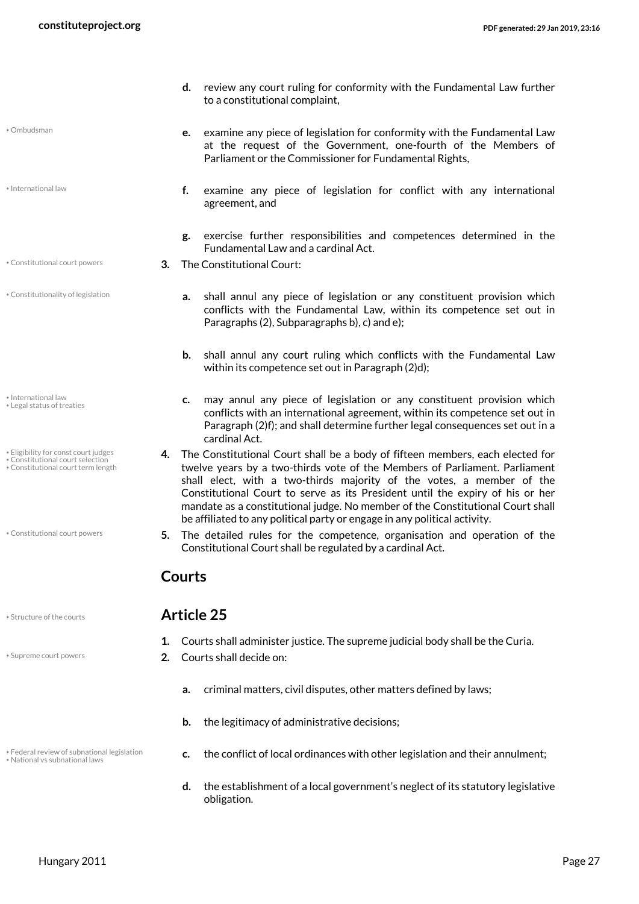d. review any court ruling for conformity with the Fundamental Law further to a constitutional complaint,

e. examine any piece of legislation for conformity with the Fundamental Law at the request of the Government, one-fourth of the Members of Parliament or the Commissioner for Fundamental Rights,

f. examine any piece of legislation for conflict with any international agreement, and

g. exercise further responsibilities and competences determined in the Fundamental Law and a cardinal Act.

3. The Constitutional Court:

   a. shall annul any piece of legislation or any constituent provision which conflicts with the Fundamental Law, within its competence set out in Paragraphs (2), Subparagraphs b), c) and e);

   b. shall annul any court ruling which conflicts with the Fundamental Law within its competence set out in Paragraph (2)d);

   c. may annul any piece of legislation or any constituent provision which conflicts with an international agreement, within its competence set out in Paragraph (2)f); and shall determine further legal consequences set out in a cardinal Act.

4. The Constitutional Court shall be a body of fifteen members, each elected for twelve years by a two-thirds vote of the Members of Parliament. Parliament shall elect, with a two-thirds majority of the votes, a member of the Constitutional Court to serve as its President until the expiry of his or her mandate as a constitutional judge. No member of the Constitutional Court shall be affiliated to any political party or engage in any political activity.

5. The detailed rules for the competence, organisation and operation of the Constitutional Court shall be regulated by a cardinal Act.

## Courts

### Article 25

1. Courts shall administer justice. The supreme judicial body shall be the Curia.

2. Courts shall decide on:

   a. criminal matters, civil disputes, other matters defined by laws;

   b. the legitimacy of administrative decisions;

   c. the conflict of local ordinances with other legislation and their annulment;

   d. the establishment of a local government's neglect of its statutory legislative obligation.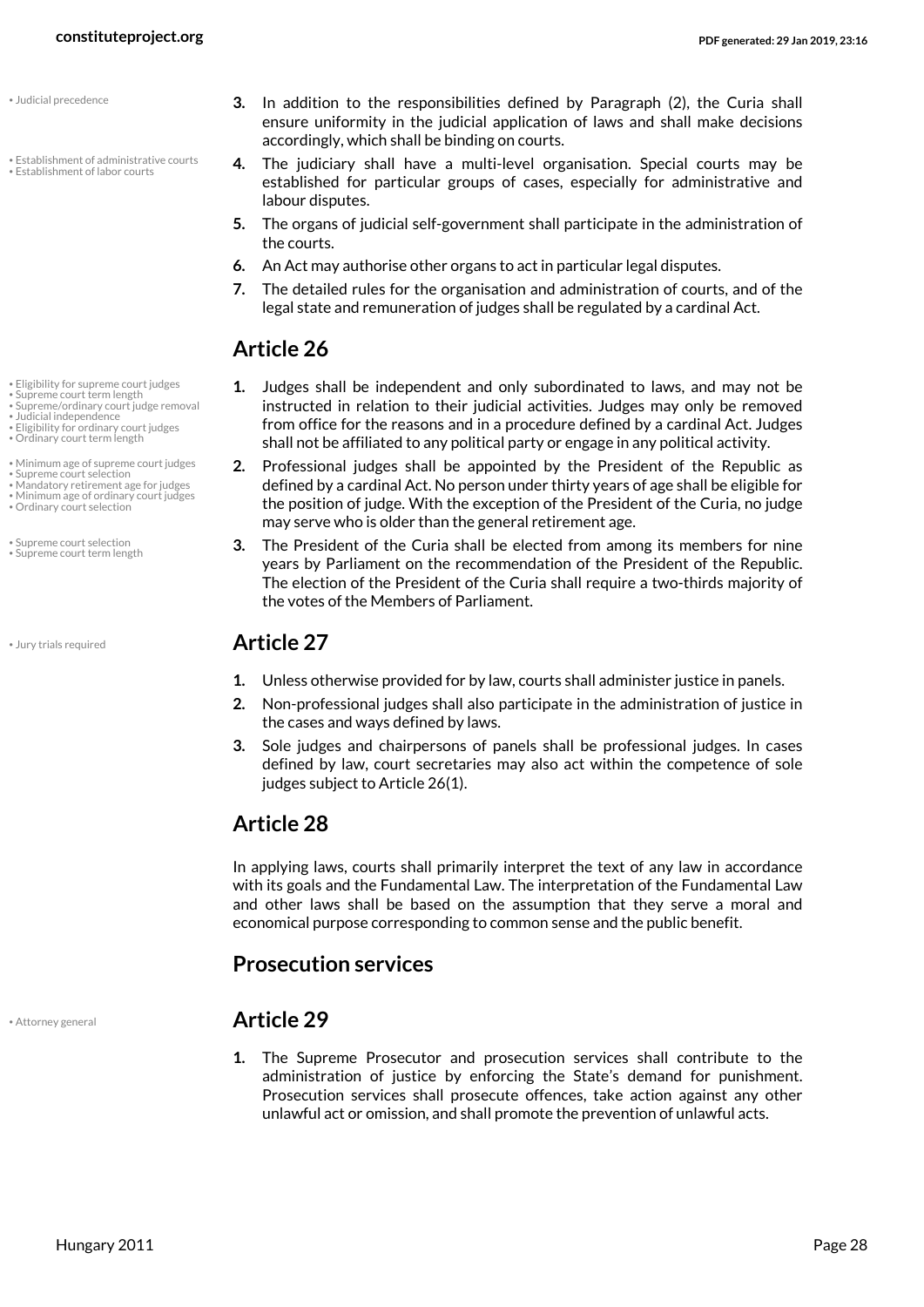3. In addition to the responsibilities defined by Paragraph (2), the Curia shall ensure uniformity in the judicial application of laws and shall make decisions accordingly, which shall be binding on courts.
4. The judiciary shall have a multi-level organisation. Special courts may be established for particular groups of cases, especially for administrative and labour disputes.
5. The organs of judicial self-government shall participate in the administration of the courts.
6. An Act may authorise other organs to act in particular legal disputes.
7. The detailed rules for the organisation and administration of courts, and of the legal state and remuneration of judges shall be regulated by a cardinal Act.

## Article 26

1. Judges shall be independent and only subordinated to laws, and may not be instructed in relation to their judicial activities. Judges may only be removed from office for the reasons and in a procedure defined by a cardinal Act. Judges shall not be affiliated to any political party or engage in any political activity.
2. Professional judges shall be appointed by the President of the Republic as defined by a cardinal Act. No person under thirty years of age shall be eligible for the position of judge. With the exception of the President of the Curia, no judge may serve who is older than the general retirement age.
3. The President of the Curia shall be elected from among its members for nine years by Parliament on the recommendation of the President of the Republic. The election of the President of the Curia shall require a two-thirds majority of the votes of the Members of Parliament.

## Article 27

1. Unless otherwise provided for by law, courts shall administer justice in panels.
2. Non-professional judges shall also participate in the administration of justice in the cases and ways defined by laws.
3. Sole judges and chairpersons of panels shall be professional judges. In cases defined by law, court secretaries may also act within the competence of sole judges subject to Article 26(1).

## Article 28

In applying laws, courts shall primarily interpret the text of any law in accordance with its goals and the Fundamental Law. The interpretation of the Fundamental Law and other laws shall be based on the assumption that they serve a moral and economical purpose corresponding to common sense and the public benefit.

## Prosecution services

## Article 29

1. The Supreme Prosecutor and prosecution services shall contribute to the administration of justice by enforcing the State's demand for punishment. Prosecution services shall prosecute offences, take action against any other unlawful act or omission, and shall promote the prevention of unlawful acts.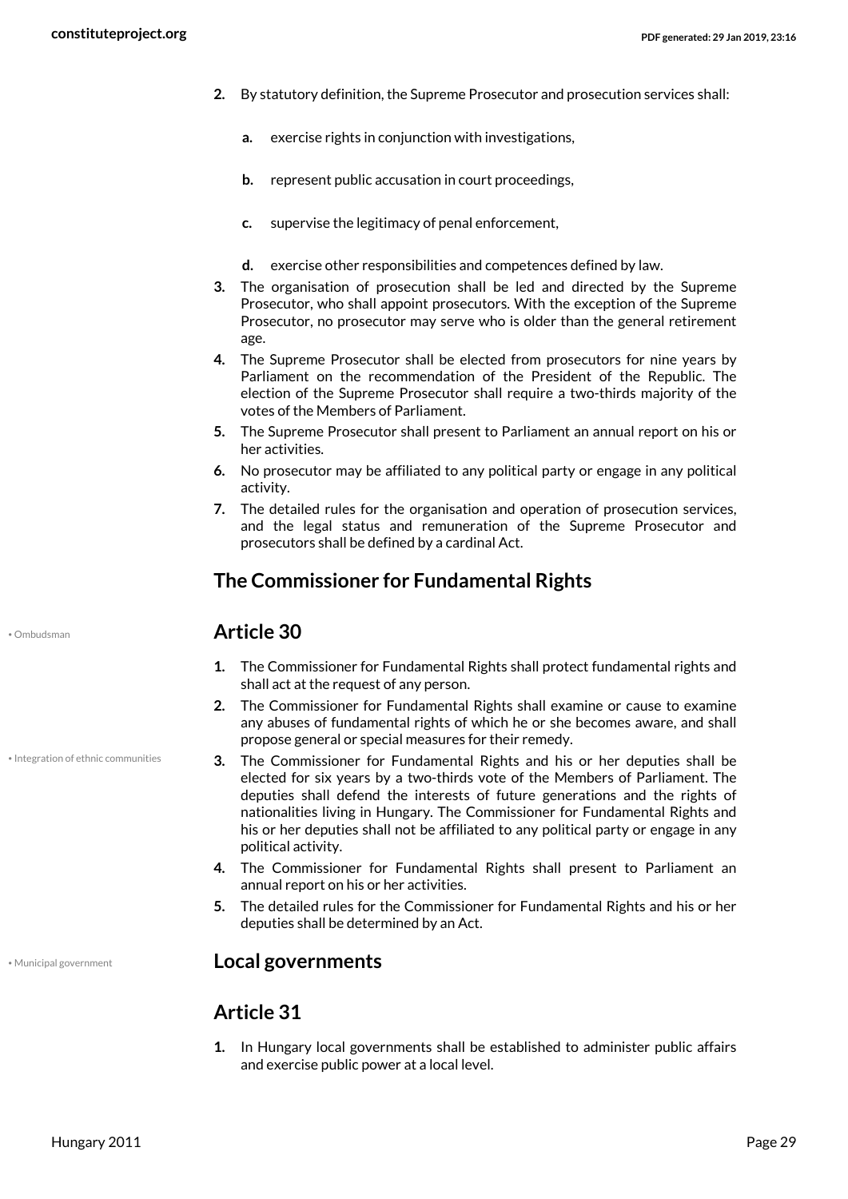2. By statutory definition, the Supreme Prosecutor and prosecution services shall:

    a. exercise rights in conjunction with investigations,

    b. represent public accusation in court proceedings,

    c. supervise the legitimacy of penal enforcement,

    d. exercise other responsibilities and competences defined by law.

3. The organisation of prosecution shall be led and directed by the Supreme Prosecutor, who shall appoint prosecutors. With the exception of the Supreme Prosecutor, no prosecutor may serve who is older than the general retirement age.
4. The Supreme Prosecutor shall be elected from prosecutors for nine years by Parliament on the recommendation of the President of the Republic. The election of the Supreme Prosecutor shall require a two-thirds majority of the votes of the Members of Parliament.
5. The Supreme Prosecutor shall present to Parliament an annual report on his or her activities.
6. No prosecutor may be affiliated to any political party or engage in any political activity.
7. The detailed rules for the organisation and operation of prosecution services, and the legal status and remuneration of the Supreme Prosecutor and prosecutors shall be defined by a cardinal Act.

## The Commissioner for Fundamental Rights

• Ombudsman

## Article 30

1. The Commissioner for Fundamental Rights shall protect fundamental rights and shall act at the request of any person.
2. The Commissioner for Fundamental Rights shall examine or cause to examine any abuses of fundamental rights of which he or she becomes aware, and shall propose general or special measures for their remedy.
3. The Commissioner for Fundamental Rights and his or her deputies shall be elected for six years by a two-thirds vote of the Members of Parliament. The deputies shall defend the interests of future generations and the rights of nationalities living in Hungary. The Commissioner for Fundamental Rights and his or her deputies shall not be affiliated to any political party or engage in any political activity.
4. The Commissioner for Fundamental Rights shall present to Parliament an annual report on his or her activities.
5. The detailed rules for the Commissioner for Fundamental Rights and his or her deputies shall be determined by an Act.

• Integration of ethnic communities

• Municipal government

## Local governments

## Article 31

1. In Hungary local governments shall be established to administer public affairs and exercise public power at a local level.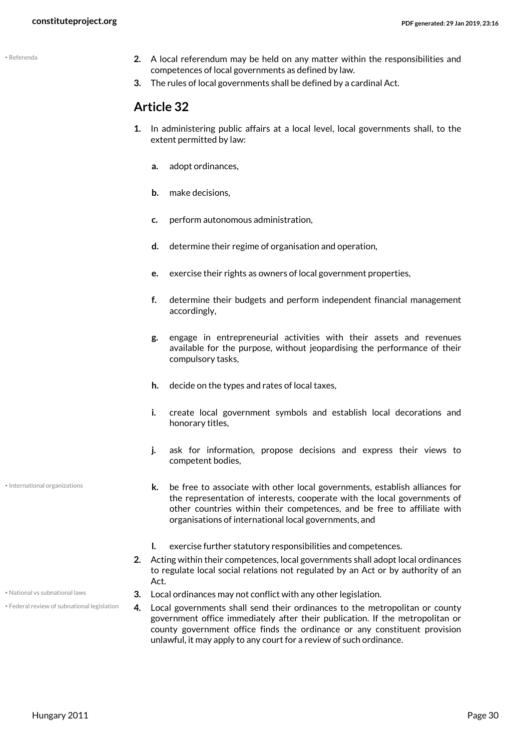• Referenda

2. A local referendum may be held on any matter within the responsibilities and competences of local governments as defined by law.
3. The rules of local governments shall be defined by a cardinal Act.

## Article 32

1. In administering public affairs at a local level, local governments shall, to the extent permitted by law:

   a. adopt ordinances,

   b. make decisions,

   c. perform autonomous administration,

   d. determine their regime of organisation and operation,

   e. exercise their rights as owners of local government properties,

   f. determine their budgets and perform independent financial management accordingly,

   g. engage in entrepreneurial activities with their assets and revenues available for the purpose, without jeopardising the performance of their compulsory tasks,

   h. decide on the types and rates of local taxes,

   i. create local government symbols and establish local decorations and honorary titles,

   j. ask for information, propose decisions and express their views to competent bodies,

   • International organizations

   k. be free to associate with other local governments, establish alliances for the representation of interests, cooperate with the local governments of other countries within their competences, and be free to affiliate with organisations of international local governments, and

   l. exercise further statutory responsibilities and competences.

2. Acting within their competences, local governments shall adopt local ordinances to regulate local social relations not regulated by an Act or by authority of an Act.

• National vs subnational laws

3. Local ordinances may not conflict with any other legislation.

• Federal review of subnational legislation

4. Local governments shall send their ordinances to the metropolitan or county government office immediately after their publication. If the metropolitan or county government office finds the ordinance or any constituent provision unlawful, it may apply to any court for a review of such ordinance.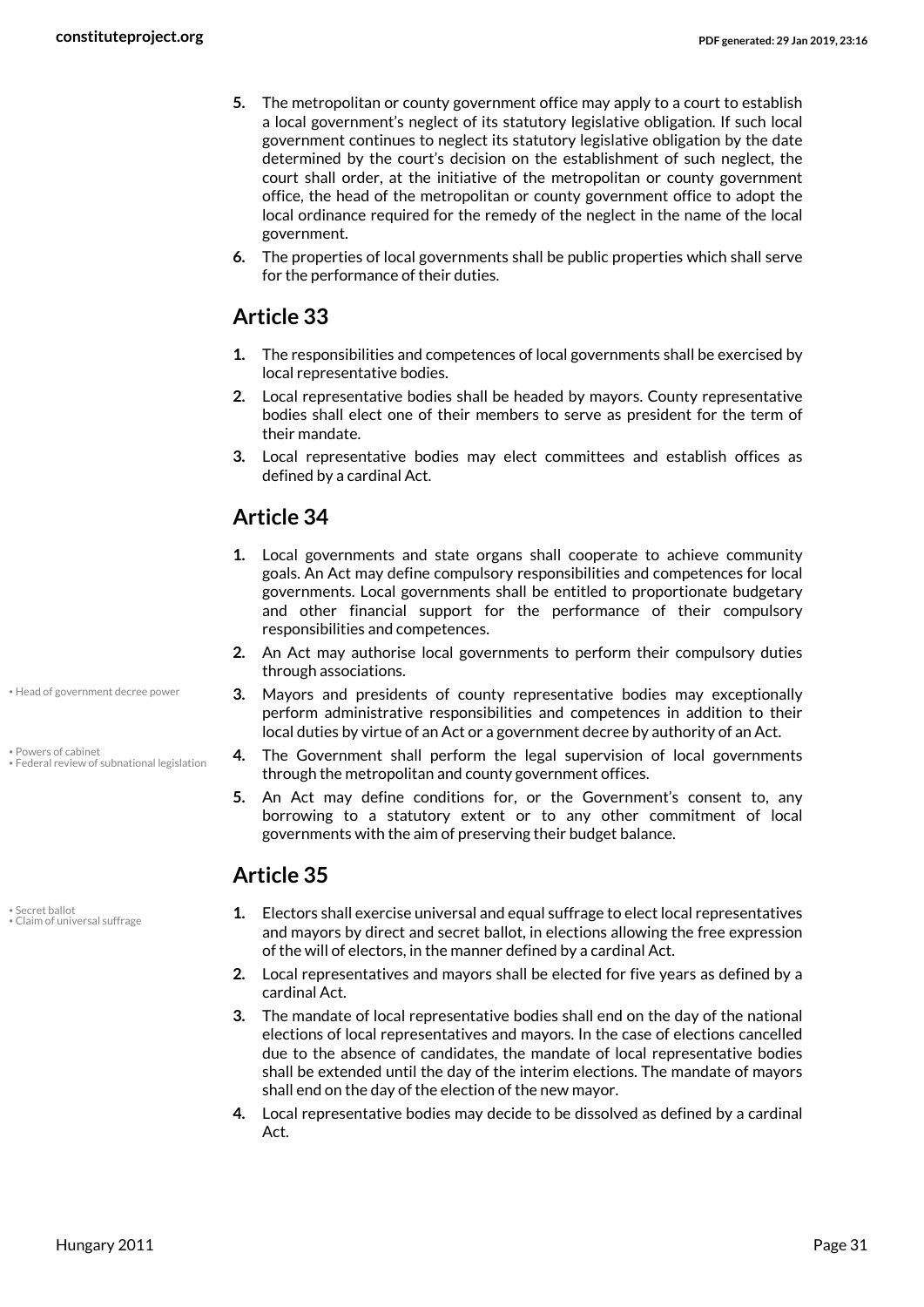5. The metropolitan or county government office may apply to a court to establish a local government's neglect of its statutory legislative obligation. If such local government continues to neglect its statutory legislative obligation by the date determined by the court's decision on the establishment of such neglect, the court shall order, at the initiative of the metropolitan or county government office, the head of the metropolitan or county government office to adopt the local ordinance required for the remedy of the neglect in the name of the local government.
6. The properties of local governments shall be public properties which shall serve for the performance of their duties.

## Article 33

1. The responsibilities and competences of local governments shall be exercised by local representative bodies.
2. Local representative bodies shall be headed by mayors. County representative bodies shall elect one of their members to serve as president for the term of their mandate.
3. Local representative bodies may elect committees and establish offices as defined by a cardinal Act.

## Article 34

1. Local governments and state organs shall cooperate to achieve community goals. An Act may define compulsory responsibilities and competences for local governments. Local governments shall be entitled to proportionate budgetary and other financial support for the performance of their compulsory responsibilities and competences.
2. An Act may authorise local governments to perform their compulsory duties through associations.
3. Mayors and presidents of county representative bodies may exceptionally perform administrative responsibilities and competences in addition to their local duties by virtue of an Act or a government decree by authority of an Act.
4. The Government shall perform the legal supervision of local governments through the metropolitan and county government offices.
5. An Act may define conditions for, or the Government's consent to, any borrowing to a statutory extent or to any other commitment of local governments with the aim of preserving their budget balance.

• Head of government decree power

• Powers of cabinet
• Federal review of subnational legislation

## Article 35

• Secret ballot
• Claim of universal suffrage

1. Electors shall exercise universal and equal suffrage to elect local representatives and mayors by direct and secret ballot, in elections allowing the free expression of the will of electors, in the manner defined by a cardinal Act.
2. Local representatives and mayors shall be elected for five years as defined by a cardinal Act.
3. The mandate of local representative bodies shall end on the day of the national elections of local representatives and mayors. In the case of elections cancelled due to the absence of candidates, the mandate of local representative bodies shall be extended until the day of the interim elections. The mandate of mayors shall end on the day of the election of the new mayor.
4. Local representative bodies may decide to be dissolved as defined by a cardinal Act.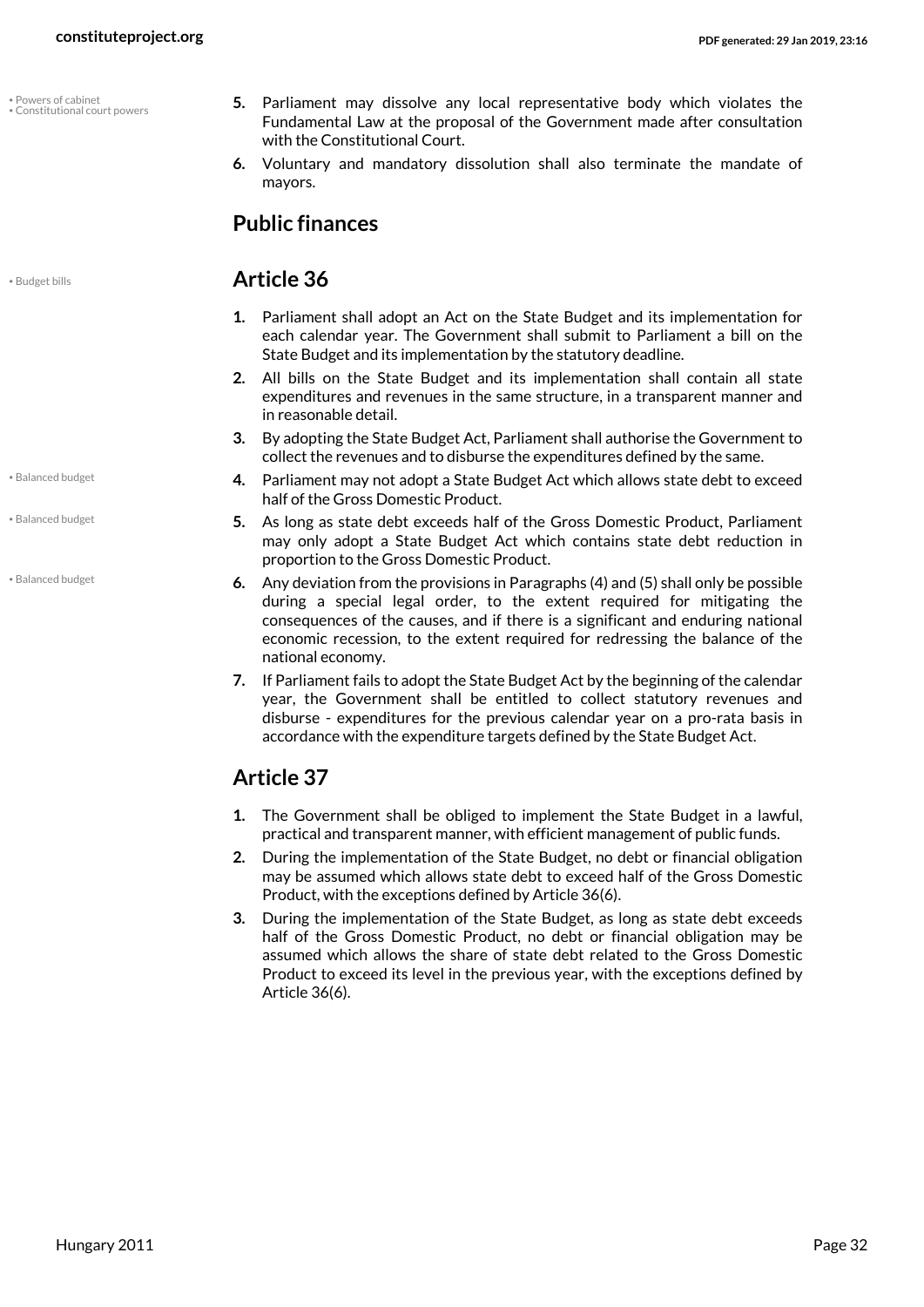5. Parliament may dissolve any local representative body which violates the Fundamental Law at the proposal of the Government made after consultation with the Constitutional Court.
6. Voluntary and mandatory dissolution shall also terminate the mandate of mayors.

## Public finances

### Article 36

1. Parliament shall adopt an Act on the State Budget and its implementation for each calendar year. The Government shall submit to Parliament a bill on the State Budget and its implementation by the statutory deadline.
2. All bills on the State Budget and its implementation shall contain all state expenditures and revenues in the same structure, in a transparent manner and in reasonable detail.
3. By adopting the State Budget Act, Parliament shall authorise the Government to collect the revenues and to disburse the expenditures defined by the same.
4. Parliament may not adopt a State Budget Act which allows state debt to exceed half of the Gross Domestic Product.
5. As long as state debt exceeds half of the Gross Domestic Product, Parliament may only adopt a State Budget Act which contains state debt reduction in proportion to the Gross Domestic Product.
6. Any deviation from the provisions in Paragraphs (4) and (5) shall only be possible during a special legal order, to the extent required for mitigating the consequences of the causes, and if there is a significant and enduring national economic recession, to the extent required for redressing the balance of the national economy.
7. If Parliament fails to adopt the State Budget Act by the beginning of the calendar year, the Government shall be entitled to collect statutory revenues and disburse - expenditures for the previous calendar year on a pro-rata basis in accordance with the expenditure targets defined by the State Budget Act.

### Article 37

1. The Government shall be obliged to implement the State Budget in a lawful, practical and transparent manner, with efficient management of public funds.
2. During the implementation of the State Budget, no debt or financial obligation may be assumed which allows state debt to exceed half of the Gross Domestic Product, with the exceptions defined by Article 36(6).
3. During the implementation of the State Budget, as long as state debt exceeds half of the Gross Domestic Product, no debt or financial obligation may be assumed which allows the share of state debt related to the Gross Domestic Product to exceed its level in the previous year, with the exceptions defined by Article 36(6).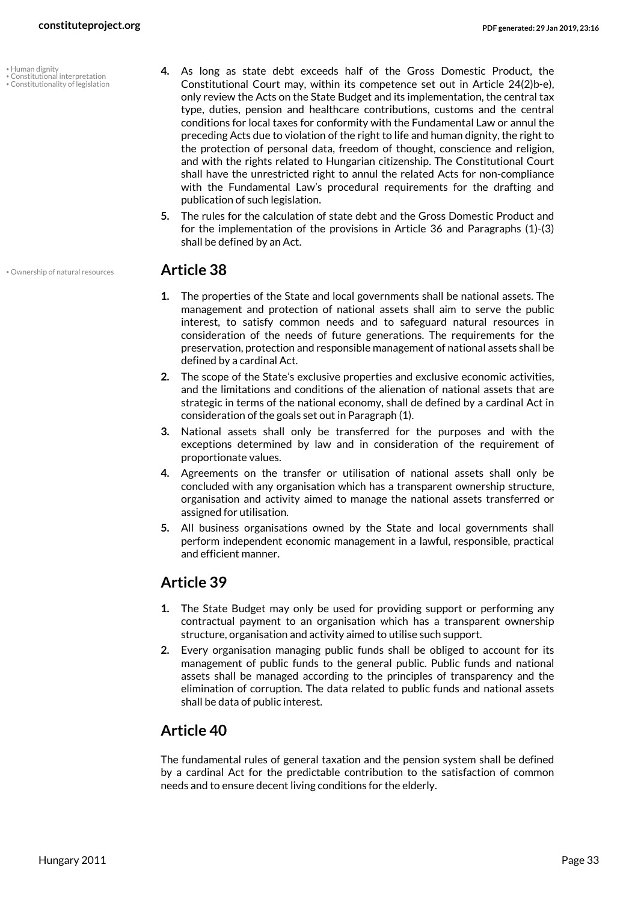4. As long as state debt exceeds half of the Gross Domestic Product, the Constitutional Court may, within its competence set out in Article 24(2)b-e), only review the Acts on the State Budget and its implementation, the central tax type, duties, pension and healthcare contributions, customs and the central conditions for local taxes for conformity with the Fundamental Law or annul the preceding Acts due to violation of the right to life and human dignity, the right to the protection of personal data, freedom of thought, conscience and religion, and with the rights related to Hungarian citizenship. The Constitutional Court shall have the unrestricted right to annul the related Acts for non-compliance with the Fundamental Law's procedural requirements for the drafting and publication of such legislation.
5. The rules for the calculation of state debt and the Gross Domestic Product and for the implementation of the provisions in Article 36 and Paragraphs (1)-(3) shall be defined by an Act.

## Article 38

1. The properties of the State and local governments shall be national assets. The management and protection of national assets shall aim to serve the public interest, to satisfy common needs and to safeguard natural resources in consideration of the needs of future generations. The requirements for the preservation, protection and responsible management of national assets shall be defined by a cardinal Act.
2. The scope of the State's exclusive properties and exclusive economic activities, and the limitations and conditions of the alienation of national assets that are strategic in terms of the national economy, shall de defined by a cardinal Act in consideration of the goals set out in Paragraph (1).
3. National assets shall only be transferred for the purposes and with the exceptions determined by law and in consideration of the requirement of proportionate values.
4. Agreements on the transfer or utilisation of national assets shall only be concluded with any organisation which has a transparent ownership structure, organisation and activity aimed to manage the national assets transferred or assigned for utilisation.
5. All business organisations owned by the State and local governments shall perform independent economic management in a lawful, responsible, practical and efficient manner.

## Article 39

1. The State Budget may only be used for providing support or performing any contractual payment to an organisation which has a transparent ownership structure, organisation and activity aimed to utilise such support.
2. Every organisation managing public funds shall be obliged to account for its management of public funds to the general public. Public funds and national assets shall be managed according to the principles of transparency and the elimination of corruption. The data related to public funds and national assets shall be data of public interest.

## Article 40

The fundamental rules of general taxation and the pension system shall be defined by a cardinal Act for the predictable contribution to the satisfaction of common needs and to ensure decent living conditions for the elderly.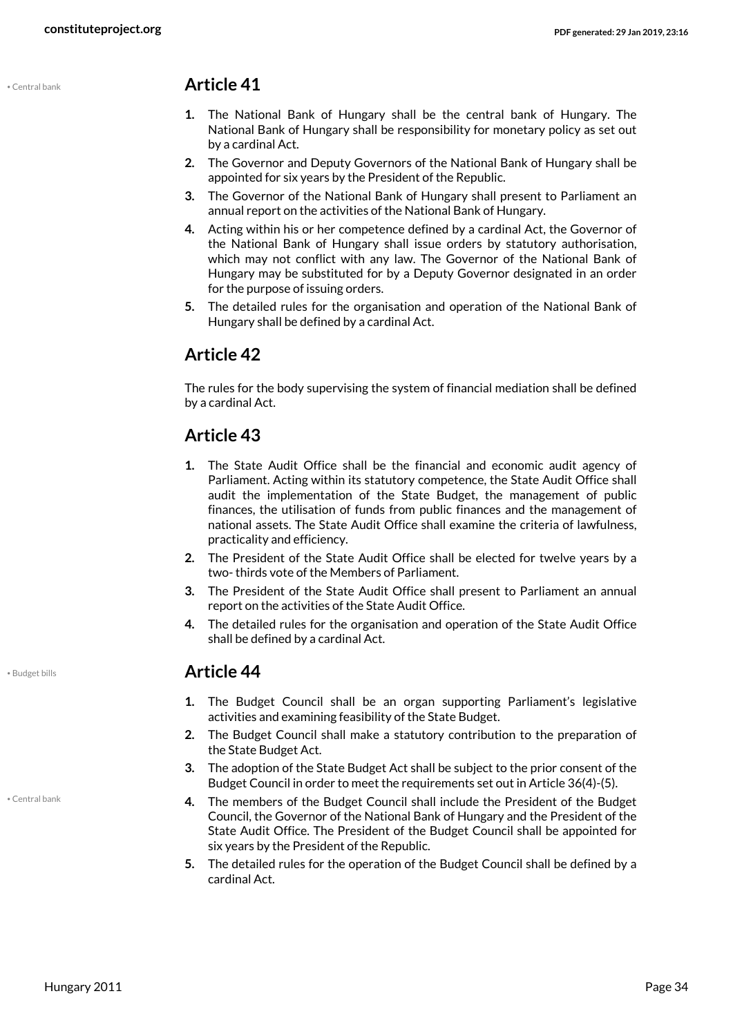## Article 41

1. The National Bank of Hungary shall be the central bank of Hungary. The National Bank of Hungary shall be responsibility for monetary policy as set out by a cardinal Act.
2. The Governor and Deputy Governors of the National Bank of Hungary shall be appointed for six years by the President of the Republic.
3. The Governor of the National Bank of Hungary shall present to Parliament an annual report on the activities of the National Bank of Hungary.
4. Acting within his or her competence defined by a cardinal Act, the Governor of the National Bank of Hungary shall issue orders by statutory authorisation, which may not conflict with any law. The Governor of the National Bank of Hungary may be substituted for by a Deputy Governor designated in an order for the purpose of issuing orders.
5. The detailed rules for the organisation and operation of the National Bank of Hungary shall be defined by a cardinal Act.

## Article 42

The rules for the body supervising the system of financial mediation shall be defined by a cardinal Act.

## Article 43

1. The State Audit Office shall be the financial and economic audit agency of Parliament. Acting within its statutory competence, the State Audit Office shall audit the implementation of the State Budget, the management of public finances, the utilisation of funds from public finances and the management of national assets. The State Audit Office shall examine the criteria of lawfulness, practicality and efficiency.
2. The President of the State Audit Office shall be elected for twelve years by a two- thirds vote of the Members of Parliament.
3. The President of the State Audit Office shall present to Parliament an annual report on the activities of the State Audit Office.
4. The detailed rules for the organisation and operation of the State Audit Office shall be defined by a cardinal Act.

## Article 44

1. The Budget Council shall be an organ supporting Parliament's legislative activities and examining feasibility of the State Budget.
2. The Budget Council shall make a statutory contribution to the preparation of the State Budget Act.
3. The adoption of the State Budget Act shall be subject to the prior consent of the Budget Council in order to meet the requirements set out in Article 36(4)-(5).
4. The members of the Budget Council shall include the President of the Budget Council, the Governor of the National Bank of Hungary and the President of the State Audit Office. The President of the Budget Council shall be appointed for six years by the President of the Republic.
5. The detailed rules for the operation of the Budget Council shall be defined by a cardinal Act.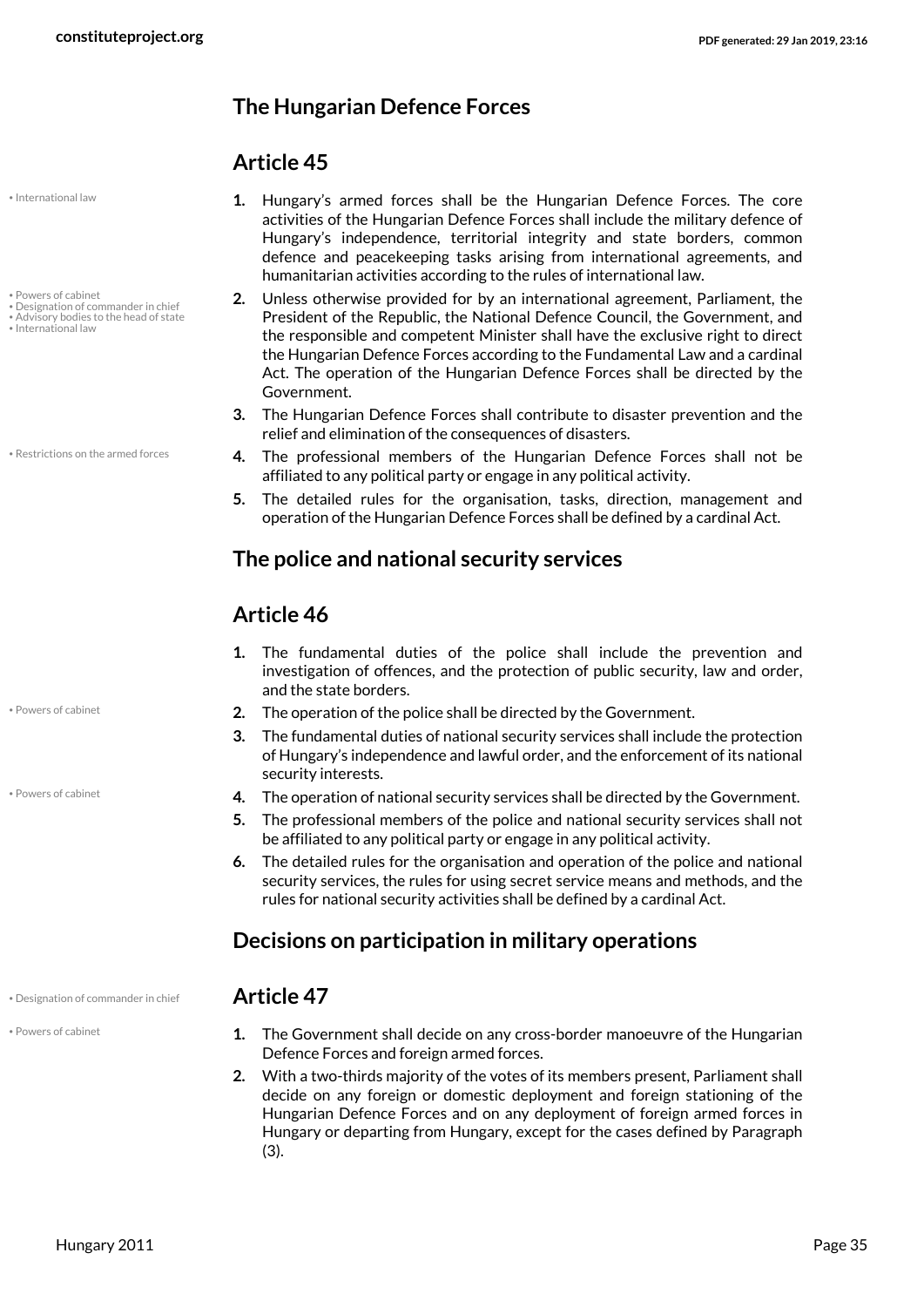## The Hungarian Defence Forces

### Article 45

1. Hungary's armed forces shall be the Hungarian Defence Forces. The core activities of the Hungarian Defence Forces shall include the military defence of Hungary's independence, territorial integrity and state borders, common defence and peacekeeping tasks arising from international agreements, and humanitarian activities according to the rules of international law.
2. Unless otherwise provided for by an international agreement, Parliament, the President of the Republic, the National Defence Council, the Government, and the responsible and competent Minister shall have the exclusive right to direct the Hungarian Defence Forces according to the Fundamental Law and a cardinal Act. The operation of the Hungarian Defence Forces shall be directed by the Government.
3. The Hungarian Defence Forces shall contribute to disaster prevention and the relief and elimination of the consequences of disasters.
4. The professional members of the Hungarian Defence Forces shall not be affiliated to any political party or engage in any political activity.
5. The detailed rules for the organisation, tasks, direction, management and operation of the Hungarian Defence Forces shall be defined by a cardinal Act.

## The police and national security services

### Article 46

1. The fundamental duties of the police shall include the prevention and investigation of offences, and the protection of public security, law and order, and the state borders.
2. The operation of the police shall be directed by the Government.
3. The fundamental duties of national security services shall include the protection of Hungary's independence and lawful order, and the enforcement of its national security interests.
4. The operation of national security services shall be directed by the Government.
5. The professional members of the police and national security services shall not be affiliated to any political party or engage in any political activity.
6. The detailed rules for the organisation and operation of the police and national security services, the rules for using secret service means and methods, and the rules for national security activities shall be defined by a cardinal Act.

## Decisions on participation in military operations

### Article 47

1. The Government shall decide on any cross-border manoeuvre of the Hungarian Defence Forces and foreign armed forces.
2. With a two-thirds majority of the votes of its members present, Parliament shall decide on any foreign or domestic deployment and foreign stationing of the Hungarian Defence Forces and on any deployment of foreign armed forces in Hungary or departing from Hungary, except for the cases defined by Paragraph (3).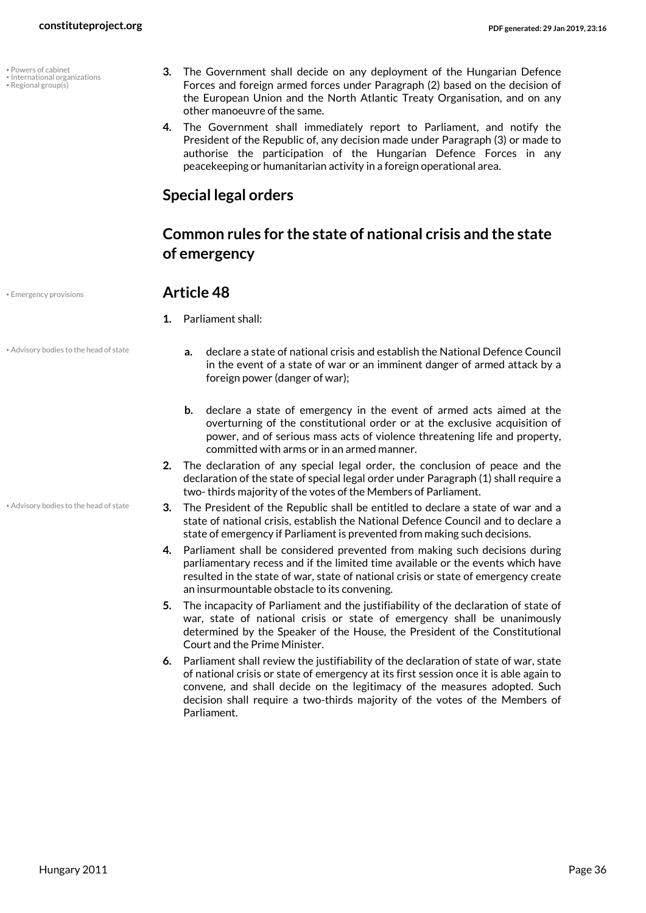3. The Government shall decide on any deployment of the Hungarian Defence Forces and foreign armed forces under Paragraph (2) based on the decision of the European Union and the North Atlantic Treaty Organisation, and on any other manoeuvre of the same.
4. The Government shall immediately report to Parliament, and notify the President of the Republic of, any decision made under Paragraph (3) or made to authorise the participation of the Hungarian Defence Forces in any peacekeeping or humanitarian activity in a foreign operational area.

## Special legal orders

## Common rules for the state of national crisis and the state of emergency

### Article 48

1. Parliament shall:
   a. declare a state of national crisis and establish the National Defence Council in the event of a state of war or an imminent danger of armed attack by a foreign power (danger of war);
   b. declare a state of emergency in the event of armed acts aimed at the overturning of the constitutional order or at the exclusive acquisition of power, and of serious mass acts of violence threatening life and property, committed with arms or in an armed manner.
2. The declaration of any special legal order, the conclusion of peace and the declaration of the state of special legal order under Paragraph (1) shall require a two- thirds majority of the votes of the Members of Parliament.
3. The President of the Republic shall be entitled to declare a state of war and a state of national crisis, establish the National Defence Council and to declare a state of emergency if Parliament is prevented from making such decisions.
4. Parliament shall be considered prevented from making such decisions during parliamentary recess and if the limited time available or the events which have resulted in the state of war, state of national crisis or state of emergency create an insurmountable obstacle to its convening.
5. The incapacity of Parliament and the justifiability of the declaration of state of war, state of national crisis or state of emergency shall be unanimously determined by the Speaker of the House, the President of the Constitutional Court and the Prime Minister.
6. Parliament shall review the justifiability of the declaration of state of war, state of national crisis or state of emergency at its first session once it is able again to convene, and shall decide on the legitimacy of the measures adopted. Such decision shall require a two-thirds majority of the votes of the Members of Parliament.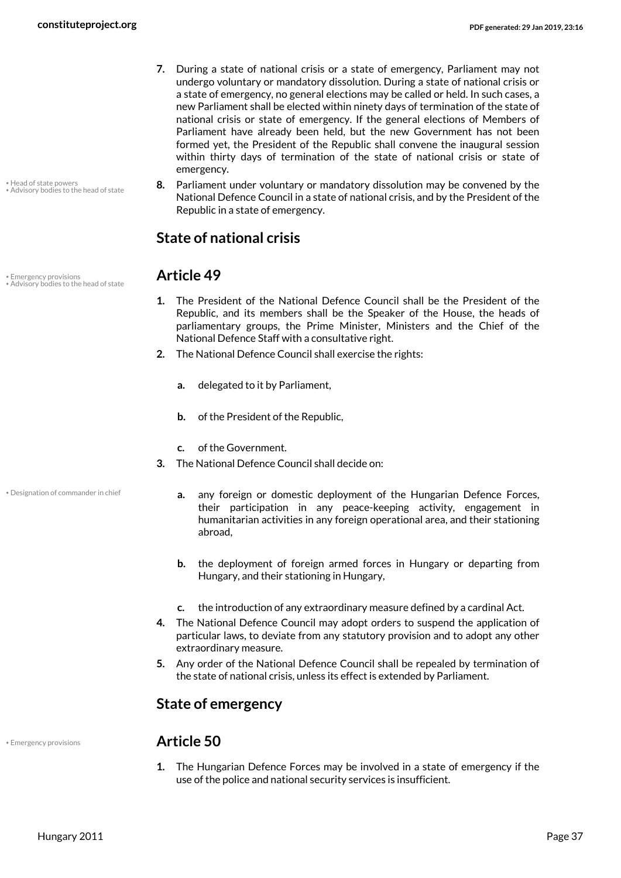7. During a state of national crisis or a state of emergency, Parliament may not undergo voluntary or mandatory dissolution. During a state of national crisis or a state of emergency, no general elections may be called or held. In such cases, a new Parliament shall be elected within ninety days of termination of the state of national crisis or state of emergency. If the general elections of Members of Parliament have already been held, but the new Government has not been formed yet, the President of the Republic shall convene the inaugural session within thirty days of termination of the state of national crisis or state of emergency.

8. Parliament under voluntary or mandatory dissolution may be convened by the National Defence Council in a state of national crisis, and by the President of the Republic in a state of emergency.

## State of national crisis

## Article 49

1. The President of the National Defence Council shall be the President of the Republic, and its members shall be the Speaker of the House, the heads of parliamentary groups, the Prime Minister, Ministers and the Chief of the National Defence Staff with a consultative right.
2. The National Defence Council shall exercise the rights:
   - a. delegated to it by Parliament,
   - b. of the President of the Republic,
   - c. of the Government.
3. The National Defence Council shall decide on:
   - a. any foreign or domestic deployment of the Hungarian Defence Forces, their participation in any peace-keeping activity, engagement in humanitarian activities in any foreign operational area, and their stationing abroad,
   - b. the deployment of foreign armed forces in Hungary or departing from Hungary, and their stationing in Hungary,
   - c. the introduction of any extraordinary measure defined by a cardinal Act.
4. The National Defence Council may adopt orders to suspend the application of particular laws, to deviate from any statutory provision and to adopt any other extraordinary measure.
5. Any order of the National Defence Council shall be repealed by termination of the state of national crisis, unless its effect is extended by Parliament.

## State of emergency

## Article 50

1. The Hungarian Defence Forces may be involved in a state of emergency if the use of the police and national security services is insufficient.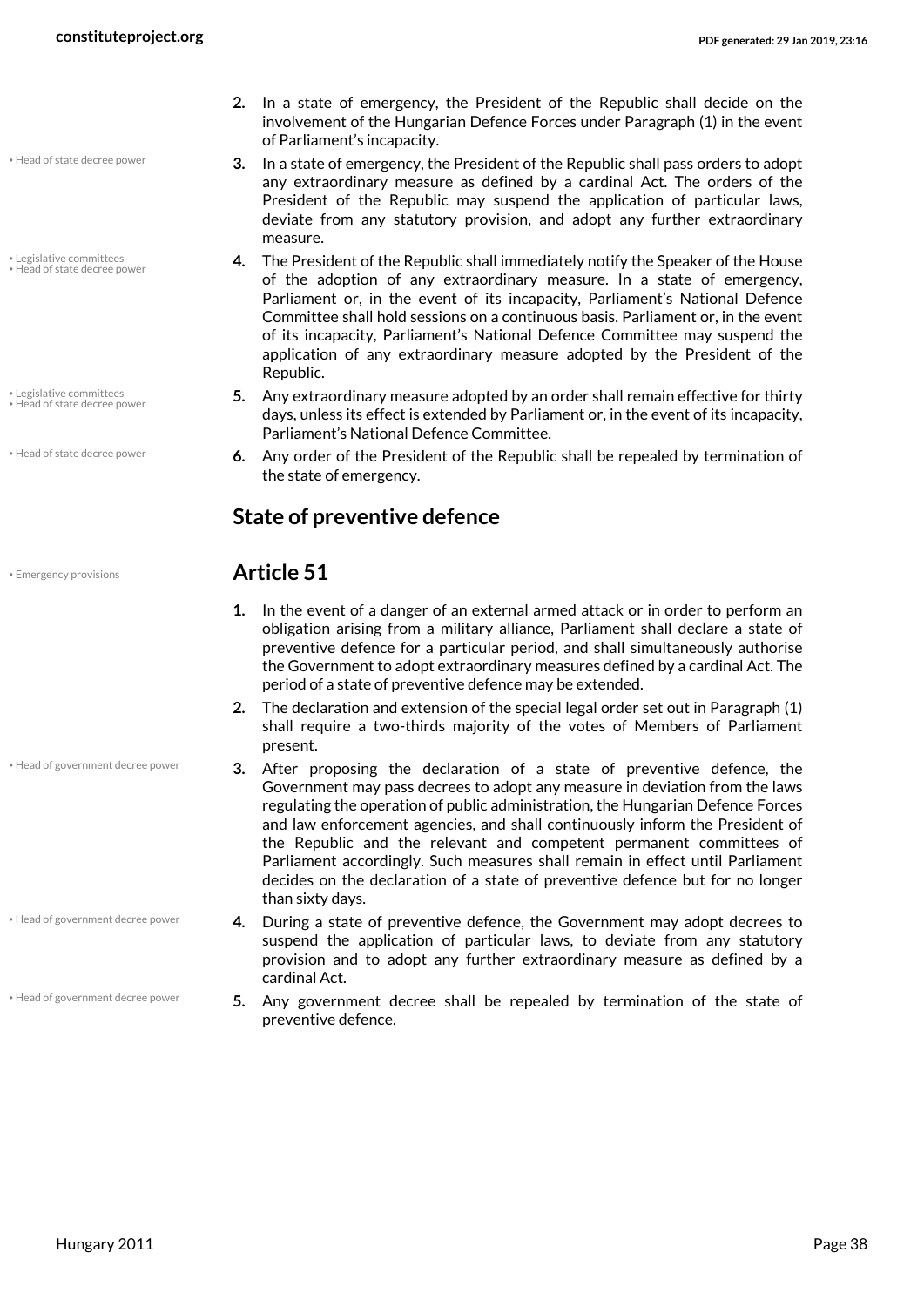2. In a state of emergency, the President of the Republic shall decide on the involvement of the Hungarian Defence Forces under Paragraph (1) in the event of Parliament's incapacity.

• Head of state decree power

3. In a state of emergency, the President of the Republic shall pass orders to adopt any extraordinary measure as defined by a cardinal Act. The orders of the President of the Republic may suspend the application of particular laws, deviate from any statutory provision, and adopt any further extraordinary measure.

• Legislative committees
• Head of state decree power

4. The President of the Republic shall immediately notify the Speaker of the House of the adoption of any extraordinary measure. In a state of emergency, Parliament or, in the event of its incapacity, Parliament's National Defence Committee shall hold sessions on a continuous basis. Parliament or, in the event of its incapacity, Parliament's National Defence Committee may suspend the application of any extraordinary measure adopted by the President of the Republic.

• Legislative committees
• Head of state decree power

5. Any extraordinary measure adopted by an order shall remain effective for thirty days, unless its effect is extended by Parliament or, in the event of its incapacity, Parliament's National Defence Committee.

• Head of state decree power

6. Any order of the President of the Republic shall be repealed by termination of the state of emergency.

## State of preventive defence

• Emergency provisions

## Article 51

1. In the event of a danger of an external armed attack or in order to perform an obligation arising from a military alliance, Parliament shall declare a state of preventive defence for a particular period, and shall simultaneously authorise the Government to adopt extraordinary measures defined by a cardinal Act. The period of a state of preventive defence may be extended.

2. The declaration and extension of the special legal order set out in Paragraph (1) shall require a two-thirds majority of the votes of Members of Parliament present.

• Head of government decree power

3. After proposing the declaration of a state of preventive defence, the Government may pass decrees to adopt any measure in deviation from the laws regulating the operation of public administration, the Hungarian Defence Forces and law enforcement agencies, and shall continuously inform the President of the Republic and the relevant and competent permanent committees of Parliament accordingly. Such measures shall remain in effect until Parliament decides on the declaration of a state of preventive defence but for no longer than sixty days.

• Head of government decree power

4. During a state of preventive defence, the Government may adopt decrees to suspend the application of particular laws, to deviate from any statutory provision and to adopt any further extraordinary measure as defined by a cardinal Act.

• Head of government decree power

5. Any government decree shall be repealed by termination of the state of preventive defence.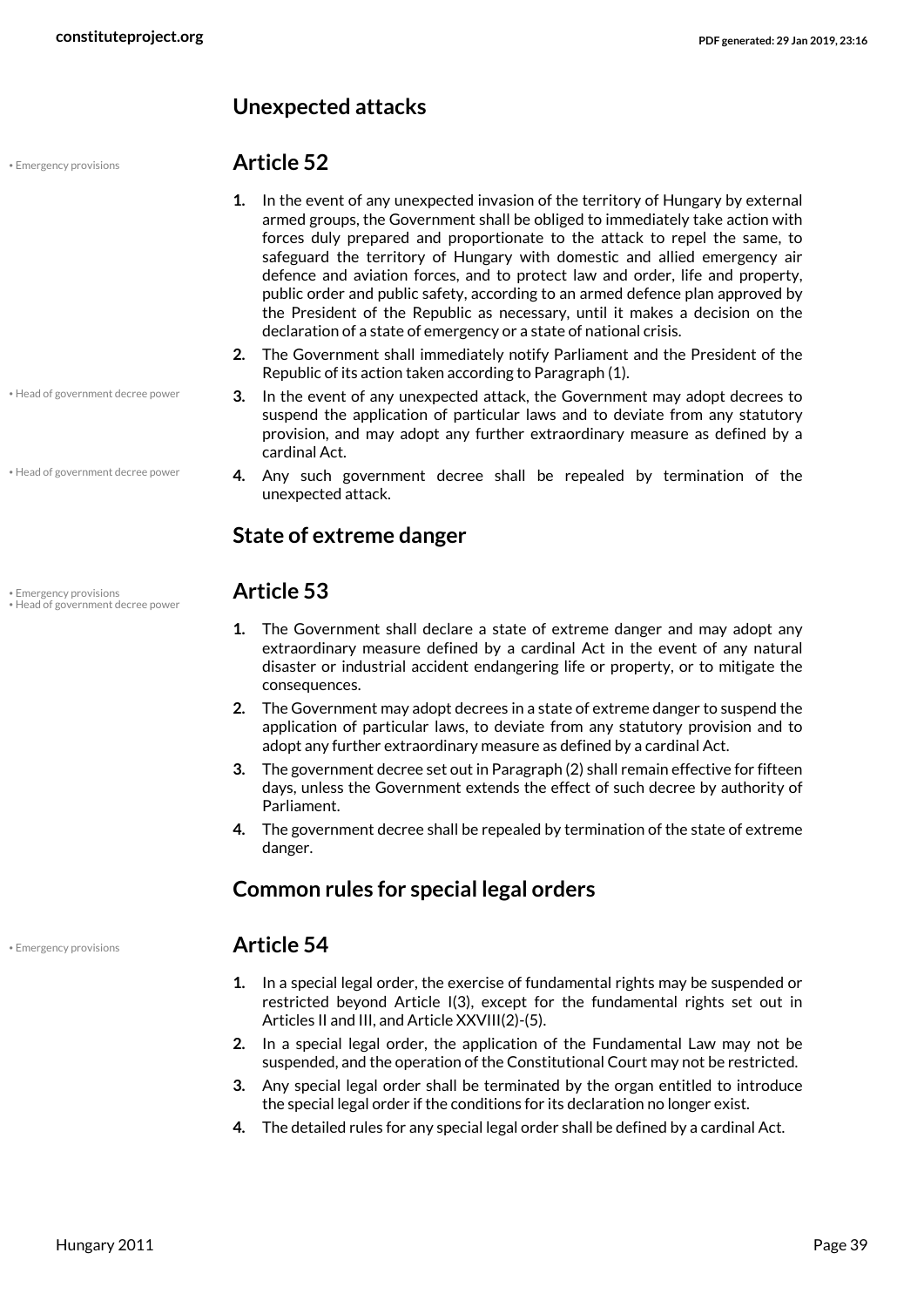## Unexpected attacks

• Emergency provisions

### Article 52

1. In the event of any unexpected invasion of the territory of Hungary by external armed groups, the Government shall be obliged to immediately take action with forces duly prepared and proportionate to the attack to repel the same, to safeguard the territory of Hungary with domestic and allied emergency air defence and aviation forces, and to protect law and order, life and property, public order and public safety, according to an armed defence plan approved by the President of the Republic as necessary, until it makes a decision on the declaration of a state of emergency or a state of national crisis.
2. The Government shall immediately notify Parliament and the President of the Republic of its action taken according to Paragraph (1).
3. In the event of any unexpected attack, the Government may adopt decrees to suspend the application of particular laws and to deviate from any statutory provision, and may adopt any further extraordinary measure as defined by a cardinal Act.
4. Any such government decree shall be repealed by termination of the unexpected attack.

• Head of government decree power

• Head of government decree power

## State of extreme danger

• Emergency provisions
• Head of government decree power

### Article 53

1. The Government shall declare a state of extreme danger and may adopt any extraordinary measure defined by a cardinal Act in the event of any natural disaster or industrial accident endangering life or property, or to mitigate the consequences.
2. The Government may adopt decrees in a state of extreme danger to suspend the application of particular laws, to deviate from any statutory provision and to adopt any further extraordinary measure as defined by a cardinal Act.
3. The government decree set out in Paragraph (2) shall remain effective for fifteen days, unless the Government extends the effect of such decree by authority of Parliament.
4. The government decree shall be repealed by termination of the state of extreme danger.

## Common rules for special legal orders

• Emergency provisions

### Article 54

1. In a special legal order, the exercise of fundamental rights may be suspended or restricted beyond Article I(3), except for the fundamental rights set out in Articles II and III, and Article XXVIII(2)-(5).
2. In a special legal order, the application of the Fundamental Law may not be suspended, and the operation of the Constitutional Court may not be restricted.
3. Any special legal order shall be terminated by the organ entitled to introduce the special legal order if the conditions for its declaration no longer exist.
4. The detailed rules for any special legal order shall be defined by a cardinal Act.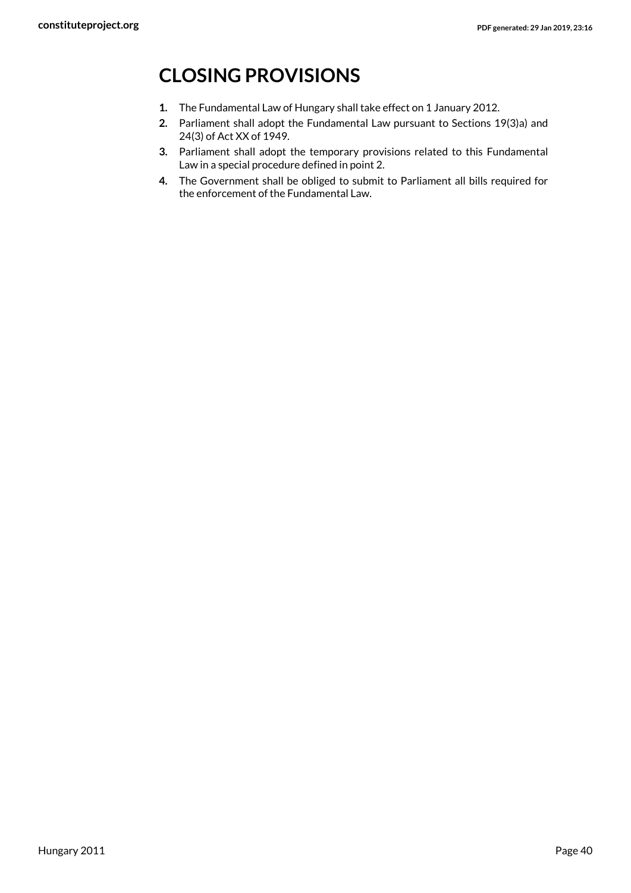# CLOSING PROVISIONS

1. The Fundamental Law of Hungary shall take effect on 1 January 2012.
2. Parliament shall adopt the Fundamental Law pursuant to Sections 19(3)a) and 24(3) of Act XX of 1949.
3. Parliament shall adopt the temporary provisions related to this Fundamental Law in a special procedure defined in point 2.
4. The Government shall be obliged to submit to Parliament all bills required for the enforcement of the Fundamental Law.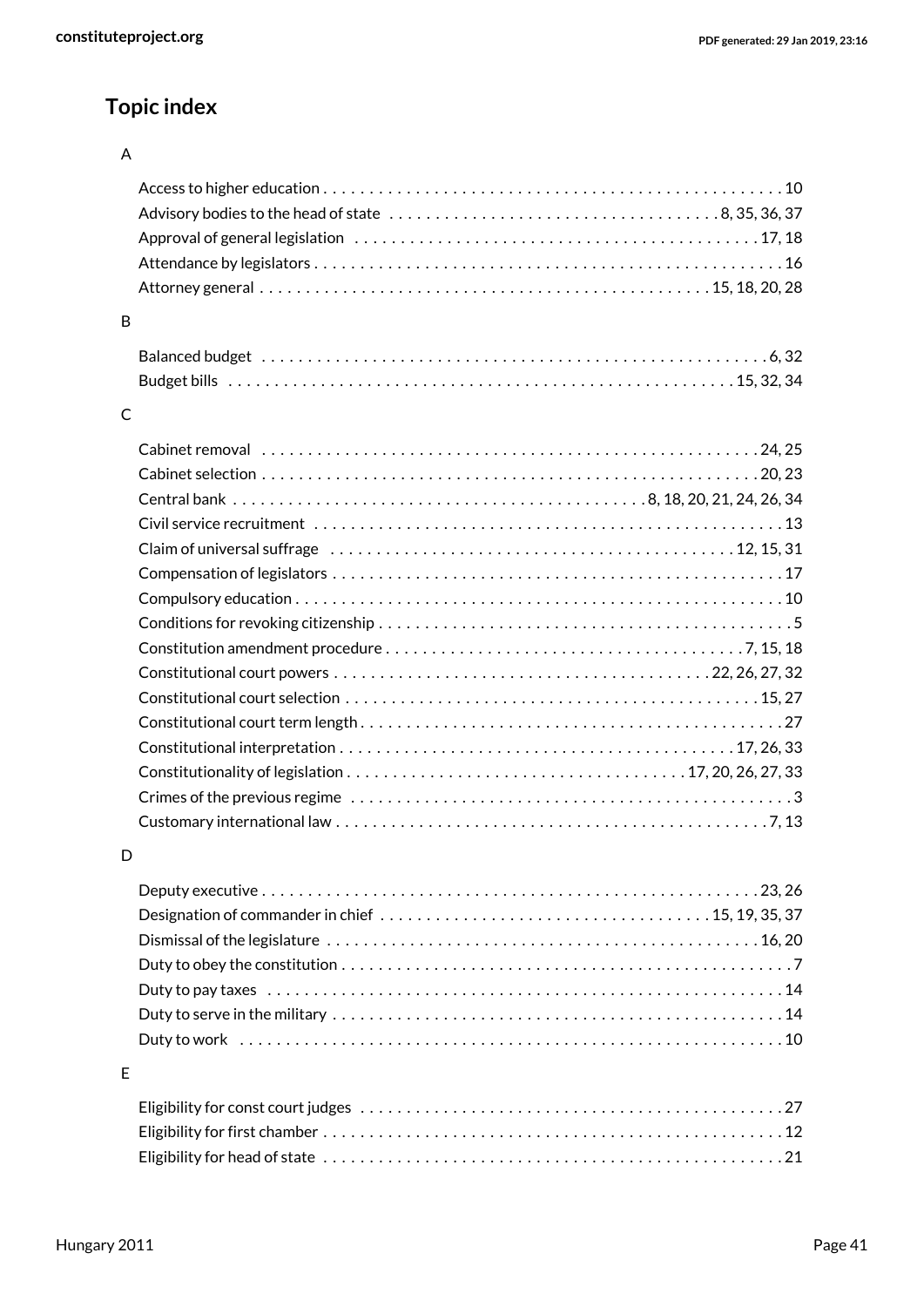## Topic index

### A

- Access to higher education . . . . . . . . . . 10
- Advisory bodies to the head of state . . . . . . . . . . 8, 35, 36, 37
- Approval of general legislation . . . . . . . . . . 17, 18
- Attendance by legislators . . . . . . . . . . 16
- Attorney general . . . . . . . . . . 15, 18, 20, 28

### B

- Balanced budget . . . . . . . . . . 6, 32
- Budget bills . . . . . . . . . . 15, 32, 34

### C

- Cabinet removal . . . . . . . . . . 24, 25
- Cabinet selection . . . . . . . . . . 20, 23
- Central bank . . . . . . . . . . 8, 18, 20, 21, 24, 26, 34
- Civil service recruitment . . . . . . . . . . 13
- Claim of universal suffrage . . . . . . . . . . 12, 15, 31
- Compensation of legislators . . . . . . . . . . 17
- Compulsory education . . . . . . . . . . 10
- Conditions for revoking citizenship . . . . . . . . . . 5
- Constitution amendment procedure . . . . . . . . . . 7, 15, 18
- Constitutional court powers . . . . . . . . . . 22, 26, 27, 32
- Constitutional court selection . . . . . . . . . . 15, 27
- Constitutional court term length . . . . . . . . . . 27
- Constitutional interpretation . . . . . . . . . . 17, 26, 33
- Constitutionality of legislation . . . . . . . . . . 17, 20, 26, 27, 33
- Crimes of the previous regime . . . . . . . . . . 3
- Customary international law . . . . . . . . . . 7, 13

### D

- Deputy executive . . . . . . . . . . 23, 26
- Designation of commander in chief . . . . . . . . . . 15, 19, 35, 37
- Dismissal of the legislature . . . . . . . . . . 16, 20
- Duty to obey the constitution . . . . . . . . . . 7
- Duty to pay taxes . . . . . . . . . . 14
- Duty to serve in the military . . . . . . . . . . 14
- Duty to work . . . . . . . . . . 10

### E

- Eligibility for const court judges . . . . . . . . . . 27
- Eligibility for first chamber . . . . . . . . . . 12
- Eligibility for head of state . . . . . . . . . . 21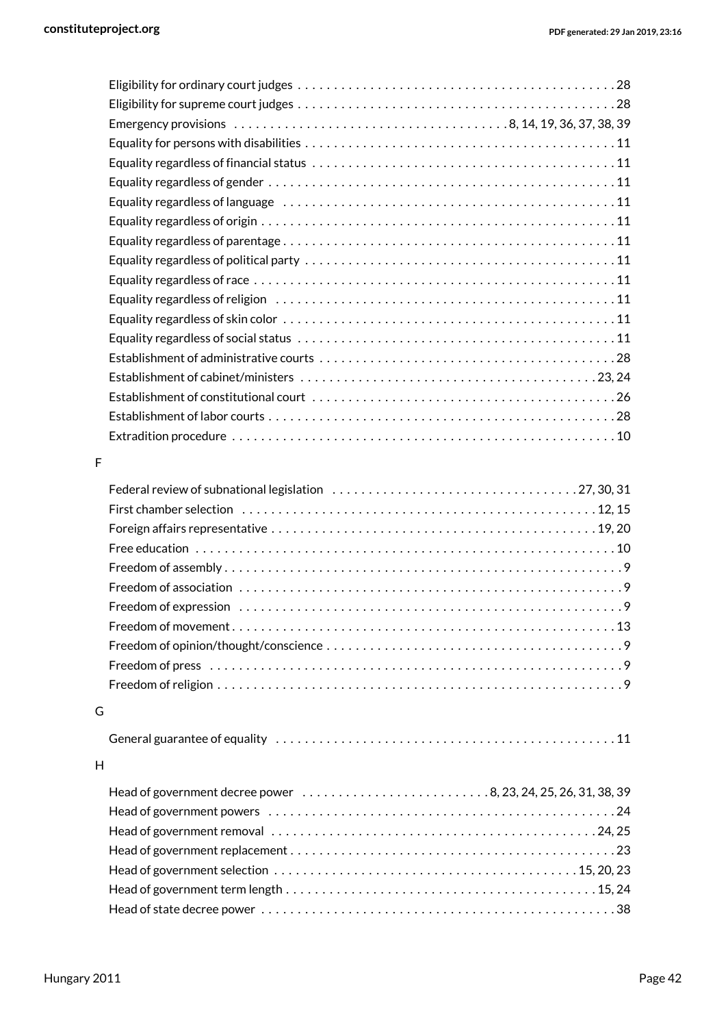Eligibility for ordinary court judges . . . . . . . . . . . . . . . . . . . . . . . . . . . . . . . . . . . . . . . . . . . 28
Eligibility for supreme court judges . . . . . . . . . . . . . . . . . . . . . . . . . . . . . . . . . . . . . . . . . . . 28
Emergency provisions . . . . . . . . . . . . . . . . . . . . . . . . . . . . . . . . . . . . 8, 14, 19, 36, 37, 38, 39
Equality for persons with disabilities . . . . . . . . . . . . . . . . . . . . . . . . . . . . . . . . . . . . . . . . . . 11
Equality regardless of financial status . . . . . . . . . . . . . . . . . . . . . . . . . . . . . . . . . . . . . . . . . 11
Equality regardless of gender . . . . . . . . . . . . . . . . . . . . . . . . . . . . . . . . . . . . . . . . . . . . . . . 11
Equality regardless of language . . . . . . . . . . . . . . . . . . . . . . . . . . . . . . . . . . . . . . . . . . . . . 11
Equality regardless of origin . . . . . . . . . . . . . . . . . . . . . . . . . . . . . . . . . . . . . . . . . . . . . . . . 11
Equality regardless of parentage . . . . . . . . . . . . . . . . . . . . . . . . . . . . . . . . . . . . . . . . . . . . . 11
Equality regardless of political party . . . . . . . . . . . . . . . . . . . . . . . . . . . . . . . . . . . . . . . . . . 11
Equality regardless of race . . . . . . . . . . . . . . . . . . . . . . . . . . . . . . . . . . . . . . . . . . . . . . . . . 11
Equality regardless of religion . . . . . . . . . . . . . . . . . . . . . . . . . . . . . . . . . . . . . . . . . . . . . . 11
Equality regardless of skin color . . . . . . . . . . . . . . . . . . . . . . . . . . . . . . . . . . . . . . . . . . . . . 11
Equality regardless of social status . . . . . . . . . . . . . . . . . . . . . . . . . . . . . . . . . . . . . . . . . . . 11
Establishment of administrative courts . . . . . . . . . . . . . . . . . . . . . . . . . . . . . . . . . . . . . . . . 28
Establishment of cabinet/ministers . . . . . . . . . . . . . . . . . . . . . . . . . . . . . . . . . . . . . . . . . 23, 24
Establishment of constitutional court . . . . . . . . . . . . . . . . . . . . . . . . . . . . . . . . . . . . . . . . . 26
Establishment of labor courts . . . . . . . . . . . . . . . . . . . . . . . . . . . . . . . . . . . . . . . . . . . . . . . 28
Extradition procedure . . . . . . . . . . . . . . . . . . . . . . . . . . . . . . . . . . . . . . . . . . . . . . . . . . . . 10

F

Federal review of subnational legislation . . . . . . . . . . . . . . . . . . . . . . . . . . . . . . . . . 27, 30, 31
First chamber selection . . . . . . . . . . . . . . . . . . . . . . . . . . . . . . . . . . . . . . . . . . . . . . . . 12, 15
Foreign affairs representative . . . . . . . . . . . . . . . . . . . . . . . . . . . . . . . . . . . . . . . . . . . . 19, 20
Free education . . . . . . . . . . . . . . . . . . . . . . . . . . . . . . . . . . . . . . . . . . . . . . . . . . . . . . . . . 10
Freedom of assembly . . . . . . . . . . . . . . . . . . . . . . . . . . . . . . . . . . . . . . . . . . . . . . . . . . . . . 9
Freedom of association . . . . . . . . . . . . . . . . . . . . . . . . . . . . . . . . . . . . . . . . . . . . . . . . . . . . 9
Freedom of expression . . . . . . . . . . . . . . . . . . . . . . . . . . . . . . . . . . . . . . . . . . . . . . . . . . . . 9
Freedom of movement . . . . . . . . . . . . . . . . . . . . . . . . . . . . . . . . . . . . . . . . . . . . . . . . . . . . 13
Freedom of opinion/thought/conscience . . . . . . . . . . . . . . . . . . . . . . . . . . . . . . . . . . . . . . . . . 9
Freedom of press . . . . . . . . . . . . . . . . . . . . . . . . . . . . . . . . . . . . . . . . . . . . . . . . . . . . . . . . 9
Freedom of religion . . . . . . . . . . . . . . . . . . . . . . . . . . . . . . . . . . . . . . . . . . . . . . . . . . . . . . 9

G

General guarantee of equality . . . . . . . . . . . . . . . . . . . . . . . . . . . . . . . . . . . . . . . . . . . . . . 11

H

Head of government decree power . . . . . . . . . . . . . . . . . . . . . . . . . 8, 23, 24, 25, 26, 31, 38, 39
Head of government powers . . . . . . . . . . . . . . . . . . . . . . . . . . . . . . . . . . . . . . . . . . . . . . . 24
Head of government removal . . . . . . . . . . . . . . . . . . . . . . . . . . . . . . . . . . . . . . . . . . . . 24, 25
Head of government replacement . . . . . . . . . . . . . . . . . . . . . . . . . . . . . . . . . . . . . . . . . . . 23
Head of government selection . . . . . . . . . . . . . . . . . . . . . . . . . . . . . . . . . . . . . . . . . 15, 20, 23
Head of government term length . . . . . . . . . . . . . . . . . . . . . . . . . . . . . . . . . . . . . . . . . . 15, 24
Head of state decree power . . . . . . . . . . . . . . . . . . . . . . . . . . . . . . . . . . . . . . . . . . . . . . . . 38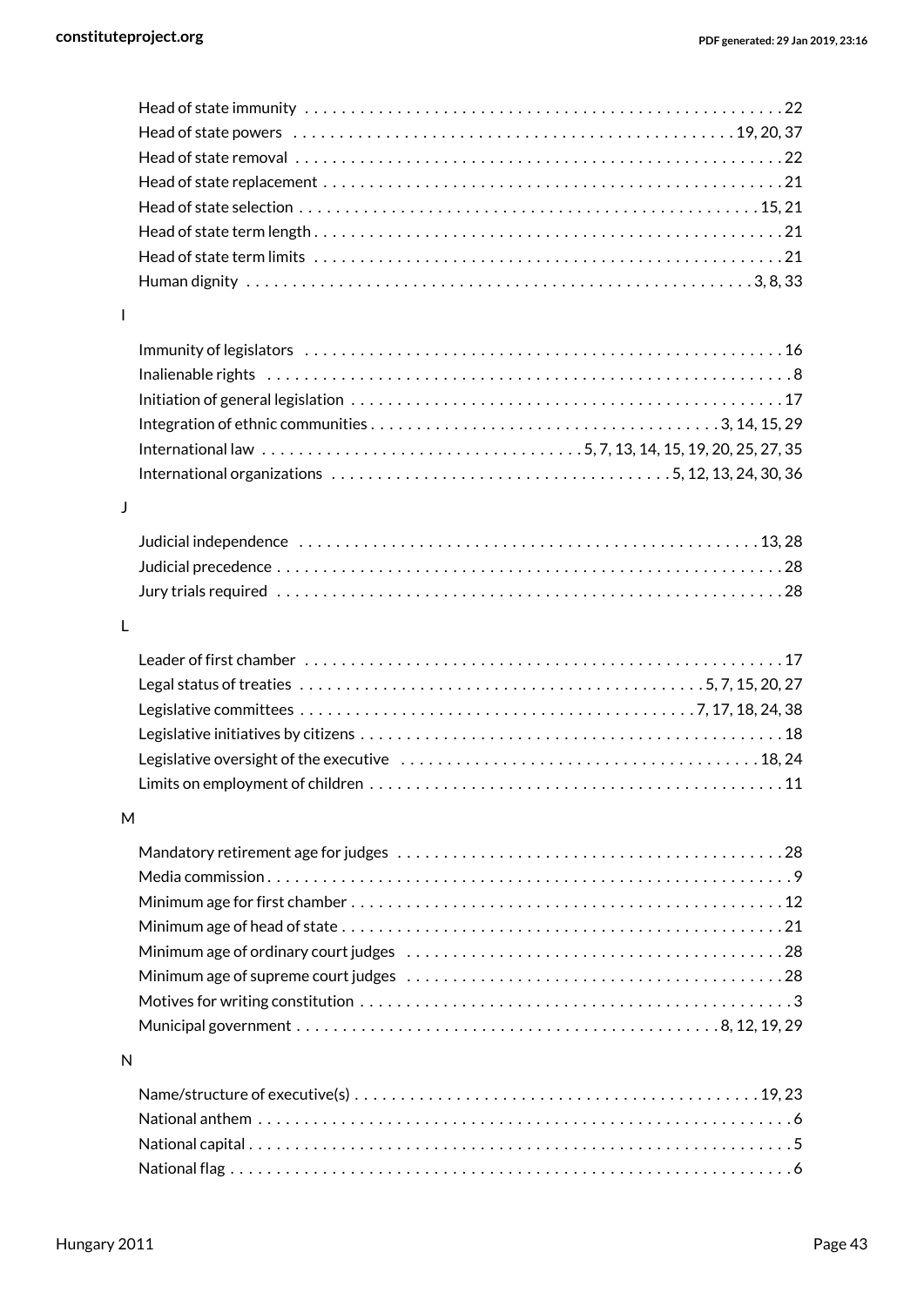Head of state immunity . . . . . . . . . . . . . . . . . . . . . . . . . . . . . . . . . . . . . . . . . . . . . . . . . . . 22
Head of state powers . . . . . . . . . . . . . . . . . . . . . . . . . . . . . . . . . . . . . . . . . . . . . . . . 19, 20, 37
Head of state removal . . . . . . . . . . . . . . . . . . . . . . . . . . . . . . . . . . . . . . . . . . . . . . . . . . . . 22
Head of state replacement . . . . . . . . . . . . . . . . . . . . . . . . . . . . . . . . . . . . . . . . . . . . . . . . . 21
Head of state selection . . . . . . . . . . . . . . . . . . . . . . . . . . . . . . . . . . . . . . . . . . . . . . . . . 15, 21
Head of state term length . . . . . . . . . . . . . . . . . . . . . . . . . . . . . . . . . . . . . . . . . . . . . . . . . . 21
Head of state term limits . . . . . . . . . . . . . . . . . . . . . . . . . . . . . . . . . . . . . . . . . . . . . . . . . . . 21
Human dignity . . . . . . . . . . . . . . . . . . . . . . . . . . . . . . . . . . . . . . . . . . . . . . . . . . . . . . 3, 8, 33

I

Immunity of legislators . . . . . . . . . . . . . . . . . . . . . . . . . . . . . . . . . . . . . . . . . . . . . . . . . . . . 16
Inalienable rights . . . . . . . . . . . . . . . . . . . . . . . . . . . . . . . . . . . . . . . . . . . . . . . . . . . . . . . . . 8
Initiation of general legislation . . . . . . . . . . . . . . . . . . . . . . . . . . . . . . . . . . . . . . . . . . . . . . . 17
Integration of ethnic communities . . . . . . . . . . . . . . . . . . . . . . . . . . . . . . . . . . . . . . 3, 14, 15, 29
International law . . . . . . . . . . . . . . . . . . . . . . . . . . . . . . . . . . . 5, 7, 13, 14, 15, 19, 20, 25, 27, 35
International organizations . . . . . . . . . . . . . . . . . . . . . . . . . . . . . . . . . . . . 5, 12, 13, 24, 30, 36

J

Judicial independence . . . . . . . . . . . . . . . . . . . . . . . . . . . . . . . . . . . . . . . . . . . . . . . . . . 13, 28
Judicial precedence . . . . . . . . . . . . . . . . . . . . . . . . . . . . . . . . . . . . . . . . . . . . . . . . . . . . . . . 28
Jury trials required . . . . . . . . . . . . . . . . . . . . . . . . . . . . . . . . . . . . . . . . . . . . . . . . . . . . . . . 28

L

Leader of first chamber . . . . . . . . . . . . . . . . . . . . . . . . . . . . . . . . . . . . . . . . . . . . . . . . . . . . 17
Legal status of treaties . . . . . . . . . . . . . . . . . . . . . . . . . . . . . . . . . . . . . . . . . . . . 5, 7, 15, 20, 27
Legislative committees . . . . . . . . . . . . . . . . . . . . . . . . . . . . . . . . . . . . . . . . . . . 7, 17, 18, 24, 38
Legislative initiatives by citizens . . . . . . . . . . . . . . . . . . . . . . . . . . . . . . . . . . . . . . . . . . . . . . 18
Legislative oversight of the executive . . . . . . . . . . . . . . . . . . . . . . . . . . . . . . . . . . . . . . . 18, 24
Limits on employment of children . . . . . . . . . . . . . . . . . . . . . . . . . . . . . . . . . . . . . . . . . . . . . 11

M

Mandatory retirement age for judges . . . . . . . . . . . . . . . . . . . . . . . . . . . . . . . . . . . . . . . . . . 28
Media commission . . . . . . . . . . . . . . . . . . . . . . . . . . . . . . . . . . . . . . . . . . . . . . . . . . . . . . . . . 9
Minimum age for first chamber . . . . . . . . . . . . . . . . . . . . . . . . . . . . . . . . . . . . . . . . . . . . . . . 12
Minimum age of head of state . . . . . . . . . . . . . . . . . . . . . . . . . . . . . . . . . . . . . . . . . . . . . . . . 21
Minimum age of ordinary court judges . . . . . . . . . . . . . . . . . . . . . . . . . . . . . . . . . . . . . . . . . 28
Minimum age of supreme court judges . . . . . . . . . . . . . . . . . . . . . . . . . . . . . . . . . . . . . . . . . 28
Motives for writing constitution . . . . . . . . . . . . . . . . . . . . . . . . . . . . . . . . . . . . . . . . . . . . . . . 3
Municipal government . . . . . . . . . . . . . . . . . . . . . . . . . . . . . . . . . . . . . . . . . . . . . . 8, 12, 19, 29

N

Name/structure of executive(s) . . . . . . . . . . . . . . . . . . . . . . . . . . . . . . . . . . . . . . . . . . . . 19, 23
National anthem . . . . . . . . . . . . . . . . . . . . . . . . . . . . . . . . . . . . . . . . . . . . . . . . . . . . . . . . . . 6
National capital . . . . . . . . . . . . . . . . . . . . . . . . . . . . . . . . . . . . . . . . . . . . . . . . . . . . . . . . . . . 5
National flag . . . . . . . . . . . . . . . . . . . . . . . . . . . . . . . . . . . . . . . . . . . . . . . . . . . . . . . . . . . . . 6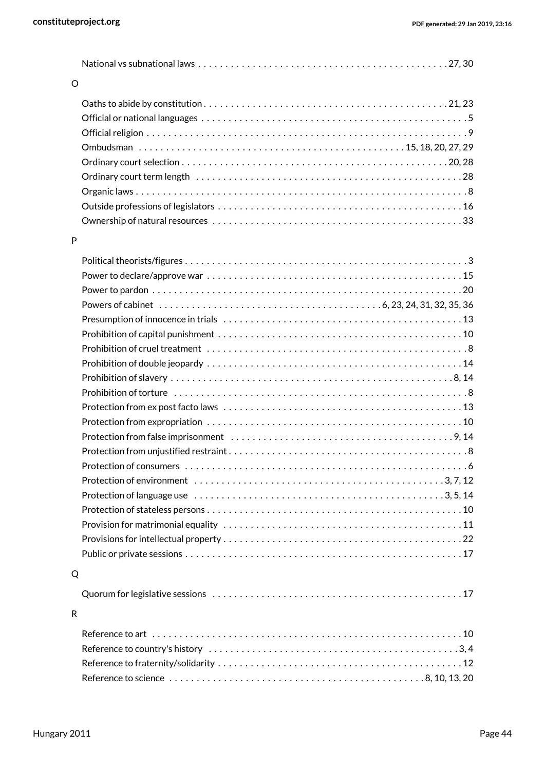National vs subnational laws . . . . . . . . . . . . . . . . . . . . . . . . . . . . . . . . . . . . . . . . . . . . . . 27, 30

O

Oaths to abide by constitution . . . . . . . . . . . . . . . . . . . . . . . . . . . . . . . . . . . . . . . . . . . . . 21, 23
Official or national languages . . . . . . . . . . . . . . . . . . . . . . . . . . . . . . . . . . . . . . . . . . . . . . . . 5
Official religion . . . . . . . . . . . . . . . . . . . . . . . . . . . . . . . . . . . . . . . . . . . . . . . . . . . . . . . . . . 9
Ombudsman . . . . . . . . . . . . . . . . . . . . . . . . . . . . . . . . . . . . . . . . . . . . . . . 15, 18, 20, 27, 29
Ordinary court selection . . . . . . . . . . . . . . . . . . . . . . . . . . . . . . . . . . . . . . . . . . . . . . . . 20, 28
Ordinary court term length . . . . . . . . . . . . . . . . . . . . . . . . . . . . . . . . . . . . . . . . . . . . . . . . . 28
Organic laws . . . . . . . . . . . . . . . . . . . . . . . . . . . . . . . . . . . . . . . . . . . . . . . . . . . . . . . . . . . . 8
Outside professions of legislators . . . . . . . . . . . . . . . . . . . . . . . . . . . . . . . . . . . . . . . . . . . . 16
Ownership of natural resources . . . . . . . . . . . . . . . . . . . . . . . . . . . . . . . . . . . . . . . . . . . . . 33

P

Political theorists/figures . . . . . . . . . . . . . . . . . . . . . . . . . . . . . . . . . . . . . . . . . . . . . . . . . . . 3
Power to declare/approve war . . . . . . . . . . . . . . . . . . . . . . . . . . . . . . . . . . . . . . . . . . . . . . 15
Power to pardon . . . . . . . . . . . . . . . . . . . . . . . . . . . . . . . . . . . . . . . . . . . . . . . . . . . . . . . . 20
Powers of cabinet . . . . . . . . . . . . . . . . . . . . . . . . . . . . . . . . . . . . . . 6, 23, 24, 31, 32, 35, 36
Presumption of innocence in trials . . . . . . . . . . . . . . . . . . . . . . . . . . . . . . . . . . . . . . . . . . . 13
Prohibition of capital punishment . . . . . . . . . . . . . . . . . . . . . . . . . . . . . . . . . . . . . . . . . . . . 10
Prohibition of cruel treatment . . . . . . . . . . . . . . . . . . . . . . . . . . . . . . . . . . . . . . . . . . . . . . . 8
Prohibition of double jeopardy . . . . . . . . . . . . . . . . . . . . . . . . . . . . . . . . . . . . . . . . . . . . . . 14
Prohibition of slavery . . . . . . . . . . . . . . . . . . . . . . . . . . . . . . . . . . . . . . . . . . . . . . . . . . . 8, 14
Prohibition of torture . . . . . . . . . . . . . . . . . . . . . . . . . . . . . . . . . . . . . . . . . . . . . . . . . . . . . 8
Protection from ex post facto laws . . . . . . . . . . . . . . . . . . . . . . . . . . . . . . . . . . . . . . . . . . . 13
Protection from expropriation . . . . . . . . . . . . . . . . . . . . . . . . . . . . . . . . . . . . . . . . . . . . . . 10
Protection from false imprisonment . . . . . . . . . . . . . . . . . . . . . . . . . . . . . . . . . . . . . . . . 9, 14
Protection from unjustified restraint . . . . . . . . . . . . . . . . . . . . . . . . . . . . . . . . . . . . . . . . . . . 8
Protection of consumers . . . . . . . . . . . . . . . . . . . . . . . . . . . . . . . . . . . . . . . . . . . . . . . . . . . 6
Protection of environment . . . . . . . . . . . . . . . . . . . . . . . . . . . . . . . . . . . . . . . . . . . . . 3, 7, 12
Protection of language use . . . . . . . . . . . . . . . . . . . . . . . . . . . . . . . . . . . . . . . . . . . . . 3, 5, 14
Protection of stateless persons . . . . . . . . . . . . . . . . . . . . . . . . . . . . . . . . . . . . . . . . . . . . . . 10
Provision for matrimonial equality . . . . . . . . . . . . . . . . . . . . . . . . . . . . . . . . . . . . . . . . . . . . 11
Provisions for intellectual property . . . . . . . . . . . . . . . . . . . . . . . . . . . . . . . . . . . . . . . . . . . . 22
Public or private sessions . . . . . . . . . . . . . . . . . . . . . . . . . . . . . . . . . . . . . . . . . . . . . . . . . . 17

Q

Quorum for legislative sessions . . . . . . . . . . . . . . . . . . . . . . . . . . . . . . . . . . . . . . . . . . . . . 17

R

Reference to art . . . . . . . . . . . . . . . . . . . . . . . . . . . . . . . . . . . . . . . . . . . . . . . . . . . . . . . . 10
Reference to country's history . . . . . . . . . . . . . . . . . . . . . . . . . . . . . . . . . . . . . . . . . . . . . 3, 4
Reference to fraternity/solidarity . . . . . . . . . . . . . . . . . . . . . . . . . . . . . . . . . . . . . . . . . . . . . 12
Reference to science . . . . . . . . . . . . . . . . . . . . . . . . . . . . . . . . . . . . . . . . . . . . . 8, 10, 13, 20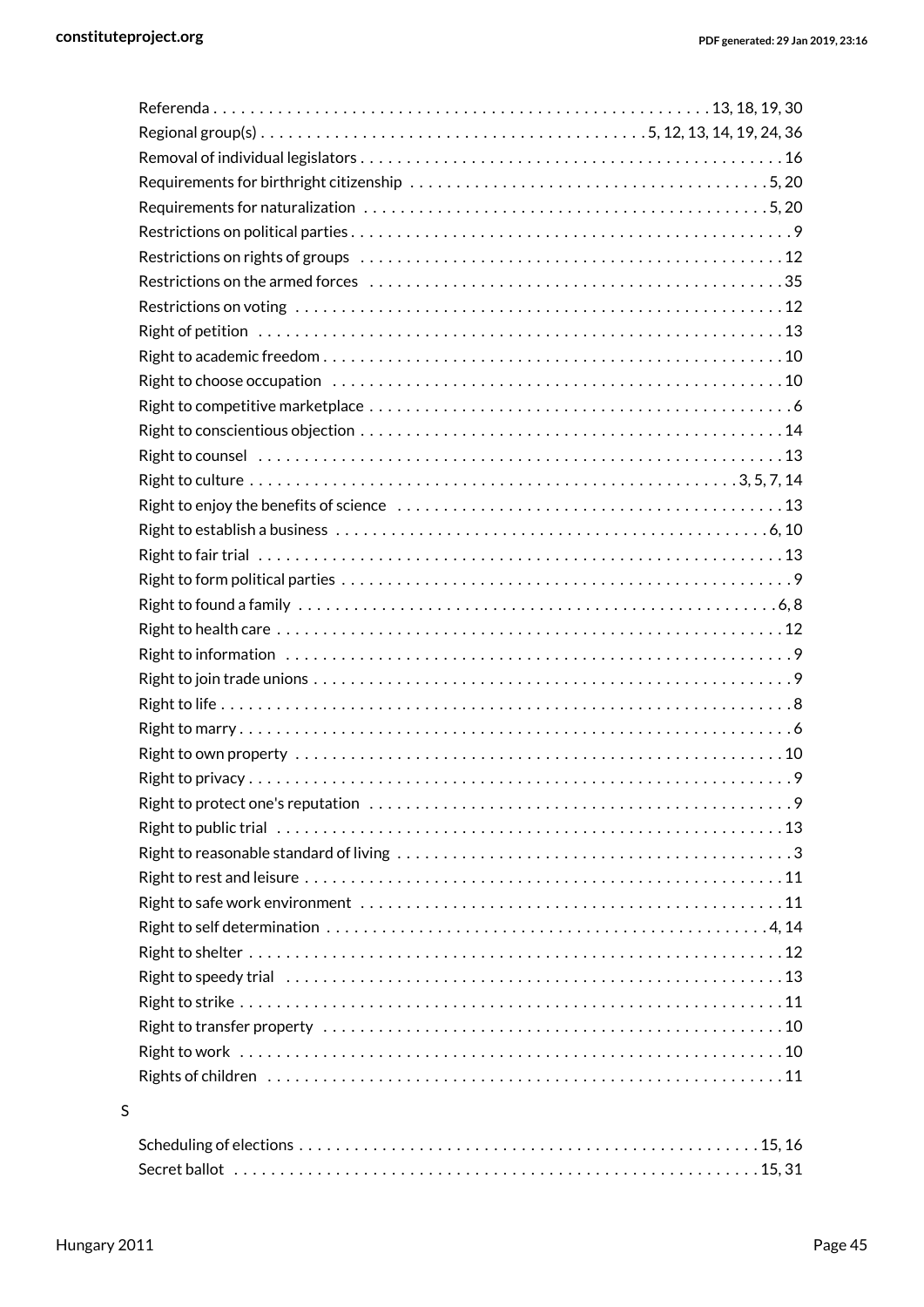Referenda . . . . . . . . . . . . . . . . . . . . . . . . . . . . . . . . . . . . . . . . . . . . . . . . . . . . . 13, 18, 19, 30
Regional group(s) . . . . . . . . . . . . . . . . . . . . . . . . . . . . . . . . . . . . . . . . . 5, 12, 13, 14, 19, 24, 36
Removal of individual legislators . . . . . . . . . . . . . . . . . . . . . . . . . . . . . . . . . . . . . . . . . . . . . . 16
Requirements for birthright citizenship . . . . . . . . . . . . . . . . . . . . . . . . . . . . . . . . . . . . . . 5, 20
Requirements for naturalization . . . . . . . . . . . . . . . . . . . . . . . . . . . . . . . . . . . . . . . . . . . 5, 20
Restrictions on political parties . . . . . . . . . . . . . . . . . . . . . . . . . . . . . . . . . . . . . . . . . . . . . . . 9
Restrictions on rights of groups . . . . . . . . . . . . . . . . . . . . . . . . . . . . . . . . . . . . . . . . . . . . . . 12
Restrictions on the armed forces . . . . . . . . . . . . . . . . . . . . . . . . . . . . . . . . . . . . . . . . . . . . . 35
Restrictions on voting . . . . . . . . . . . . . . . . . . . . . . . . . . . . . . . . . . . . . . . . . . . . . . . . . . . . . 12
Right of petition . . . . . . . . . . . . . . . . . . . . . . . . . . . . . . . . . . . . . . . . . . . . . . . . . . . . . . . . . 13
Right to academic freedom . . . . . . . . . . . . . . . . . . . . . . . . . . . . . . . . . . . . . . . . . . . . . . . . . . 10
Right to choose occupation . . . . . . . . . . . . . . . . . . . . . . . . . . . . . . . . . . . . . . . . . . . . . . . . . 10
Right to competitive marketplace . . . . . . . . . . . . . . . . . . . . . . . . . . . . . . . . . . . . . . . . . . . . . . 6
Right to conscientious objection . . . . . . . . . . . . . . . . . . . . . . . . . . . . . . . . . . . . . . . . . . . . . . 14
Right to counsel . . . . . . . . . . . . . . . . . . . . . . . . . . . . . . . . . . . . . . . . . . . . . . . . . . . . . . . . . 13
Right to culture . . . . . . . . . . . . . . . . . . . . . . . . . . . . . . . . . . . . . . . . . . . . . . . . . . . . 3, 5, 7, 14
Right to enjoy the benefits of science . . . . . . . . . . . . . . . . . . . . . . . . . . . . . . . . . . . . . . . . . 13
Right to establish a business . . . . . . . . . . . . . . . . . . . . . . . . . . . . . . . . . . . . . . . . . . . . . . 6, 10
Right to fair trial . . . . . . . . . . . . . . . . . . . . . . . . . . . . . . . . . . . . . . . . . . . . . . . . . . . . . . . . . 13
Right to form political parties . . . . . . . . . . . . . . . . . . . . . . . . . . . . . . . . . . . . . . . . . . . . . . . . 9
Right to found a family . . . . . . . . . . . . . . . . . . . . . . . . . . . . . . . . . . . . . . . . . . . . . . . . . . . . 6, 8
Right to health care . . . . . . . . . . . . . . . . . . . . . . . . . . . . . . . . . . . . . . . . . . . . . . . . . . . . . . . 12
Right to information . . . . . . . . . . . . . . . . . . . . . . . . . . . . . . . . . . . . . . . . . . . . . . . . . . . . . . . 9
Right to join trade unions . . . . . . . . . . . . . . . . . . . . . . . . . . . . . . . . . . . . . . . . . . . . . . . . . . . . 9
Right to life . . . . . . . . . . . . . . . . . . . . . . . . . . . . . . . . . . . . . . . . . . . . . . . . . . . . . . . . . . . . . . 8
Right to marry . . . . . . . . . . . . . . . . . . . . . . . . . . . . . . . . . . . . . . . . . . . . . . . . . . . . . . . . . . . . 6
Right to own property . . . . . . . . . . . . . . . . . . . . . . . . . . . . . . . . . . . . . . . . . . . . . . . . . . . . . 10
Right to privacy . . . . . . . . . . . . . . . . . . . . . . . . . . . . . . . . . . . . . . . . . . . . . . . . . . . . . . . . . . . 9
Right to protect one's reputation . . . . . . . . . . . . . . . . . . . . . . . . . . . . . . . . . . . . . . . . . . . . . . 9
Right to public trial . . . . . . . . . . . . . . . . . . . . . . . . . . . . . . . . . . . . . . . . . . . . . . . . . . . . . . . 13
Right to reasonable standard of living . . . . . . . . . . . . . . . . . . . . . . . . . . . . . . . . . . . . . . . . . . . 3
Right to rest and leisure . . . . . . . . . . . . . . . . . . . . . . . . . . . . . . . . . . . . . . . . . . . . . . . . . . . . 11
Right to safe work environment . . . . . . . . . . . . . . . . . . . . . . . . . . . . . . . . . . . . . . . . . . . . . . 11
Right to self determination . . . . . . . . . . . . . . . . . . . . . . . . . . . . . . . . . . . . . . . . . . . . . . . . 4, 14
Right to shelter . . . . . . . . . . . . . . . . . . . . . . . . . . . . . . . . . . . . . . . . . . . . . . . . . . . . . . . . . . . 12
Right to speedy trial . . . . . . . . . . . . . . . . . . . . . . . . . . . . . . . . . . . . . . . . . . . . . . . . . . . . . . . 13
Right to strike . . . . . . . . . . . . . . . . . . . . . . . . . . . . . . . . . . . . . . . . . . . . . . . . . . . . . . . . . . . . 11
Right to transfer property . . . . . . . . . . . . . . . . . . . . . . . . . . . . . . . . . . . . . . . . . . . . . . . . . . . 10
Right to work . . . . . . . . . . . . . . . . . . . . . . . . . . . . . . . . . . . . . . . . . . . . . . . . . . . . . . . . . . . . 10
Rights of children . . . . . . . . . . . . . . . . . . . . . . . . . . . . . . . . . . . . . . . . . . . . . . . . . . . . . . . . . 11

S

Scheduling of elections . . . . . . . . . . . . . . . . . . . . . . . . . . . . . . . . . . . . . . . . . . . . . . . . . . 15, 16
Secret ballot . . . . . . . . . . . . . . . . . . . . . . . . . . . . . . . . . . . . . . . . . . . . . . . . . . . . . . . . . . 15, 31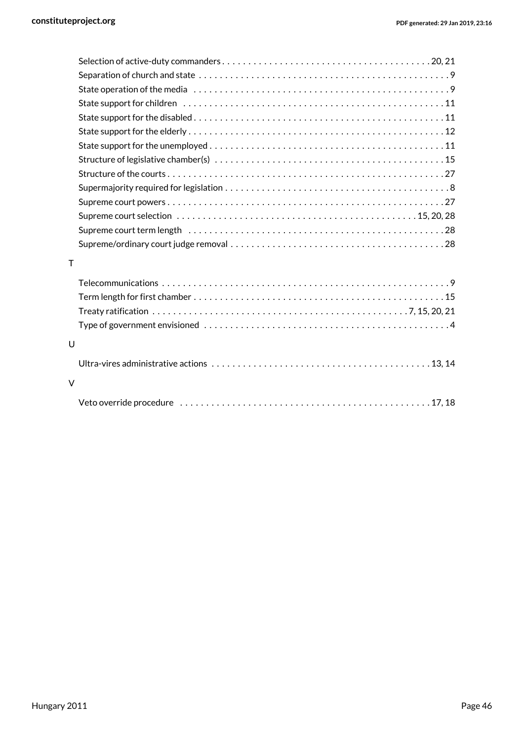- Selection of active-duty commanders . . . . . . . . . . . . . . . . . . . . . . . . . . . . . . . . . . . . . . . 20, 21
- Separation of church and state . . . . . . . . . . . . . . . . . . . . . . . . . . . . . . . . . . . . . . . . . . . . . . . 9
- State operation of the media . . . . . . . . . . . . . . . . . . . . . . . . . . . . . . . . . . . . . . . . . . . . . . . . 9
- State support for children . . . . . . . . . . . . . . . . . . . . . . . . . . . . . . . . . . . . . . . . . . . . . . . . . 11
- State support for the disabled . . . . . . . . . . . . . . . . . . . . . . . . . . . . . . . . . . . . . . . . . . . . . . . 11
- State support for the elderly . . . . . . . . . . . . . . . . . . . . . . . . . . . . . . . . . . . . . . . . . . . . . . . . 12
- State support for the unemployed . . . . . . . . . . . . . . . . . . . . . . . . . . . . . . . . . . . . . . . . . . . . 11
- Structure of legislative chamber(s) . . . . . . . . . . . . . . . . . . . . . . . . . . . . . . . . . . . . . . . . . . . 15
- Structure of the courts . . . . . . . . . . . . . . . . . . . . . . . . . . . . . . . . . . . . . . . . . . . . . . . . . . . . 27
- Supermajority required for legislation . . . . . . . . . . . . . . . . . . . . . . . . . . . . . . . . . . . . . . . . . . 8
- Supreme court powers . . . . . . . . . . . . . . . . . . . . . . . . . . . . . . . . . . . . . . . . . . . . . . . . . . . . 27
- Supreme court selection . . . . . . . . . . . . . . . . . . . . . . . . . . . . . . . . . . . . . . . . . . . . . 15, 20, 28
- Supreme court term length . . . . . . . . . . . . . . . . . . . . . . . . . . . . . . . . . . . . . . . . . . . . . . . . 28
- Supreme/ordinary court judge removal . . . . . . . . . . . . . . . . . . . . . . . . . . . . . . . . . . . . . . . . 28

T

- Telecommunications . . . . . . . . . . . . . . . . . . . . . . . . . . . . . . . . . . . . . . . . . . . . . . . . . . . . . . 9
- Term length for first chamber . . . . . . . . . . . . . . . . . . . . . . . . . . . . . . . . . . . . . . . . . . . . . . . 15
- Treaty ratification . . . . . . . . . . . . . . . . . . . . . . . . . . . . . . . . . . . . . . . . . . . . . . . 7, 15, 20, 21
- Type of government envisioned . . . . . . . . . . . . . . . . . . . . . . . . . . . . . . . . . . . . . . . . . . . . . . 4

U

- Ultra-vires administrative actions . . . . . . . . . . . . . . . . . . . . . . . . . . . . . . . . . . . . . . . . . . 13, 14

V

- Veto override procedure . . . . . . . . . . . . . . . . . . . . . . . . . . . . . . . . . . . . . . . . . . . . . . . . 17, 18